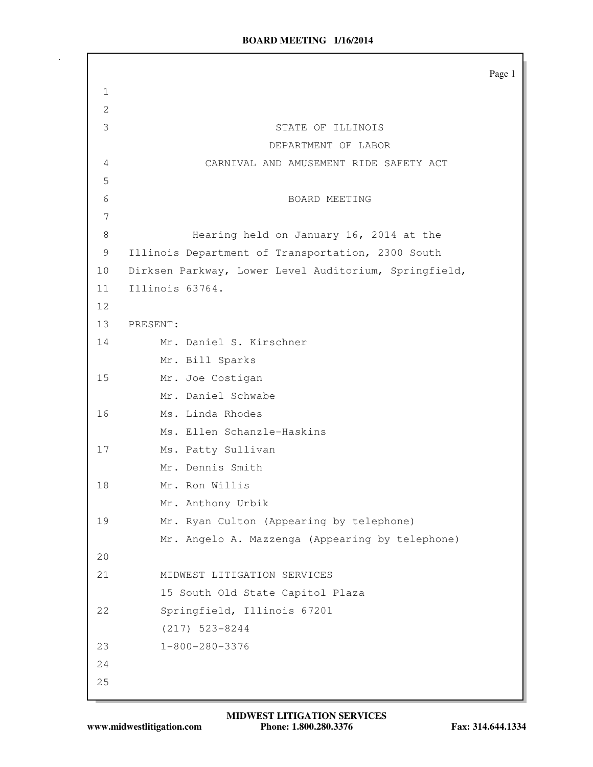STATE OF ILLINOIS
DEPARTMENT OF LABOR
CARNIVAL AND AMUSEMENT RIDE SAFETY ACT

BOARD MEETING

Hearing held on January 16, 2014 at the Illinois Department of Transportation, 2300 South Dirksen Parkway, Lower Level Auditorium, Springfield, Illinois 63764.

PRESENT:

Mr. Daniel S. Kirschner
Mr. Bill Sparks
Mr. Joe Costigan
Mr. Daniel Schwabe
Ms. Linda Rhodes
Ms. Ellen Schanzle-Haskins
Ms. Patty Sullivan
Mr. Dennis Smith
Mr. Ron Willis
Mr. Anthony Urbik
Mr. Ryan Culton (Appearing by telephone)
Mr. Angelo A. Mazzenga (Appearing by telephone)

MIDWEST LITIGATION SERVICES
15 South Old State Capitol Plaza
Springfield, Illinois 67201
(217) 523-8244
1-800-280-3376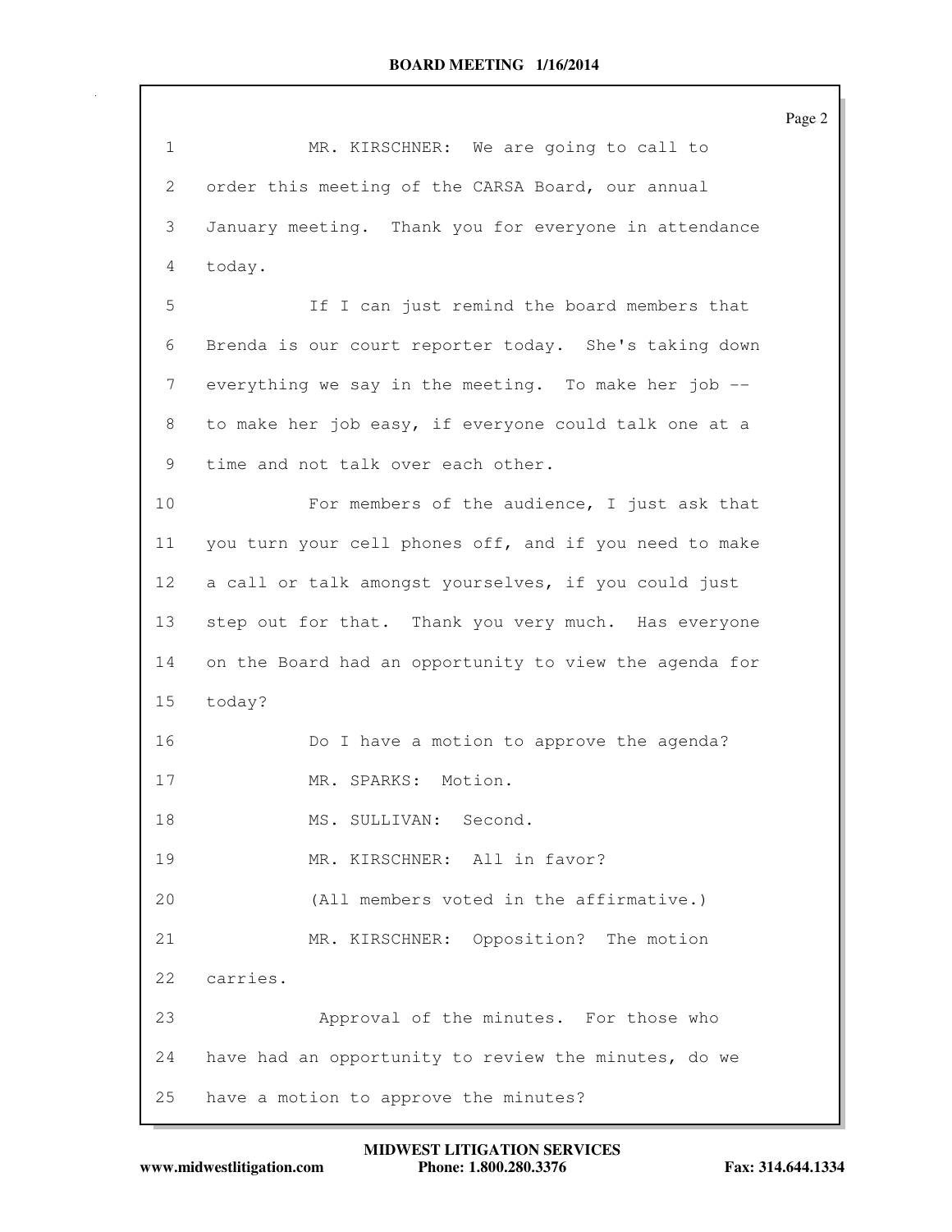MR. KIRSCHNER: We are going to call to order this meeting of the CARSA Board, our annual January meeting. Thank you for everyone in attendance today.

If I can just remind the board members that Brenda is our court reporter today. She's taking down everything we say in the meeting. To make her job -- to make her job easy, if everyone could talk one at a time and not talk over each other.

For members of the audience, I just ask that you turn your cell phones off, and if you need to make a call or talk amongst yourselves, if you could just step out for that. Thank you very much. Has everyone on the Board had an opportunity to view the agenda for today?

Do I have a motion to approve the agenda?

MR. SPARKS: Motion.

MS. SULLIVAN: Second.

MR. KIRSCHNER: All in favor?

(All members voted in the affirmative.)

MR. KIRSCHNER: Opposition? The motion carries.

Approval of the minutes. For those who have had an opportunity to review the minutes, do we have a motion to approve the minutes?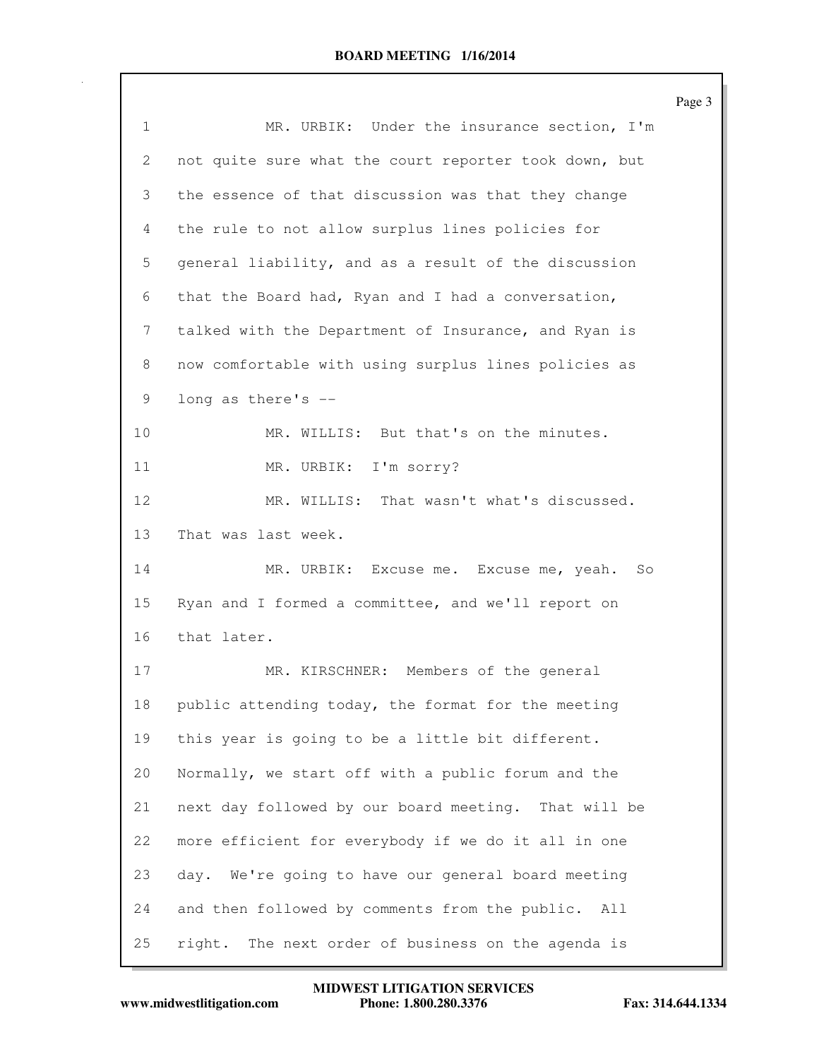1 MR. URBIK: Under the insurance section, I'm
2 not quite sure what the court reporter took down, but
3 the essence of that discussion was that they change
4 the rule to not allow surplus lines policies for
5 general liability, and as a result of the discussion
6 that the Board had, Ryan and I had a conversation,
7 talked with the Department of Insurance, and Ryan is
8 now comfortable with using surplus lines policies as
9 long as there's --
10 MR. WILLIS: But that's on the minutes.
11 MR. URBIK: I'm sorry?
12 MR. WILLIS: That wasn't what's discussed.
13 That was last week.
14 MR. URBIK: Excuse me. Excuse me, yeah. So
15 Ryan and I formed a committee, and we'll report on
16 that later.
17 MR. KIRSCHNER: Members of the general
18 public attending today, the format for the meeting
19 this year is going to be a little bit different.
20 Normally, we start off with a public forum and the
21 next day followed by our board meeting. That will be
22 more efficient for everybody if we do it all in one
23 day. We're going to have our general board meeting
24 and then followed by comments from the public. All
25 right. The next order of business on the agenda is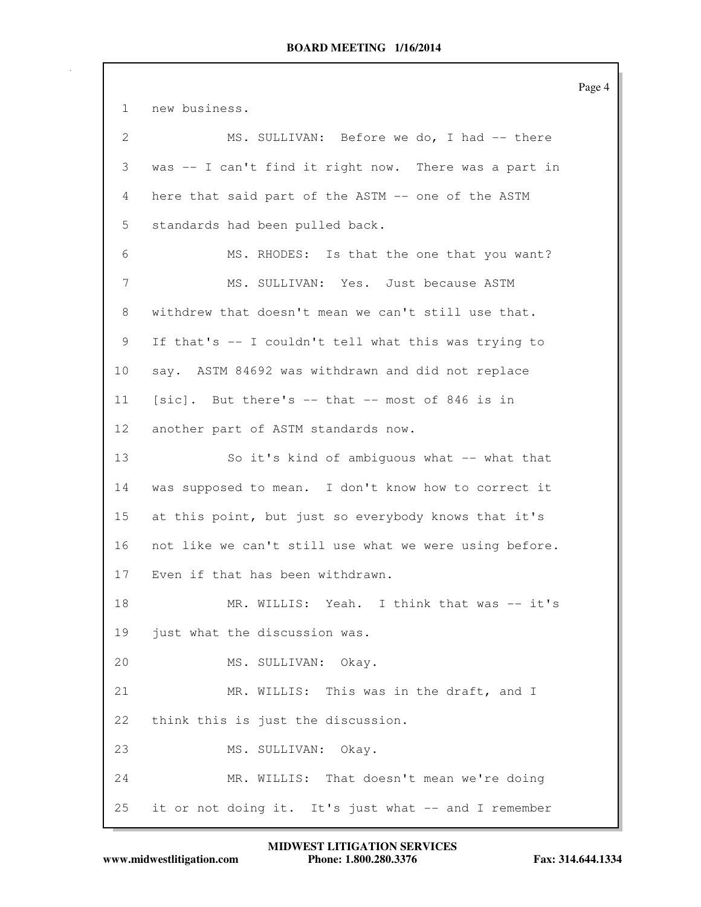new business.

MS. SULLIVAN: Before we do, I had -- there was -- I can't find it right now. There was a part in here that said part of the ASTM -- one of the ASTM standards had been pulled back.

MS. RHODES: Is that the one that you want?

MS. SULLIVAN: Yes. Just because ASTM withdrew that doesn't mean we can't still use that. If that's -- I couldn't tell what this was trying to say. ASTM 84692 was withdrawn and did not replace [sic]. But there's -- that -- most of 846 is in another part of ASTM standards now.

So it's kind of ambiguous what -- what that was supposed to mean. I don't know how to correct it at this point, but just so everybody knows that it's not like we can't still use what we were using before. Even if that has been withdrawn.

MR. WILLIS: Yeah. I think that was -- it's just what the discussion was.

MS. SULLIVAN: Okay.

MR. WILLIS: This was in the draft, and I think this is just the discussion.

MS. SULLIVAN: Okay.

MR. WILLIS: That doesn't mean we're doing it or not doing it. It's just what -- and I remember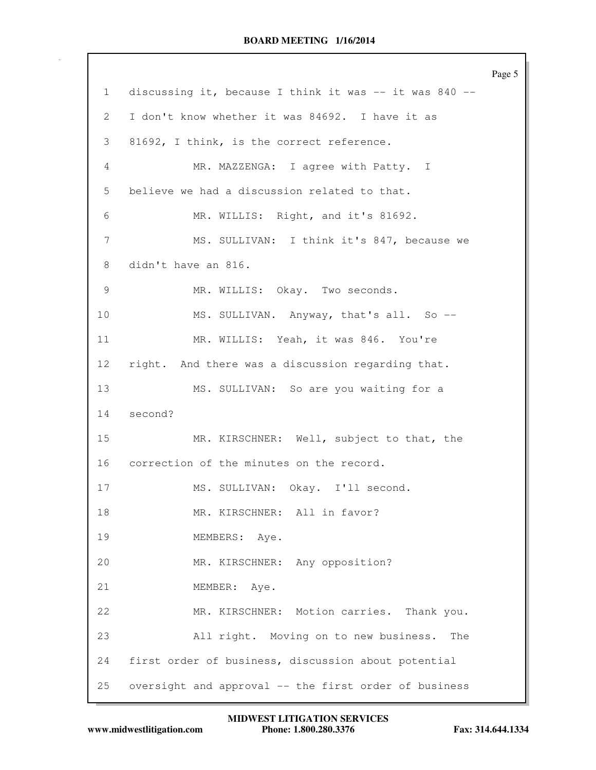1 discussing it, because I think it was -- it was 840 --
2 I don't know whether it was 84692. I have it as
3 81692, I think, is the correct reference.
4 MR. MAZZENGA: I agree with Patty. I
5 believe we had a discussion related to that.
6 MR. WILLIS: Right, and it's 81692.
7 MS. SULLIVAN: I think it's 847, because we
8 didn't have an 816.
9 MR. WILLIS: Okay. Two seconds.
10 MS. SULLIVAN. Anyway, that's all. So --
11 MR. WILLIS: Yeah, it was 846. You're
12 right. And there was a discussion regarding that.
13 MS. SULLIVAN: So are you waiting for a
14 second?
15 MR. KIRSCHNER: Well, subject to that, the
16 correction of the minutes on the record.
17 MS. SULLIVAN: Okay. I'll second.
18 MR. KIRSCHNER: All in favor?
19 MEMBERS: Aye.
20 MR. KIRSCHNER: Any opposition?
21 MEMBER: Aye.
22 MR. KIRSCHNER: Motion carries. Thank you.
23 All right. Moving on to new business. The
24 first order of business, discussion about potential
25 oversight and approval -- the first order of business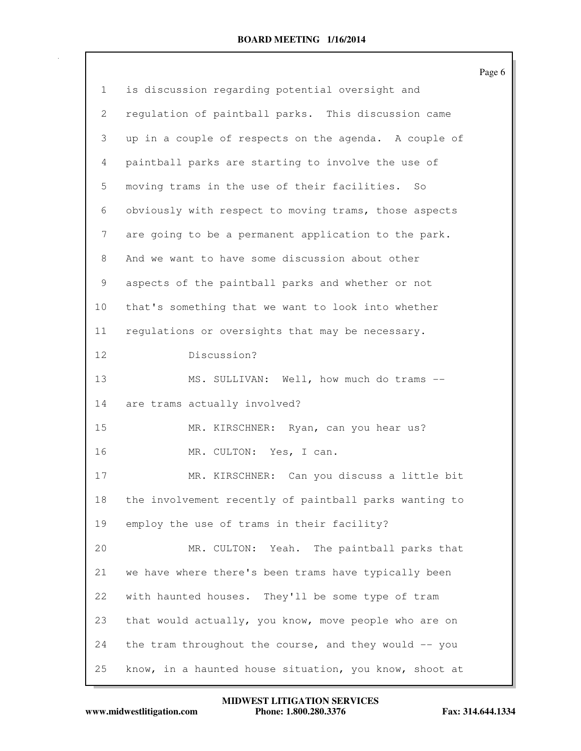is discussion regarding potential oversight and regulation of paintball parks. This discussion came up in a couple of respects on the agenda. A couple of paintball parks are starting to involve the use of moving trams in the use of their facilities. So obviously with respect to moving trams, those aspects are going to be a permanent application to the park. And we want to have some discussion about other aspects of the paintball parks and whether or not that's something that we want to look into whether regulations or oversights that may be necessary.

Discussion?

MS. SULLIVAN: Well, how much do trams -- are trams actually involved?

MR. KIRSCHNER: Ryan, can you hear us?

MR. CULTON: Yes, I can.

MR. KIRSCHNER: Can you discuss a little bit the involvement recently of paintball parks wanting to employ the use of trams in their facility?

MR. CULTON: Yeah. The paintball parks that we have where there's been trams have typically been with haunted houses. They'll be some type of tram that would actually, you know, move people who are on the tram throughout the course, and they would -- you know, in a haunted house situation, you know, shoot at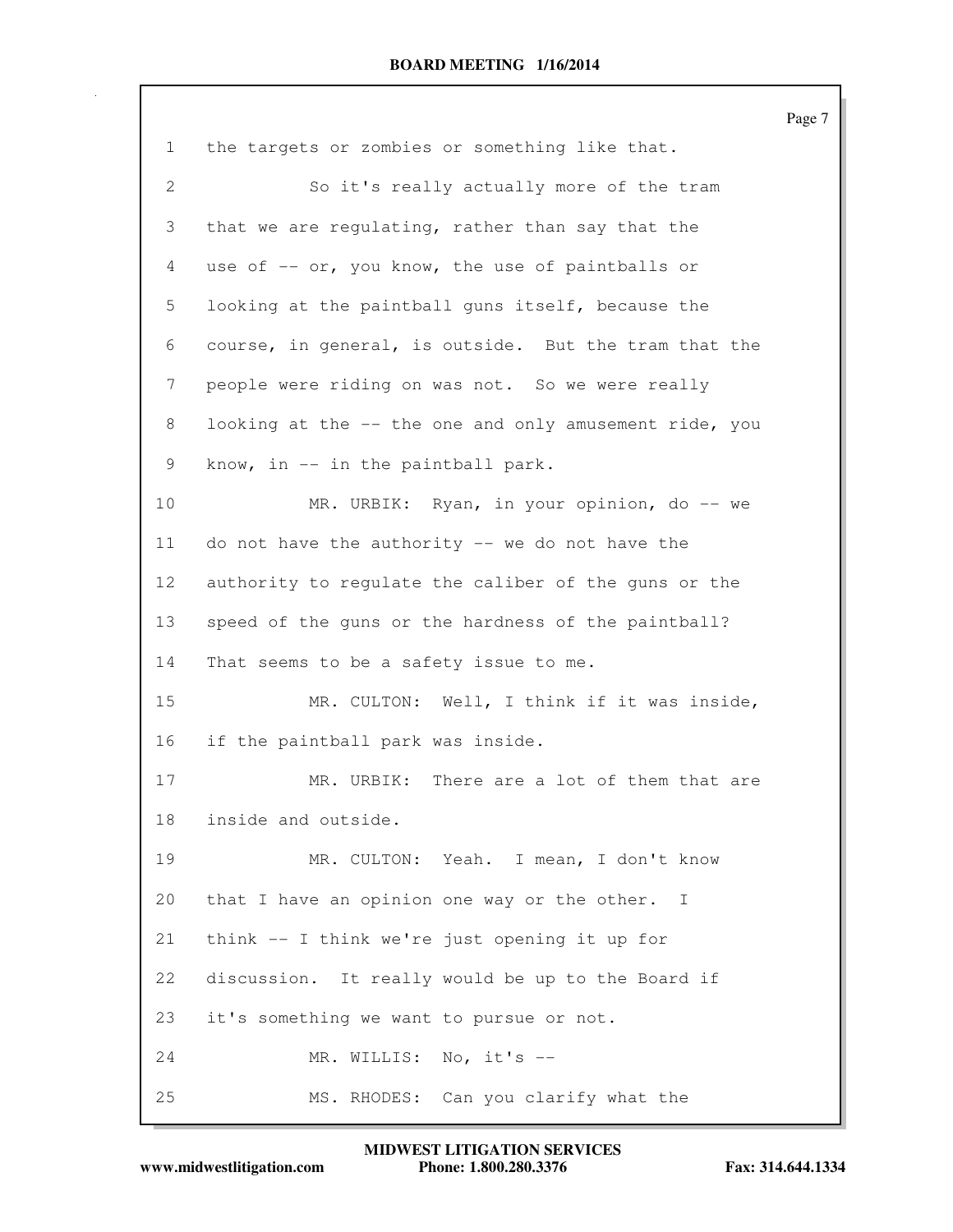1 the targets or zombies or something like that.

2 So it's really actually more of the tram

3 that we are regulating, rather than say that the

4 use of -- or, you know, the use of paintballs or

5 looking at the paintball guns itself, because the

6 course, in general, is outside. But the tram that the

7 people were riding on was not. So we were really

8 looking at the -- the one and only amusement ride, you

9 know, in -- in the paintball park.

10 MR. URBIK: Ryan, in your opinion, do -- we

11 do not have the authority -- we do not have the

12 authority to regulate the caliber of the guns or the

13 speed of the guns or the hardness of the paintball?

14 That seems to be a safety issue to me.

15 MR. CULTON: Well, I think if it was inside,

16 if the paintball park was inside.

17 MR. URBIK: There are a lot of them that are

18 inside and outside.

19 MR. CULTON: Yeah. I mean, I don't know

20 that I have an opinion one way or the other. I

21 think -- I think we're just opening it up for

22 discussion. It really would be up to the Board if

23 it's something we want to pursue or not.

24 MR. WILLIS: No, it's --

25 MS. RHODES: Can you clarify what the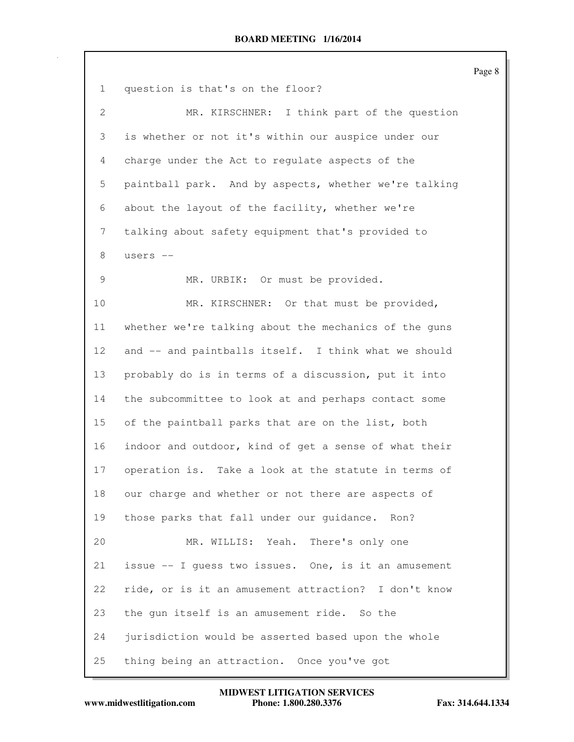1 question is that's on the floor?

2 MR. KIRSCHNER: I think part of the question

3 is whether or not it's within our auspice under our

4 charge under the Act to regulate aspects of the

5 paintball park. And by aspects, whether we're talking

6 about the layout of the facility, whether we're

7 talking about safety equipment that's provided to

8 users --

9 MR. URBIK: Or must be provided.

10 MR. KIRSCHNER: Or that must be provided,

11 whether we're talking about the mechanics of the guns

12 and -- and paintballs itself. I think what we should

13 probably do is in terms of a discussion, put it into

14 the subcommittee to look at and perhaps contact some

15 of the paintball parks that are on the list, both

16 indoor and outdoor, kind of get a sense of what their

17 operation is. Take a look at the statute in terms of

18 our charge and whether or not there are aspects of

19 those parks that fall under our guidance. Ron?

20 MR. WILLIS: Yeah. There's only one

21 issue -- I guess two issues. One, is it an amusement

22 ride, or is it an amusement attraction? I don't know

23 the gun itself is an amusement ride. So the

24 jurisdiction would be asserted based upon the whole

25 thing being an attraction. Once you've got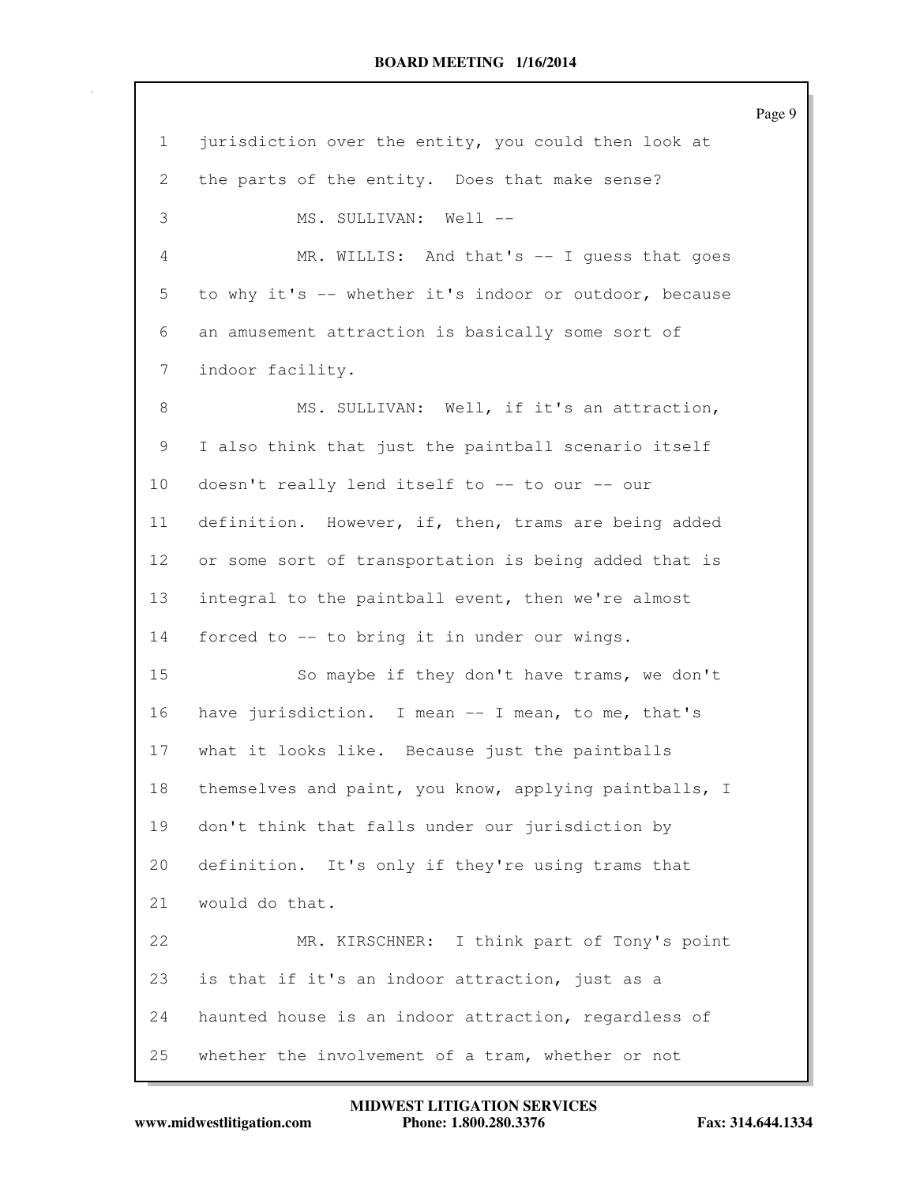jurisdiction over the entity, you could then look at the parts of the entity. Does that make sense?

MS. SULLIVAN: Well --

MR. WILLIS: And that's -- I guess that goes to why it's -- whether it's indoor or outdoor, because an amusement attraction is basically some sort of indoor facility.

MS. SULLIVAN: Well, if it's an attraction, I also think that just the paintball scenario itself doesn't really lend itself to -- to our -- our definition. However, if, then, trams are being added or some sort of transportation is being added that is integral to the paintball event, then we're almost forced to -- to bring it in under our wings.

So maybe if they don't have trams, we don't have jurisdiction. I mean -- I mean, to me, that's what it looks like. Because just the paintballs themselves and paint, you know, applying paintballs, I don't think that falls under our jurisdiction by definition. It's only if they're using trams that would do that.

MR. KIRSCHNER: I think part of Tony's point is that if it's an indoor attraction, just as a haunted house is an indoor attraction, regardless of whether the involvement of a tram, whether or not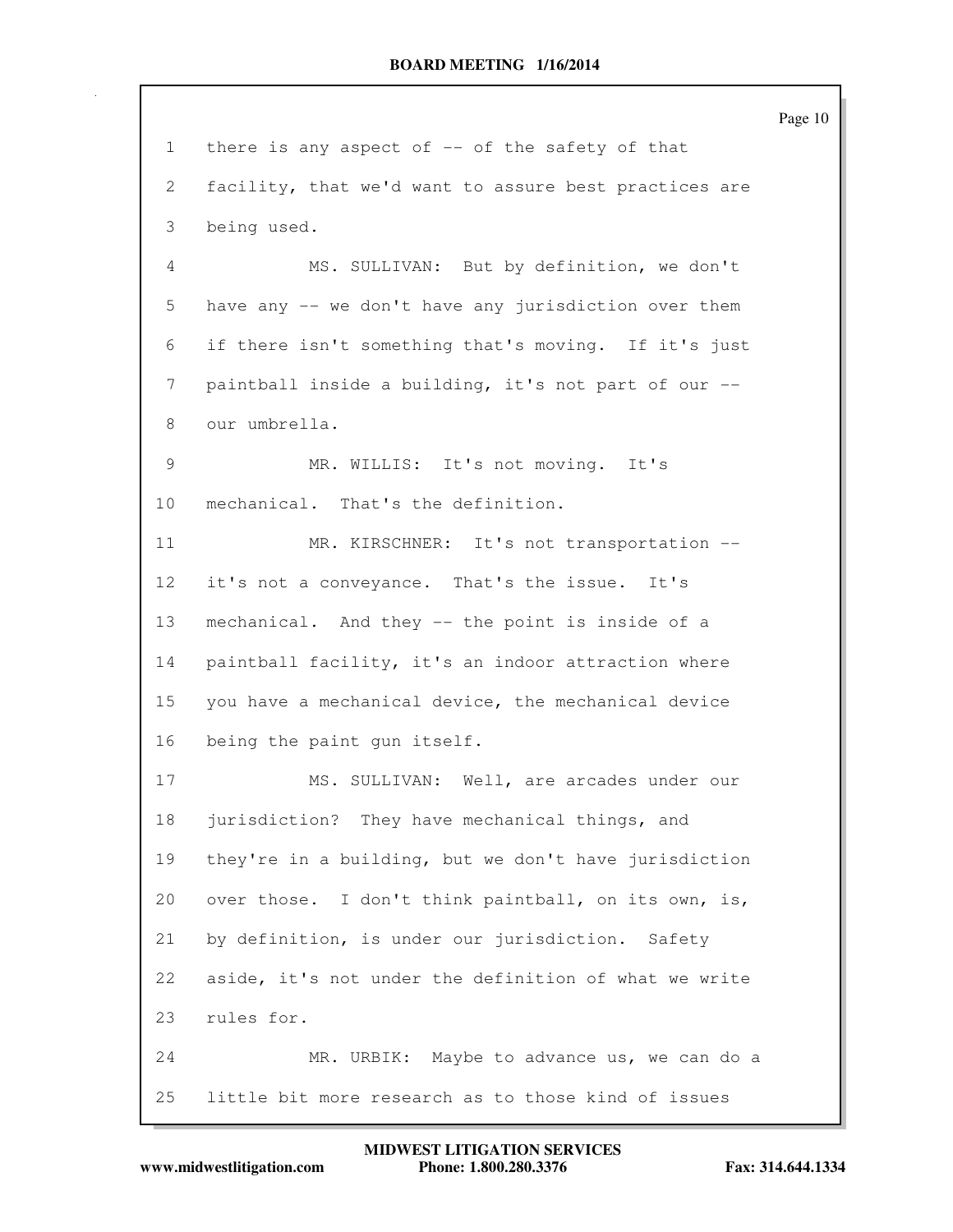1 there is any aspect of -- of the safety of that
2 facility, that we'd want to assure best practices are
3 being used.

4 MS. SULLIVAN: But by definition, we don't
5 have any -- we don't have any jurisdiction over them
6 if there isn't something that's moving. If it's just
7 paintball inside a building, it's not part of our --
8 our umbrella.

9 MR. WILLIS: It's not moving. It's
10 mechanical. That's the definition.

11 MR. KIRSCHNER: It's not transportation --
12 it's not a conveyance. That's the issue. It's
13 mechanical. And they -- the point is inside of a
14 paintball facility, it's an indoor attraction where
15 you have a mechanical device, the mechanical device
16 being the paint gun itself.

17 MS. SULLIVAN: Well, are arcades under our
18 jurisdiction? They have mechanical things, and
19 they're in a building, but we don't have jurisdiction
20 over those. I don't think paintball, on its own, is,
21 by definition, is under our jurisdiction. Safety
22 aside, it's not under the definition of what we write
23 rules for.

24 MR. URBIK: Maybe to advance us, we can do a
25 little bit more research as to those kind of issues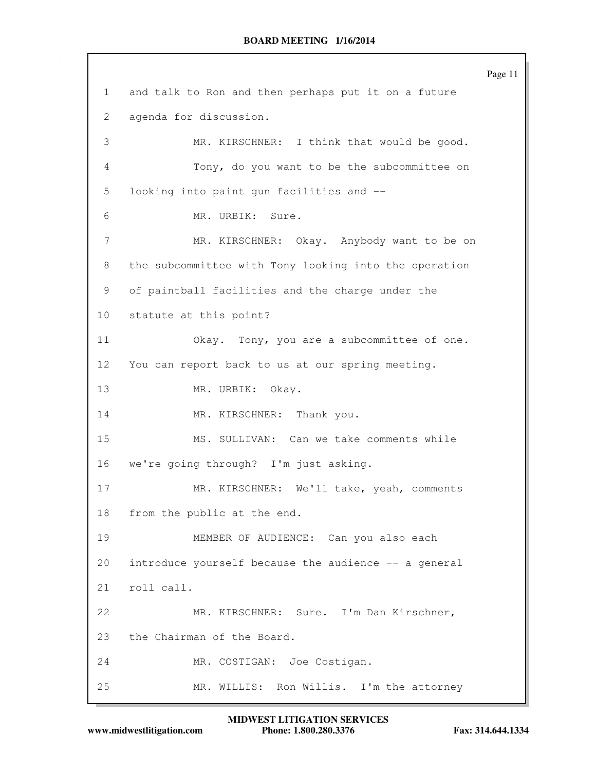and talk to Ron and then perhaps put it on a future agenda for discussion.

MR. KIRSCHNER: I think that would be good.

Tony, do you want to be the subcommittee on looking into paint gun facilities and --

MR. URBIK: Sure.

MR. KIRSCHNER: Okay. Anybody want to be on the subcommittee with Tony looking into the operation of paintball facilities and the charge under the statute at this point?

Okay. Tony, you are a subcommittee of one. You can report back to us at our spring meeting.

MR. URBIK: Okay.

MR. KIRSCHNER: Thank you.

MS. SULLIVAN: Can we take comments while we're going through? I'm just asking.

MR. KIRSCHNER: We'll take, yeah, comments from the public at the end.

MEMBER OF AUDIENCE: Can you also each introduce yourself because the audience -- a general roll call.

MR. KIRSCHNER: Sure. I'm Dan Kirschner, the Chairman of the Board.

MR. COSTIGAN: Joe Costigan.

MR. WILLIS: Ron Willis. I'm the attorney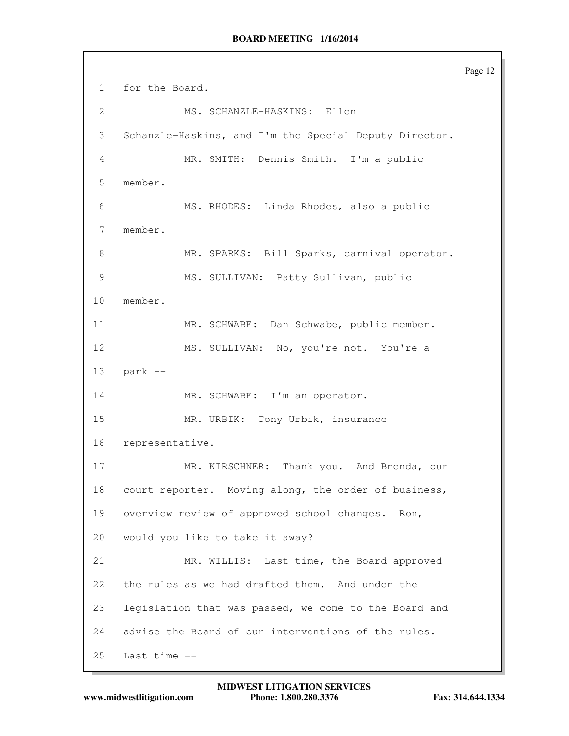1 for the Board.

2 MS. SCHANZLE-HASKINS: Ellen

3 Schanzle-Haskins, and I'm the Special Deputy Director.

4 MR. SMITH: Dennis Smith. I'm a public

5 member.

6 MS. RHODES: Linda Rhodes, also a public

7 member.

8 MR. SPARKS: Bill Sparks, carnival operator.

9 MS. SULLIVAN: Patty Sullivan, public

10 member.

11 MR. SCHWABE: Dan Schwabe, public member.

12 MS. SULLIVAN: No, you're not. You're a

13 park --

14 MR. SCHWABE: I'm an operator.

15 MR. URBIK: Tony Urbik, insurance

16 representative.

17 MR. KIRSCHNER: Thank you. And Brenda, our

18 court reporter. Moving along, the order of business,

19 overview review of approved school changes. Ron,

20 would you like to take it away?

21 MR. WILLIS: Last time, the Board approved

22 the rules as we had drafted them. And under the

23 legislation that was passed, we come to the Board and

24 advise the Board of our interventions of the rules.

25 Last time --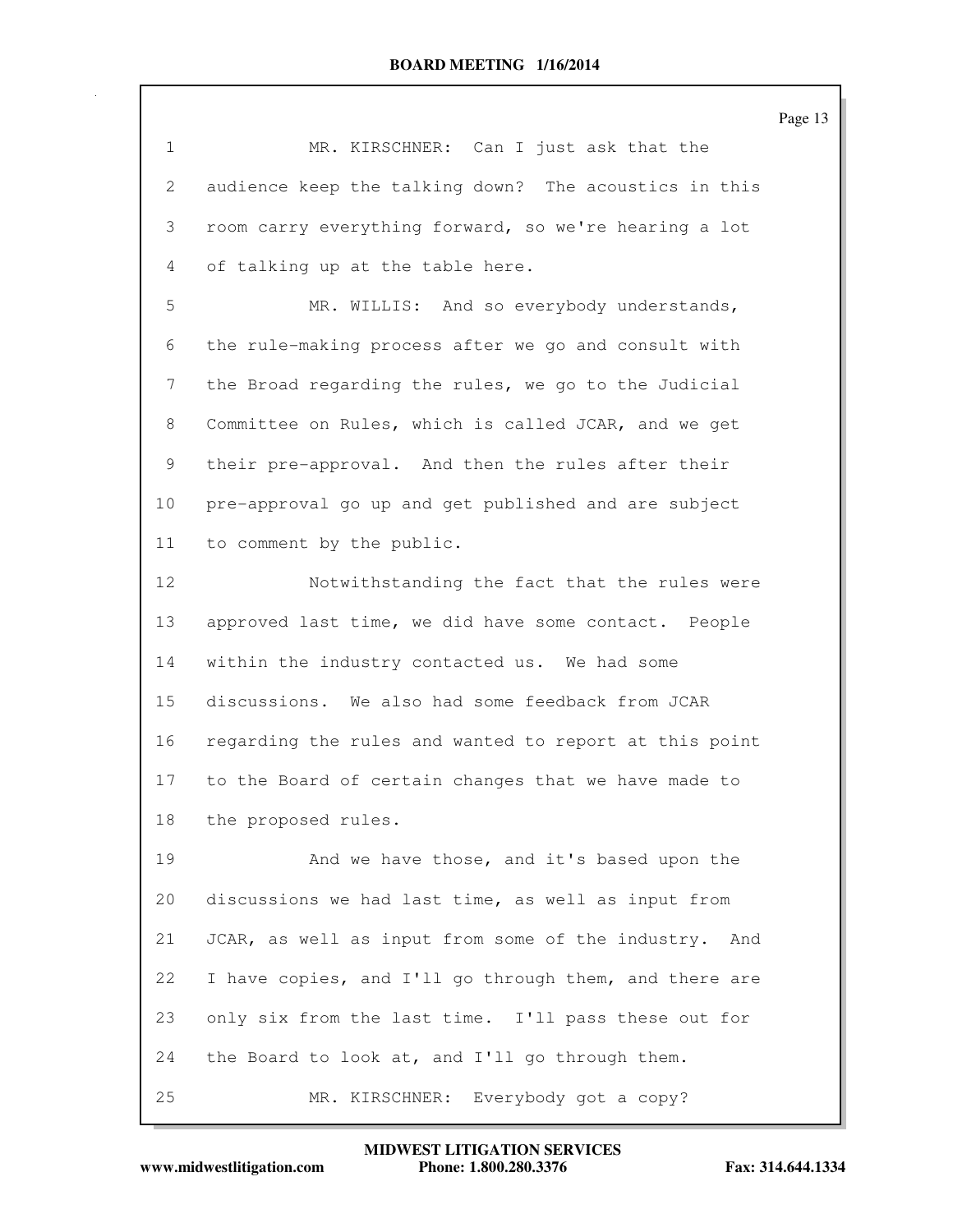MR. KIRSCHNER: Can I just ask that the audience keep the talking down? The acoustics in this room carry everything forward, so we're hearing a lot of talking up at the table here.

MR. WILLIS: And so everybody understands, the rule-making process after we go and consult with the Broad regarding the rules, we go to the Judicial Committee on Rules, which is called JCAR, and we get their pre-approval. And then the rules after their pre-approval go up and get published and are subject to comment by the public.

Notwithstanding the fact that the rules were approved last time, we did have some contact. People within the industry contacted us. We had some discussions. We also had some feedback from JCAR regarding the rules and wanted to report at this point to the Board of certain changes that we have made to the proposed rules.

And we have those, and it's based upon the discussions we had last time, as well as input from JCAR, as well as input from some of the industry. And I have copies, and I'll go through them, and there are only six from the last time. I'll pass these out for the Board to look at, and I'll go through them.

MR. KIRSCHNER: Everybody got a copy?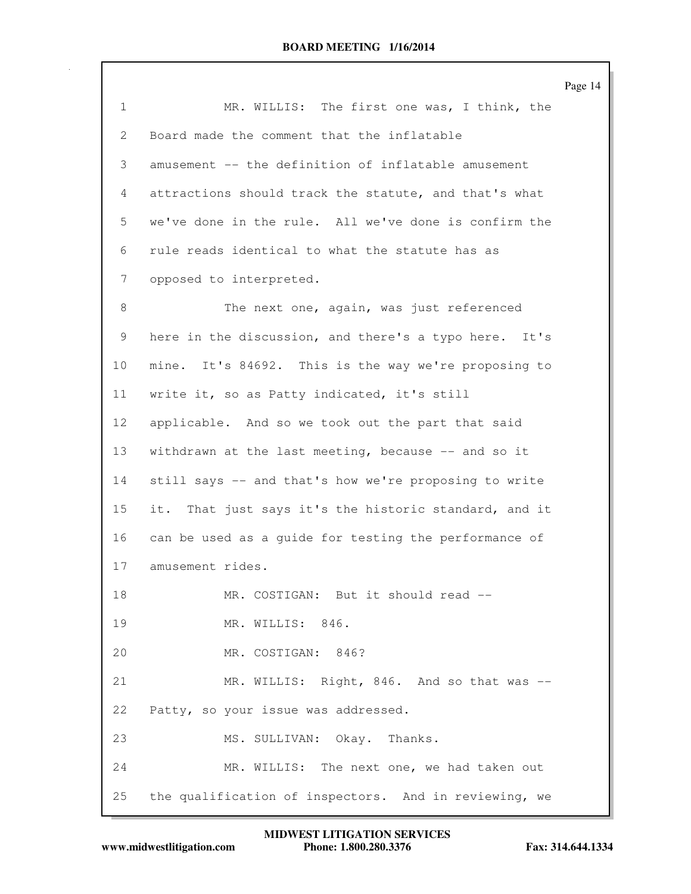1 MR. WILLIS: The first one was, I think, the
2 Board made the comment that the inflatable
3 amusement -- the definition of inflatable amusement
4 attractions should track the statute, and that's what
5 we've done in the rule. All we've done is confirm the
6 rule reads identical to what the statute has as
7 opposed to interpreted.
8 The next one, again, was just referenced
9 here in the discussion, and there's a typo here. It's
10 mine. It's 84692. This is the way we're proposing to
11 write it, so as Patty indicated, it's still
12 applicable. And so we took out the part that said
13 withdrawn at the last meeting, because -- and so it
14 still says -- and that's how we're proposing to write
15 it. That just says it's the historic standard, and it
16 can be used as a guide for testing the performance of
17 amusement rides.
18 MR. COSTIGAN: But it should read --
19 MR. WILLIS: 846.
20 MR. COSTIGAN: 846?
21 MR. WILLIS: Right, 846. And so that was --
22 Patty, so your issue was addressed.
23 MS. SULLIVAN: Okay. Thanks.
24 MR. WILLIS: The next one, we had taken out
25 the qualification of inspectors. And in reviewing, we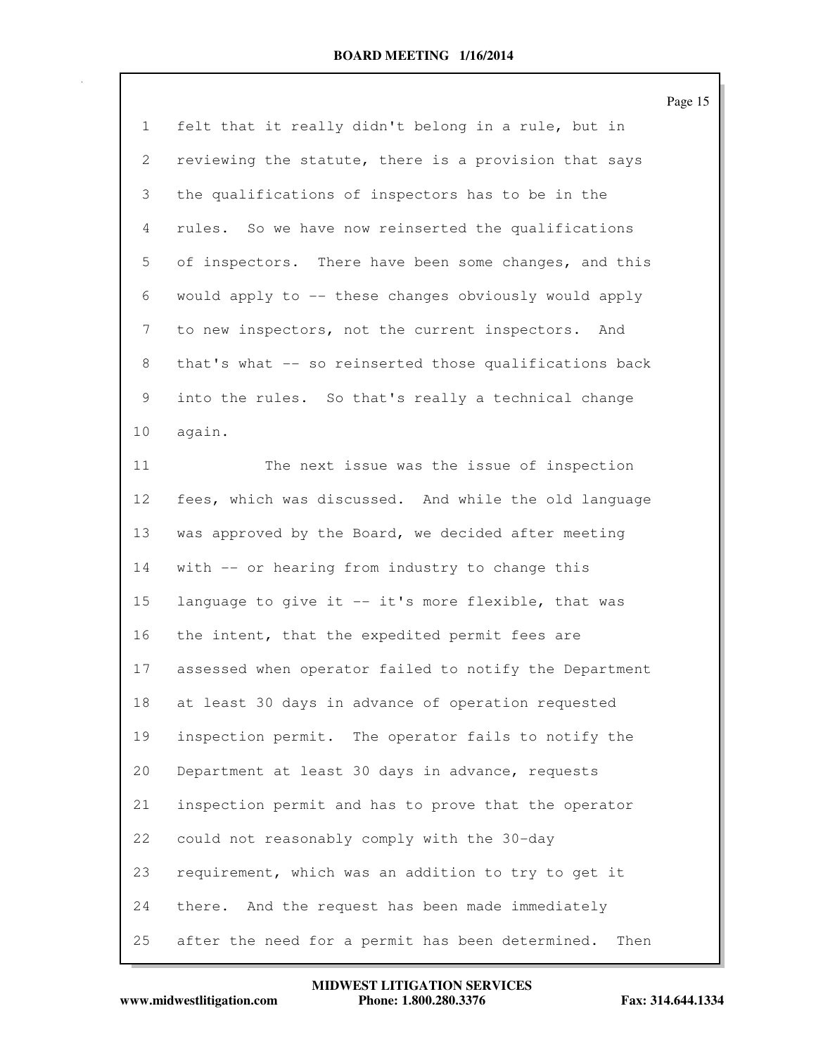felt that it really didn't belong in a rule, but in reviewing the statute, there is a provision that says the qualifications of inspectors has to be in the rules. So we have now reinserted the qualifications of inspectors. There have been some changes, and this would apply to -- these changes obviously would apply to new inspectors, not the current inspectors. And that's what -- so reinserted those qualifications back into the rules. So that's really a technical change again.

The next issue was the issue of inspection fees, which was discussed. And while the old language was approved by the Board, we decided after meeting with -- or hearing from industry to change this language to give it -- it's more flexible, that was the intent, that the expedited permit fees are assessed when operator failed to notify the Department at least 30 days in advance of operation requested inspection permit. The operator fails to notify the Department at least 30 days in advance, requests inspection permit and has to prove that the operator could not reasonably comply with the 30-day requirement, which was an addition to try to get it there. And the request has been made immediately after the need for a permit has been determined. Then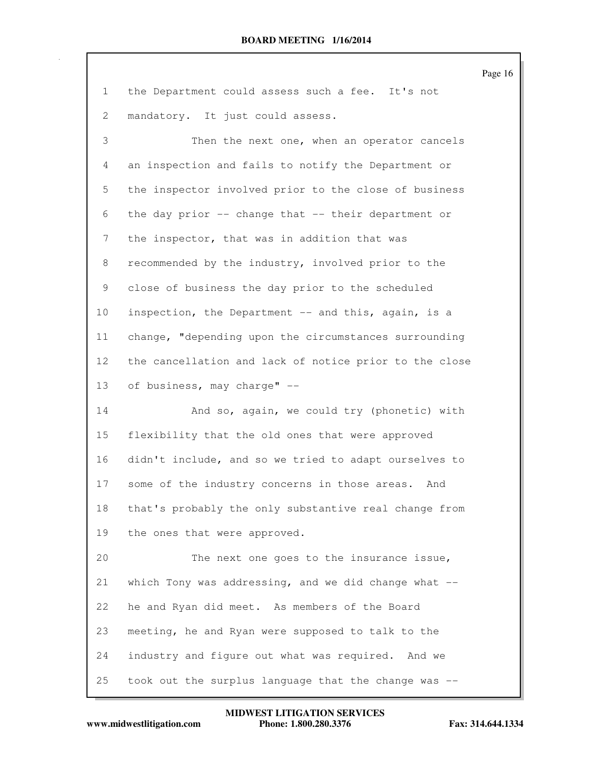1 the Department could assess such a fee. It's not
2 mandatory. It just could assess.

3 Then the next one, when an operator cancels
4 an inspection and fails to notify the Department or
5 the inspector involved prior to the close of business
6 the day prior -- change that -- their department or
7 the inspector, that was in addition that was
8 recommended by the industry, involved prior to the
9 close of business the day prior to the scheduled
10 inspection, the Department -- and this, again, is a
11 change, "depending upon the circumstances surrounding
12 the cancellation and lack of notice prior to the close
13 of business, may charge" --

14 And so, again, we could try (phonetic) with
15 flexibility that the old ones that were approved
16 didn't include, and so we tried to adapt ourselves to
17 some of the industry concerns in those areas. And
18 that's probably the only substantive real change from
19 the ones that were approved.

20 The next one goes to the insurance issue,
21 which Tony was addressing, and we did change what --
22 he and Ryan did meet. As members of the Board
23 meeting, he and Ryan were supposed to talk to the
24 industry and figure out what was required. And we
25 took out the surplus language that the change was --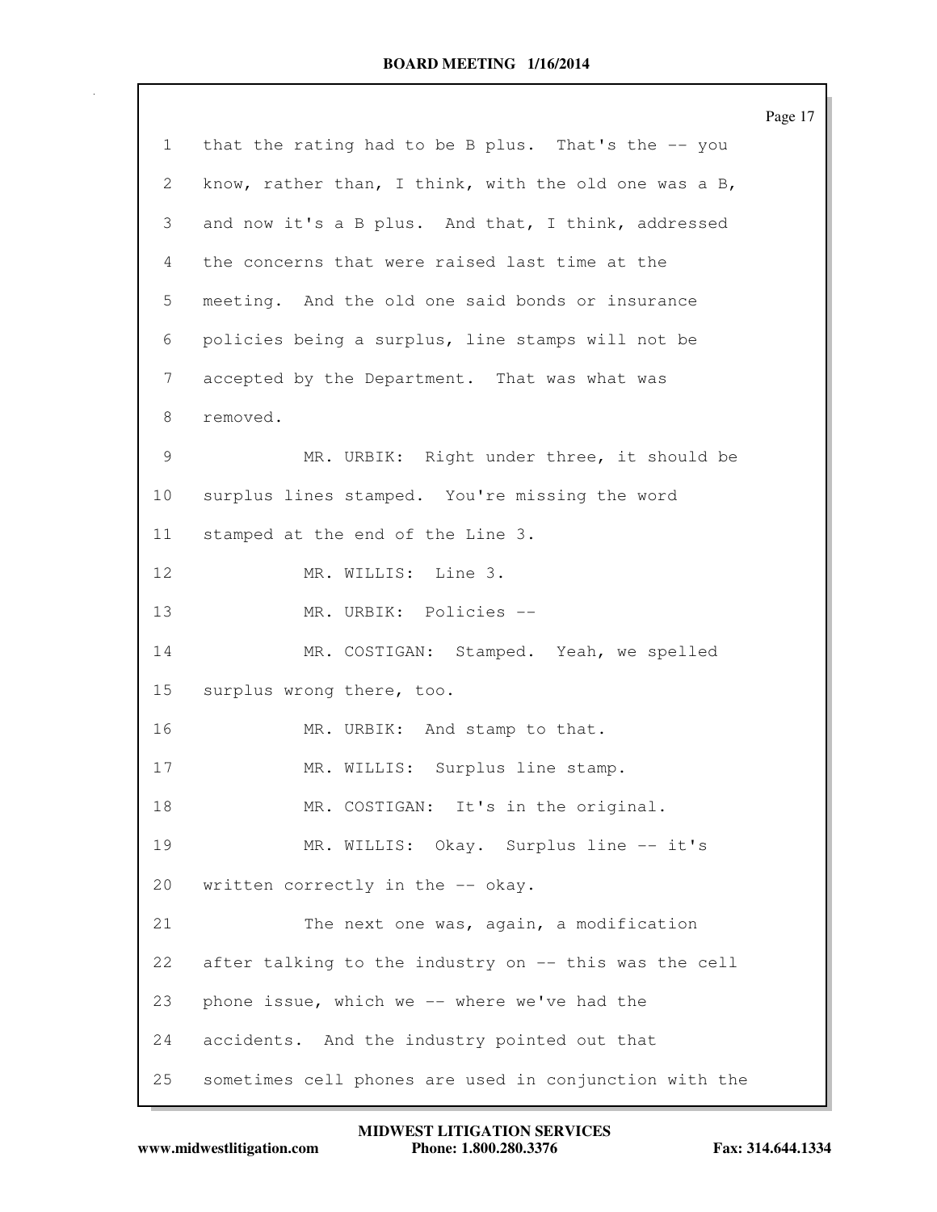1 that the rating had to be B plus. That's the -- you

2 know, rather than, I think, with the old one was a B,

3 and now it's a B plus. And that, I think, addressed

4 the concerns that were raised last time at the

5 meeting. And the old one said bonds or insurance

6 policies being a surplus, line stamps will not be

7 accepted by the Department. That was what was

8 removed.

9 MR. URBIK: Right under three, it should be

10 surplus lines stamped. You're missing the word

11 stamped at the end of the Line 3.

12 MR. WILLIS: Line 3.

13 MR. URBIK: Policies --

14 MR. COSTIGAN: Stamped. Yeah, we spelled

15 surplus wrong there, too.

16 MR. URBIK: And stamp to that.

17 MR. WILLIS: Surplus line stamp.

18 MR. COSTIGAN: It's in the original.

19 MR. WILLIS: Okay. Surplus line -- it's

20 written correctly in the -- okay.

21 The next one was, again, a modification

22 after talking to the industry on -- this was the cell

23 phone issue, which we -- where we've had the

24 accidents. And the industry pointed out that

25 sometimes cell phones are used in conjunction with the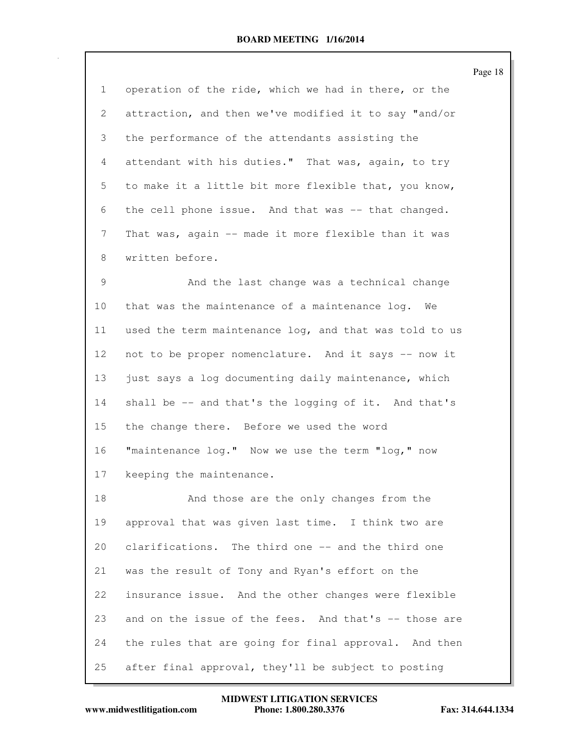operation of the ride, which we had in there, or the attraction, and then we've modified it to say "and/or the performance of the attendants assisting the attendant with his duties." That was, again, to try to make it a little bit more flexible that, you know, the cell phone issue. And that was -- that changed. That was, again -- made it more flexible than it was written before.

And the last change was a technical change that was the maintenance of a maintenance log. We used the term maintenance log, and that was told to us not to be proper nomenclature. And it says -- now it just says a log documenting daily maintenance, which shall be -- and that's the logging of it. And that's the change there. Before we used the word "maintenance log." Now we use the term "log," now keeping the maintenance.

And those are the only changes from the approval that was given last time. I think two are clarifications. The third one -- and the third one was the result of Tony and Ryan's effort on the insurance issue. And the other changes were flexible and on the issue of the fees. And that's -- those are the rules that are going for final approval. And then after final approval, they'll be subject to posting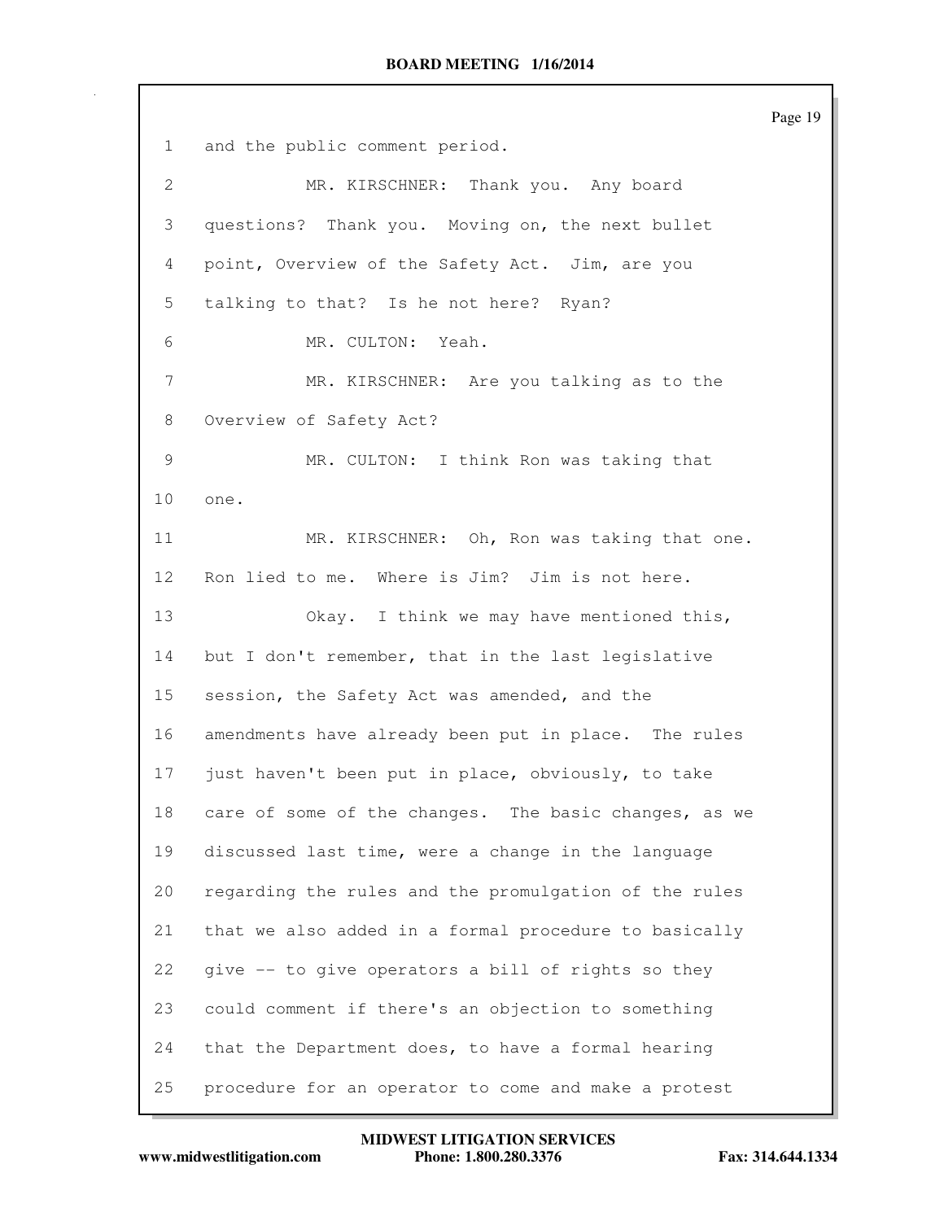1 and the public comment period.

2 MR. KIRSCHNER: Thank you. Any board

3 questions? Thank you. Moving on, the next bullet

4 point, Overview of the Safety Act. Jim, are you

5 talking to that? Is he not here? Ryan?

6 MR. CULTON: Yeah.

7 MR. KIRSCHNER: Are you talking as to the

8 Overview of Safety Act?

9 MR. CULTON: I think Ron was taking that

10 one.

11 MR. KIRSCHNER: Oh, Ron was taking that one.

12 Ron lied to me. Where is Jim? Jim is not here.

13 Okay. I think we may have mentioned this,

14 but I don't remember, that in the last legislative

15 session, the Safety Act was amended, and the

16 amendments have already been put in place. The rules

17 just haven't been put in place, obviously, to take

18 care of some of the changes. The basic changes, as we

19 discussed last time, were a change in the language

20 regarding the rules and the promulgation of the rules

21 that we also added in a formal procedure to basically

22 give -- to give operators a bill of rights so they

23 could comment if there's an objection to something

24 that the Department does, to have a formal hearing

25 procedure for an operator to come and make a protest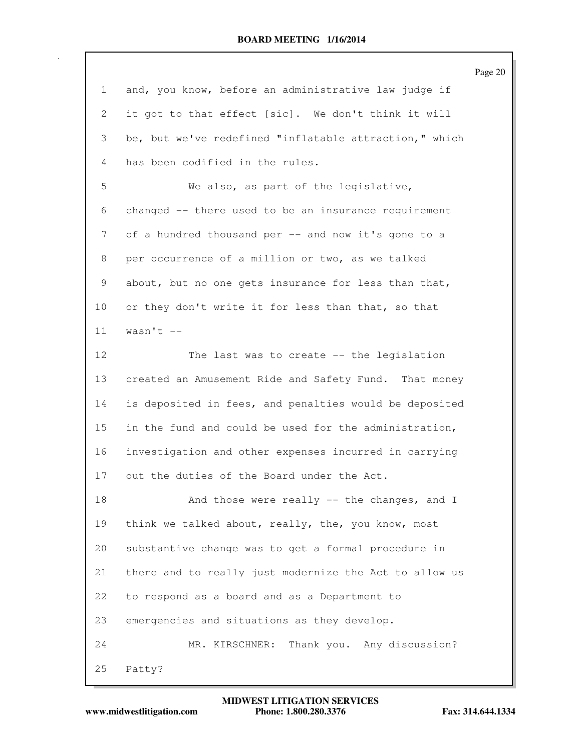and, you know, before an administrative law judge if it got to that effect [sic]. We don't think it will be, but we've redefined "inflatable attraction," which has been codified in the rules.

We also, as part of the legislative, changed -- there used to be an insurance requirement of a hundred thousand per -- and now it's gone to a per occurrence of a million or two, as we talked about, but no one gets insurance for less than that, or they don't write it for less than that, so that wasn't --

The last was to create -- the legislation created an Amusement Ride and Safety Fund. That money is deposited in fees, and penalties would be deposited in the fund and could be used for the administration, investigation and other expenses incurred in carrying out the duties of the Board under the Act.

And those were really -- the changes, and I think we talked about, really, the, you know, most substantive change was to get a formal procedure in there and to really just modernize the Act to allow us to respond as a board and as a Department to emergencies and situations as they develop.

MR. KIRSCHNER: Thank you. Any discussion? Patty?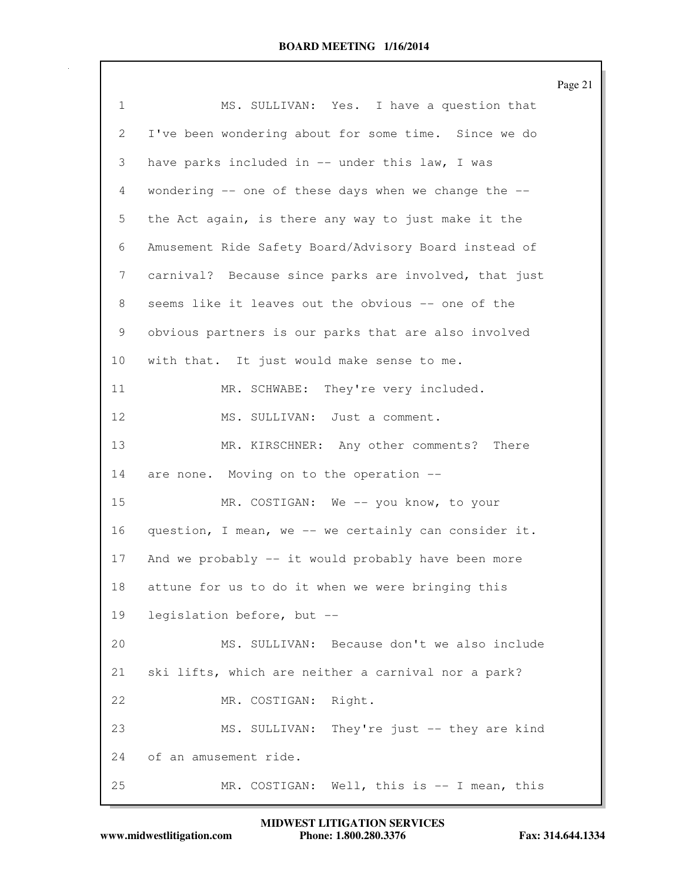MS. SULLIVAN: Yes. I have a question that I've been wondering about for some time. Since we do have parks included in -- under this law, I was wondering -- one of these days when we change the -- the Act again, is there any way to just make it the Amusement Ride Safety Board/Advisory Board instead of carnival? Because since parks are involved, that just seems like it leaves out the obvious -- one of the obvious partners is our parks that are also involved with that. It just would make sense to me.

MR. SCHWABE: They're very included.

MS. SULLIVAN: Just a comment.

MR. KIRSCHNER: Any other comments? There are none. Moving on to the operation --

MR. COSTIGAN: We -- you know, to your question, I mean, we -- we certainly can consider it. And we probably -- it would probably have been more attune for us to do it when we were bringing this legislation before, but --

MS. SULLIVAN: Because don't we also include ski lifts, which are neither a carnival nor a park?

MR. COSTIGAN: Right.

MS. SULLIVAN: They're just -- they are kind of an amusement ride.

MR. COSTIGAN: Well, this is -- I mean, this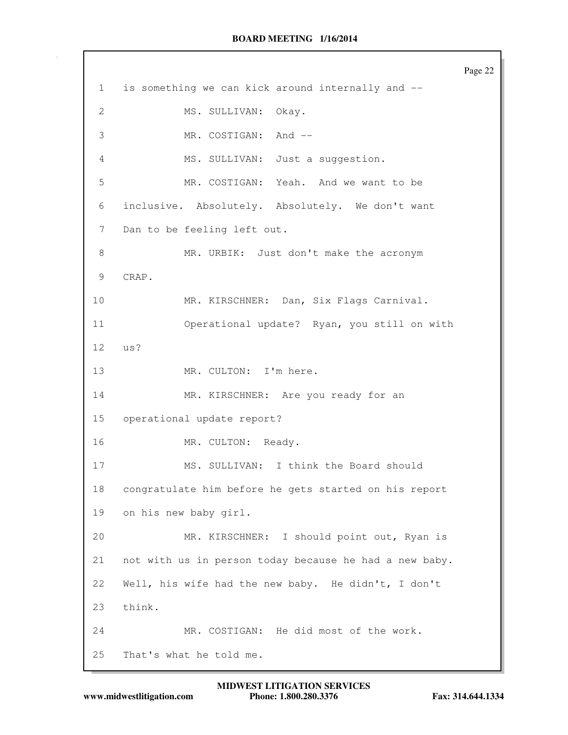1 is something we can kick around internally and --

2 MS. SULLIVAN: Okay.

3 MR. COSTIGAN: And --

4 MS. SULLIVAN: Just a suggestion.

5 MR. COSTIGAN: Yeah. And we want to be

6 inclusive. Absolutely. Absolutely. We don't want

7 Dan to be feeling left out.

8 MR. URBIK: Just don't make the acronym

9 CRAP.

10 MR. KIRSCHNER: Dan, Six Flags Carnival.

11 Operational update? Ryan, you still on with

12 us?

13 MR. CULTON: I'm here.

14 MR. KIRSCHNER: Are you ready for an

15 operational update report?

16 MR. CULTON: Ready.

17 MS. SULLIVAN: I think the Board should

18 congratulate him before he gets started on his report

19 on his new baby girl.

20 MR. KIRSCHNER: I should point out, Ryan is

21 not with us in person today because he had a new baby.

22 Well, his wife had the new baby. He didn't, I don't

23 think.

24 MR. COSTIGAN: He did most of the work.

25 That's what he told me.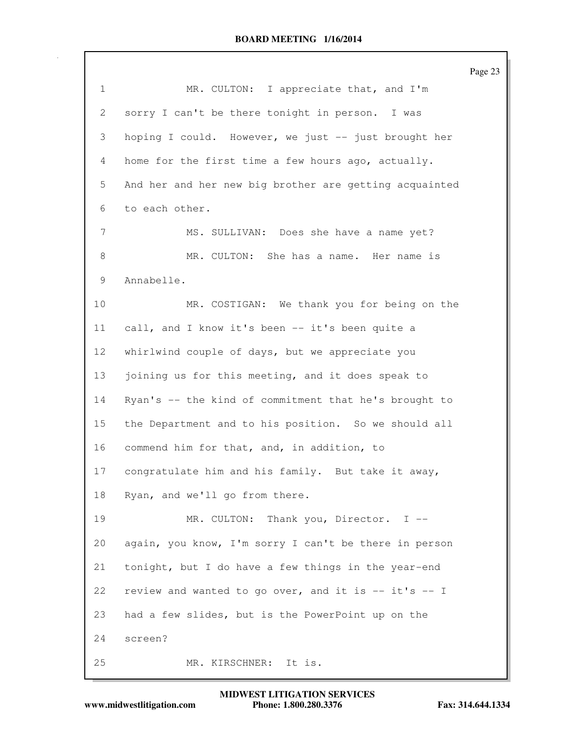MR. CULTON: I appreciate that, and I'm sorry I can't be there tonight in person. I was hoping I could. However, we just -- just brought her home for the first time a few hours ago, actually. And her and her new big brother are getting acquainted to each other.

MS. SULLIVAN: Does she have a name yet?

MR. CULTON: She has a name. Her name is Annabelle.

MR. COSTIGAN: We thank you for being on the call, and I know it's been -- it's been quite a whirlwind couple of days, but we appreciate you joining us for this meeting, and it does speak to Ryan's -- the kind of commitment that he's brought to the Department and to his position. So we should all commend him for that, and, in addition, to congratulate him and his family. But take it away, Ryan, and we'll go from there.

MR. CULTON: Thank you, Director. I -- again, you know, I'm sorry I can't be there in person tonight, but I do have a few things in the year-end review and wanted to go over, and it is -- it's -- I had a few slides, but is the PowerPoint up on the screen?

MR. KIRSCHNER: It is.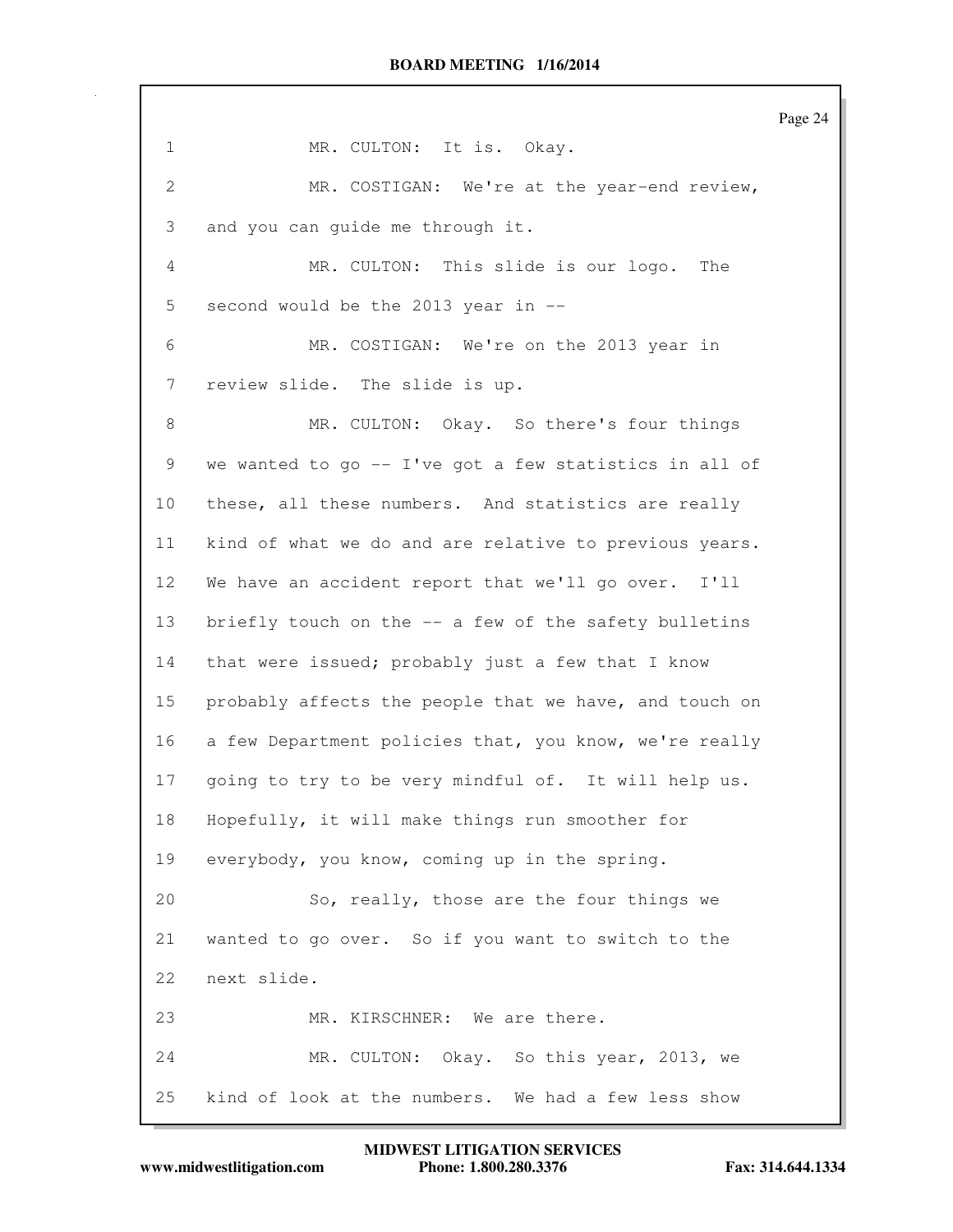1 MR. CULTON: It is. Okay.

2 MR. COSTIGAN: We're at the year-end review,

3 and you can guide me through it.

4 MR. CULTON: This slide is our logo. The

5 second would be the 2013 year in --

6 MR. COSTIGAN: We're on the 2013 year in

7 review slide. The slide is up.

8 MR. CULTON: Okay. So there's four things

9 we wanted to go -- I've got a few statistics in all of

10 these, all these numbers. And statistics are really

11 kind of what we do and are relative to previous years.

12 We have an accident report that we'll go over. I'll

13 briefly touch on the -- a few of the safety bulletins

14 that were issued; probably just a few that I know

15 probably affects the people that we have, and touch on

16 a few Department policies that, you know, we're really

17 going to try to be very mindful of. It will help us.

18 Hopefully, it will make things run smoother for

19 everybody, you know, coming up in the spring.

20 So, really, those are the four things we

21 wanted to go over. So if you want to switch to the

22 next slide.

23 MR. KIRSCHNER: We are there.

24 MR. CULTON: Okay. So this year, 2013, we

25 kind of look at the numbers. We had a few less show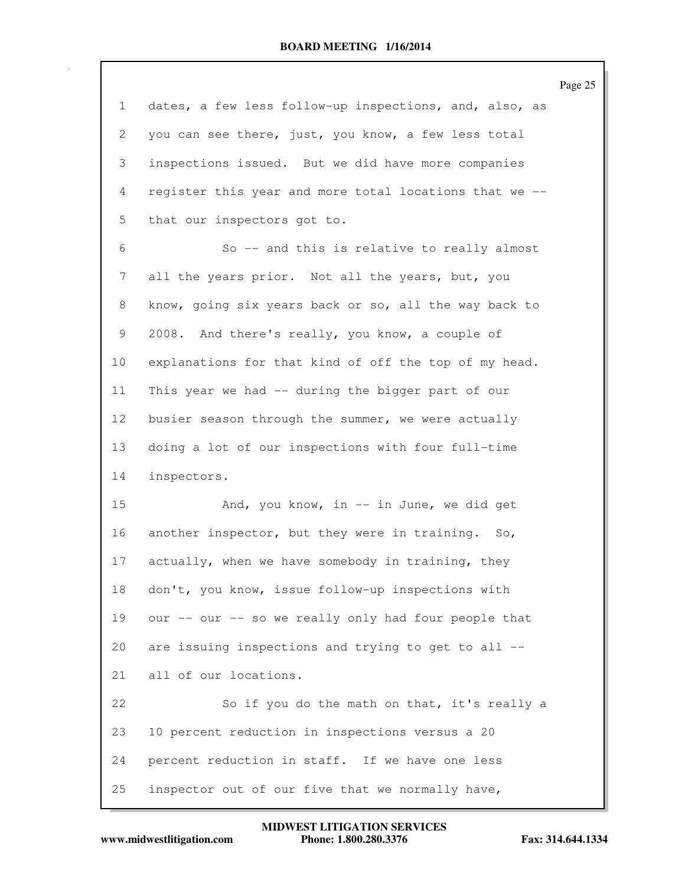dates, a few less follow-up inspections, and, also, as you can see there, just, you know, a few less total inspections issued. But we did have more companies register this year and more total locations that we -- that our inspectors got to.

So -- and this is relative to really almost all the years prior. Not all the years, but, you know, going six years back or so, all the way back to 2008. And there's really, you know, a couple of explanations for that kind of off the top of my head. This year we had -- during the bigger part of our busier season through the summer, we were actually doing a lot of our inspections with four full-time inspectors.

And, you know, in -- in June, we did get another inspector, but they were in training. So, actually, when we have somebody in training, they don't, you know, issue follow-up inspections with our -- our -- so we really only had four people that are issuing inspections and trying to get to all -- all of our locations.

So if you do the math on that, it's really a 10 percent reduction in inspections versus a 20 percent reduction in staff. If we have one less inspector out of our five that we normally have,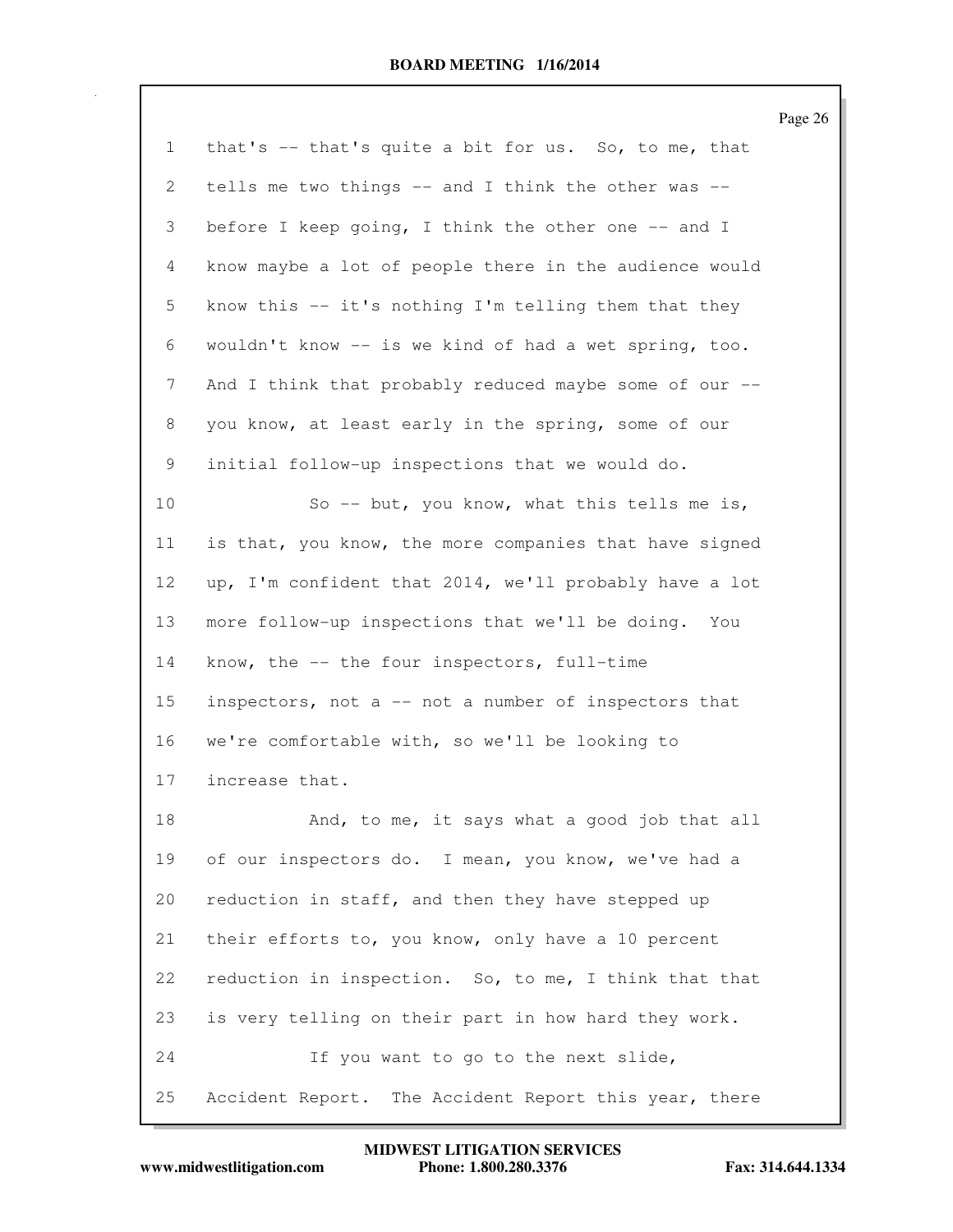that's -- that's quite a bit for us. So, to me, that tells me two things -- and I think the other was -- before I keep going, I think the other one -- and I know maybe a lot of people there in the audience would know this -- it's nothing I'm telling them that they wouldn't know -- is we kind of had a wet spring, too. And I think that probably reduced maybe some of our -- you know, at least early in the spring, some of our initial follow-up inspections that we would do.

So -- but, you know, what this tells me is, is that, you know, the more companies that have signed up, I'm confident that 2014, we'll probably have a lot more follow-up inspections that we'll be doing. You know, the -- the four inspectors, full-time inspectors, not a -- not a number of inspectors that we're comfortable with, so we'll be looking to increase that.

And, to me, it says what a good job that all of our inspectors do. I mean, you know, we've had a reduction in staff, and then they have stepped up their efforts to, you know, only have a 10 percent reduction in inspection. So, to me, I think that that is very telling on their part in how hard they work.

If you want to go to the next slide, Accident Report. The Accident Report this year, there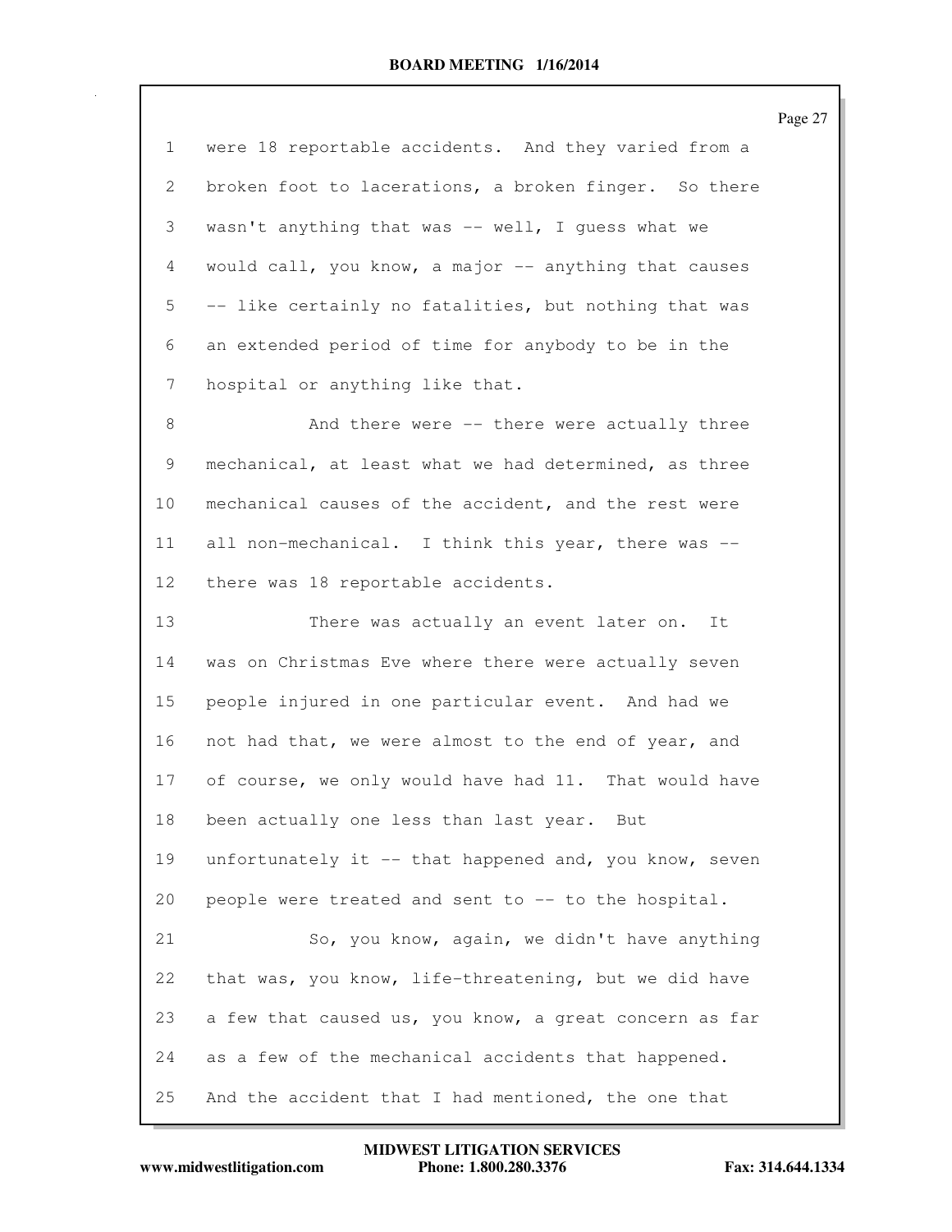were 18 reportable accidents. And they varied from a broken foot to lacerations, a broken finger. So there wasn't anything that was -- well, I guess what we would call, you know, a major -- anything that causes -- like certainly no fatalities, but nothing that was an extended period of time for anybody to be in the hospital or anything like that.

And there were -- there were actually three mechanical, at least what we had determined, as three mechanical causes of the accident, and the rest were all non-mechanical. I think this year, there was -- there was 18 reportable accidents.

There was actually an event later on. It was on Christmas Eve where there were actually seven people injured in one particular event. And had we not had that, we were almost to the end of year, and of course, we only would have had 11. That would have been actually one less than last year. But unfortunately it -- that happened and, you know, seven people were treated and sent to -- to the hospital.

So, you know, again, we didn't have anything that was, you know, life-threatening, but we did have a few that caused us, you know, a great concern as far as a few of the mechanical accidents that happened. And the accident that I had mentioned, the one that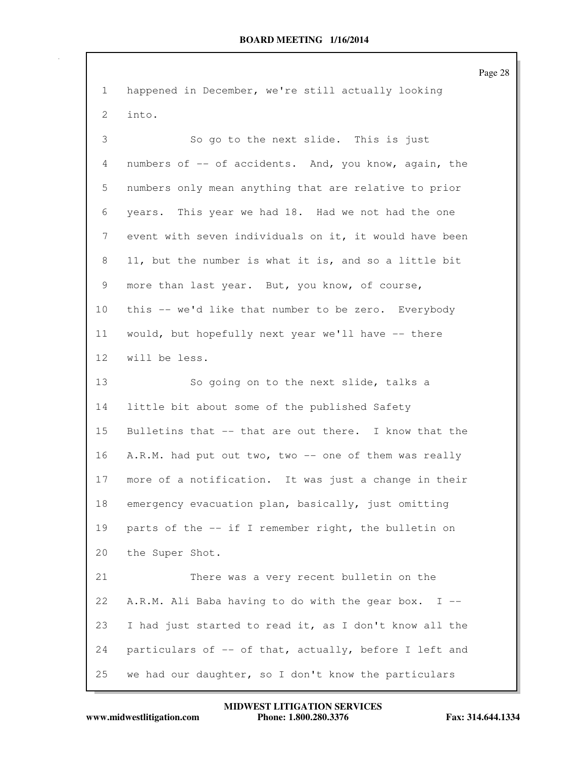happened in December, we're still actually looking into.

So go to the next slide. This is just numbers of -- of accidents. And, you know, again, the numbers only mean anything that are relative to prior years. This year we had 18. Had we not had the one event with seven individuals on it, it would have been 11, but the number is what it is, and so a little bit more than last year. But, you know, of course, this -- we'd like that number to be zero. Everybody would, but hopefully next year we'll have -- there will be less.

So going on to the next slide, talks a little bit about some of the published Safety Bulletins that -- that are out there. I know that the A.R.M. had put out two, two -- one of them was really more of a notification. It was just a change in their emergency evacuation plan, basically, just omitting parts of the -- if I remember right, the bulletin on the Super Shot.

There was a very recent bulletin on the A.R.M. Ali Baba having to do with the gear box. I -- I had just started to read it, as I don't know all the particulars of -- of that, actually, before I left and we had our daughter, so I don't know the particulars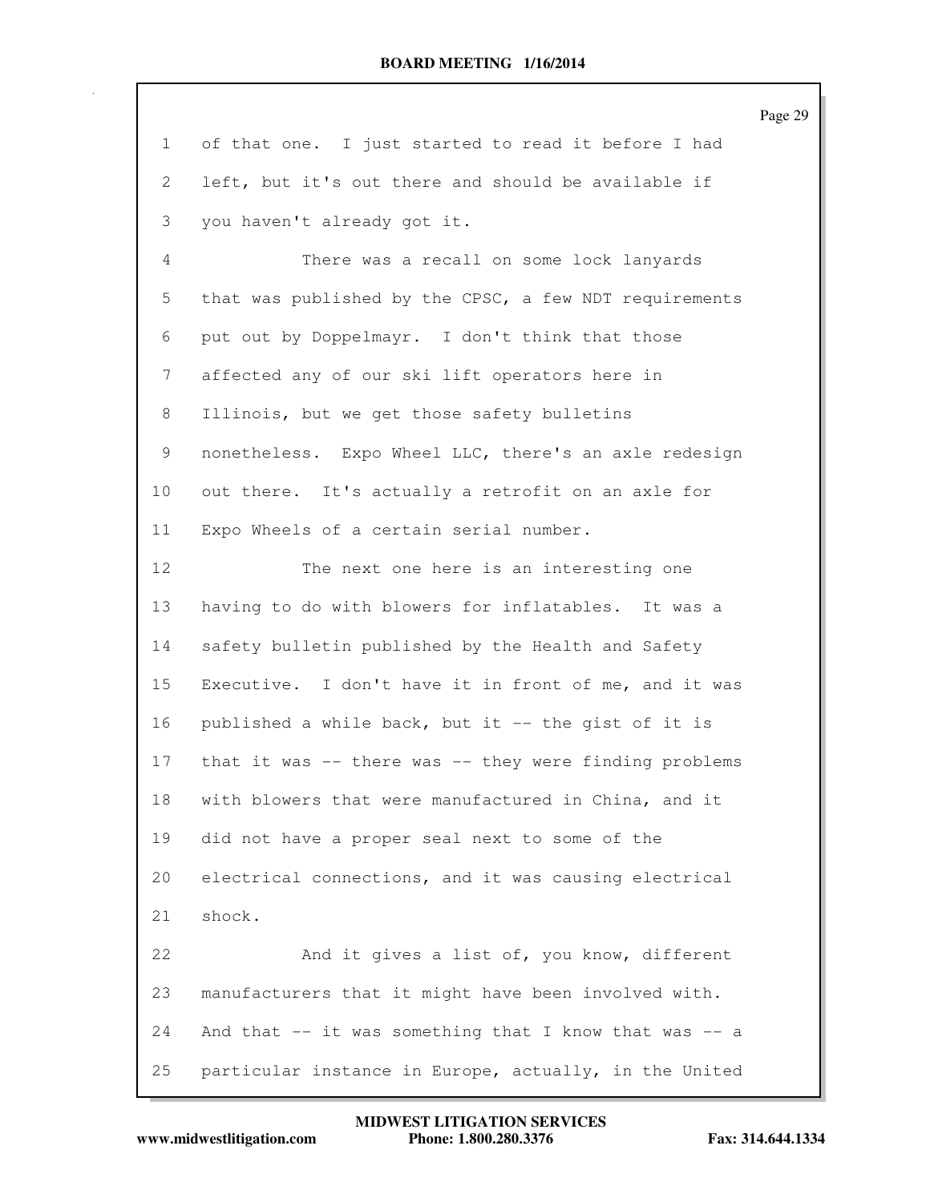of that one. I just started to read it before I had left, but it's out there and should be available if you haven't already got it.

There was a recall on some lock lanyards that was published by the CPSC, a few NDT requirements put out by Doppelmayr. I don't think that those affected any of our ski lift operators here in Illinois, but we get those safety bulletins nonetheless. Expo Wheel LLC, there's an axle redesign out there. It's actually a retrofit on an axle for Expo Wheels of a certain serial number.

The next one here is an interesting one having to do with blowers for inflatables. It was a safety bulletin published by the Health and Safety Executive. I don't have it in front of me, and it was published a while back, but it -- the gist of it is that it was -- there was -- they were finding problems with blowers that were manufactured in China, and it did not have a proper seal next to some of the electrical connections, and it was causing electrical shock.

And it gives a list of, you know, different manufacturers that it might have been involved with. And that -- it was something that I know that was -- a particular instance in Europe, actually, in the United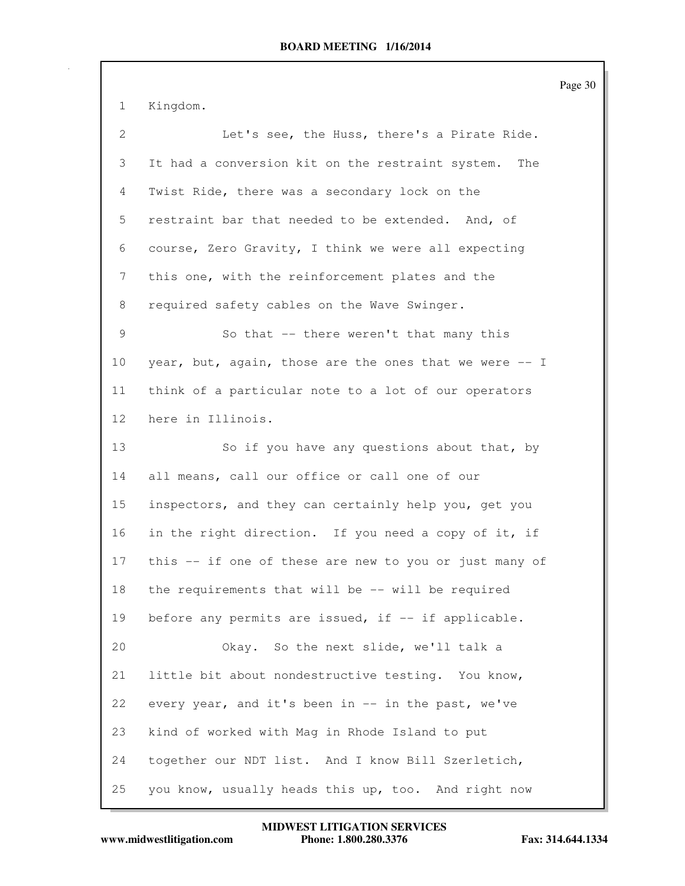Kingdom.

Let's see, the Huss, there's a Pirate Ride. It had a conversion kit on the restraint system. The Twist Ride, there was a secondary lock on the restraint bar that needed to be extended. And, of course, Zero Gravity, I think we were all expecting this one, with the reinforcement plates and the required safety cables on the Wave Swinger.

So that -- there weren't that many this year, but, again, those are the ones that we were -- I think of a particular note to a lot of our operators here in Illinois.

So if you have any questions about that, by all means, call our office or call one of our inspectors, and they can certainly help you, get you in the right direction. If you need a copy of it, if this -- if one of these are new to you or just many of the requirements that will be -- will be required before any permits are issued, if -- if applicable.

Okay. So the next slide, we'll talk a little bit about nondestructive testing. You know, every year, and it's been in -- in the past, we've kind of worked with Mag in Rhode Island to put together our NDT list. And I know Bill Szerletich, you know, usually heads this up, too. And right now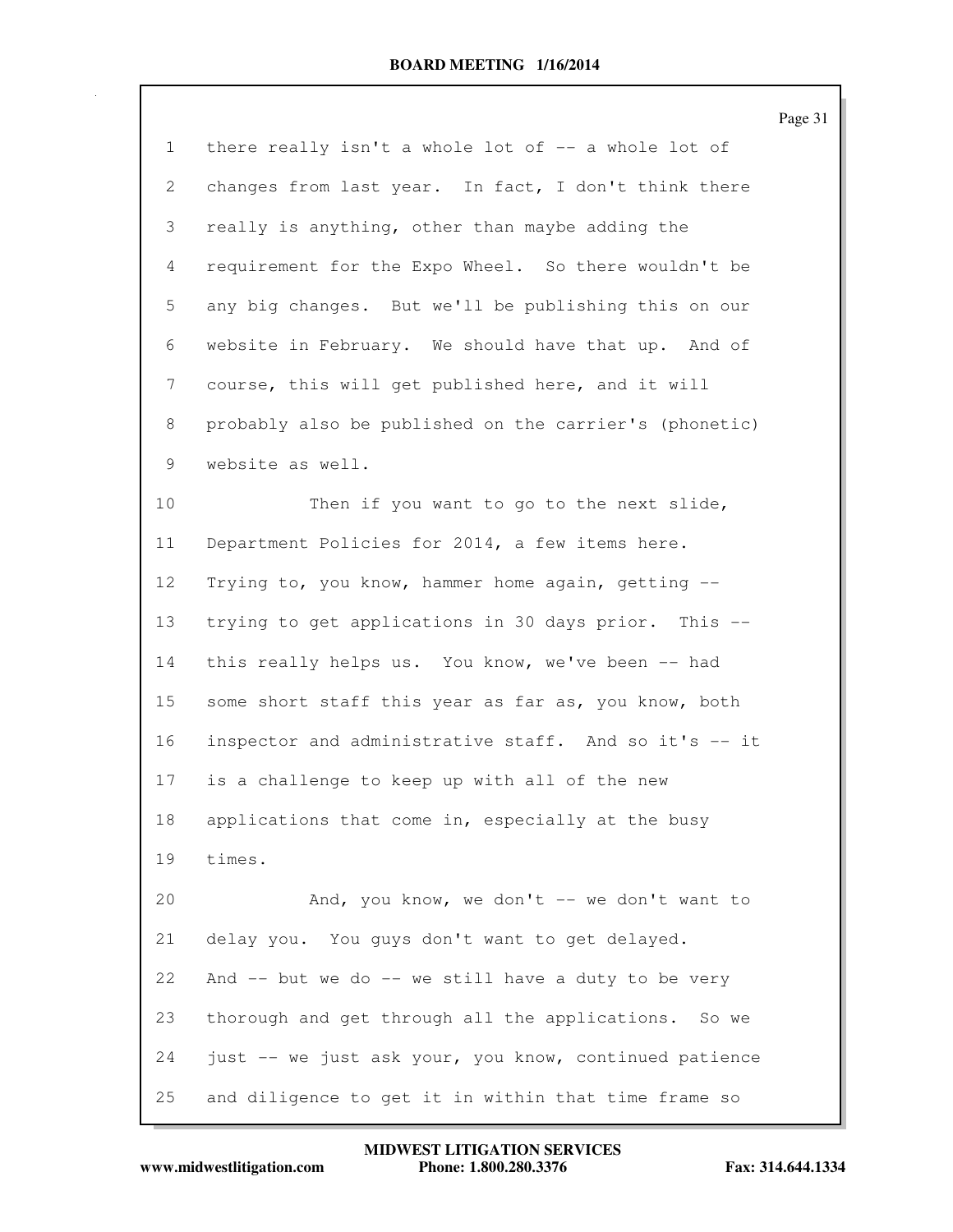there really isn't a whole lot of -- a whole lot of changes from last year. In fact, I don't think there really is anything, other than maybe adding the requirement for the Expo Wheel. So there wouldn't be any big changes. But we'll be publishing this on our website in February. We should have that up. And of course, this will get published here, and it will probably also be published on the carrier's (phonetic) website as well.

Then if you want to go to the next slide, Department Policies for 2014, a few items here. Trying to, you know, hammer home again, getting -- trying to get applications in 30 days prior. This -- this really helps us. You know, we've been -- had some short staff this year as far as, you know, both inspector and administrative staff. And so it's -- it is a challenge to keep up with all of the new applications that come in, especially at the busy times.

And, you know, we don't -- we don't want to delay you. You guys don't want to get delayed. And -- but we do -- we still have a duty to be very thorough and get through all the applications. So we just -- we just ask your, you know, continued patience and diligence to get it in within that time frame so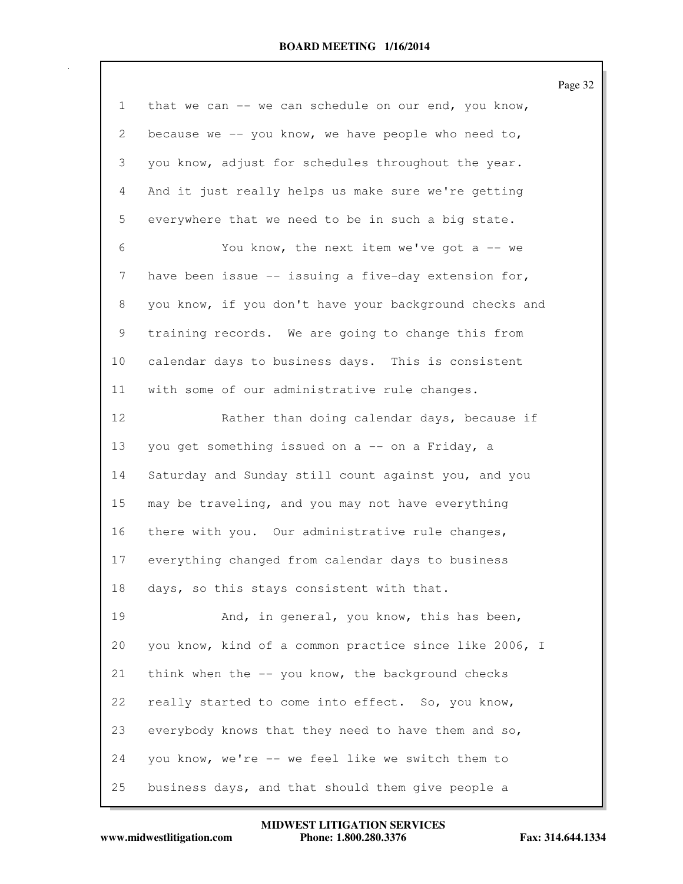that we can -- we can schedule on our end, you know, because we -- you know, we have people who need to, you know, adjust for schedules throughout the year. And it just really helps us make sure we're getting everywhere that we need to be in such a big state.

You know, the next item we've got a -- we have been issue -- issuing a five-day extension for, you know, if you don't have your background checks and training records. We are going to change this from calendar days to business days. This is consistent with some of our administrative rule changes.

Rather than doing calendar days, because if you get something issued on a -- on a Friday, a Saturday and Sunday still count against you, and you may be traveling, and you may not have everything there with you. Our administrative rule changes, everything changed from calendar days to business days, so this stays consistent with that.

And, in general, you know, this has been, you know, kind of a common practice since like 2006, I think when the -- you know, the background checks really started to come into effect. So, you know, everybody knows that they need to have them and so, you know, we're -- we feel like we switch them to business days, and that should them give people a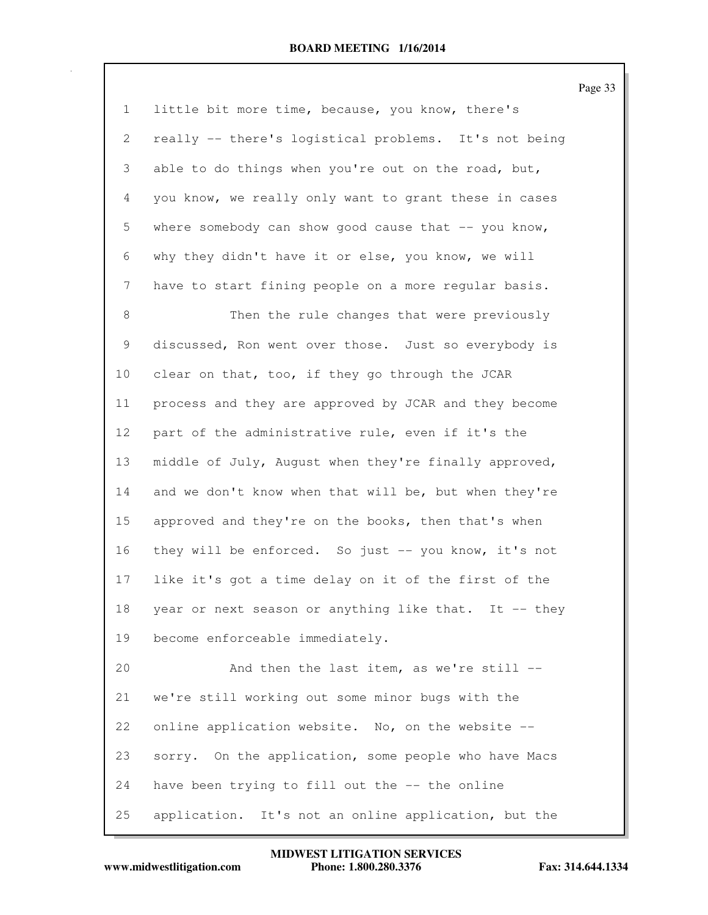little bit more time, because, you know, there's really -- there's logistical problems. It's not being able to do things when you're out on the road, but, you know, we really only want to grant these in cases where somebody can show good cause that -- you know, why they didn't have it or else, you know, we will have to start fining people on a more regular basis.

Then the rule changes that were previously discussed, Ron went over those. Just so everybody is clear on that, too, if they go through the JCAR process and they are approved by JCAR and they become part of the administrative rule, even if it's the middle of July, August when they're finally approved, and we don't know when that will be, but when they're approved and they're on the books, then that's when they will be enforced. So just -- you know, it's not like it's got a time delay on it of the first of the year or next season or anything like that. It -- they become enforceable immediately.

And then the last item, as we're still -- we're still working out some minor bugs with the online application website. No, on the website -- sorry. On the application, some people who have Macs have been trying to fill out the -- the online application. It's not an online application, but the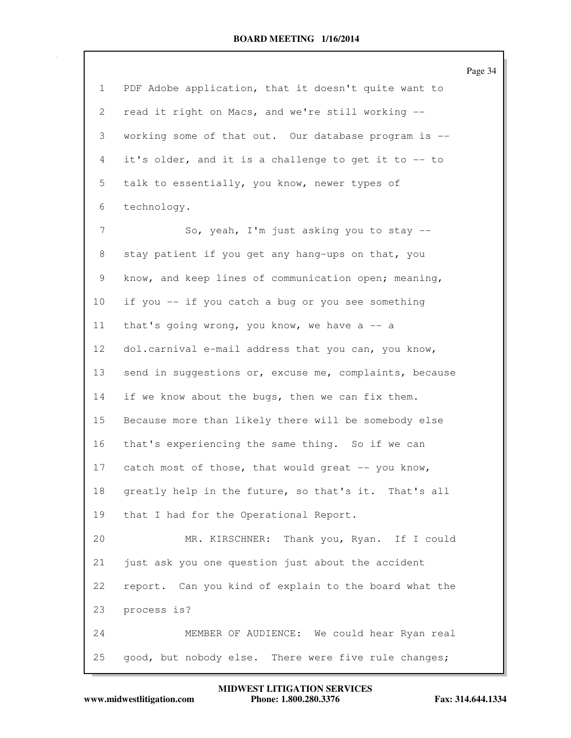1 PDF Adobe application, that it doesn't quite want to
2 read it right on Macs, and we're still working --
3 working some of that out. Our database program is --
4 it's older, and it is a challenge to get it to -- to
5 talk to essentially, you know, newer types of
6 technology.

7 So, yeah, I'm just asking you to stay --
8 stay patient if you get any hang-ups on that, you
9 know, and keep lines of communication open; meaning,
10 if you -- if you catch a bug or you see something
11 that's going wrong, you know, we have a -- a
12 dol.carnival e-mail address that you can, you know,
13 send in suggestions or, excuse me, complaints, because
14 if we know about the bugs, then we can fix them.
15 Because more than likely there will be somebody else
16 that's experiencing the same thing. So if we can
17 catch most of those, that would great -- you know,
18 greatly help in the future, so that's it. That's all
19 that I had for the Operational Report.

20 MR. KIRSCHNER: Thank you, Ryan. If I could
21 just ask you one question just about the accident
22 report. Can you kind of explain to the board what the
23 process is?

24 MEMBER OF AUDIENCE: We could hear Ryan real
25 good, but nobody else. There were five rule changes;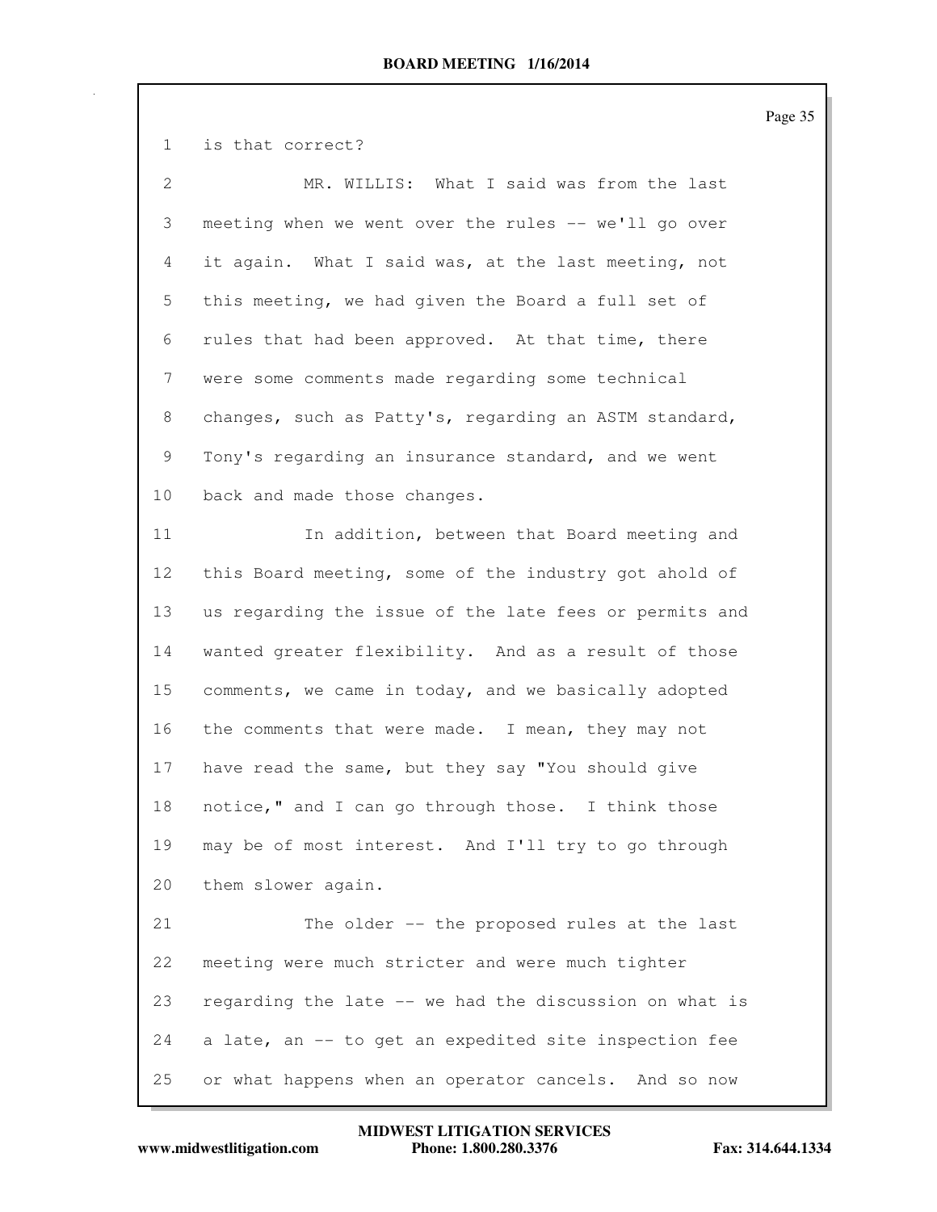is that correct?

MR. WILLIS: What I said was from the last meeting when we went over the rules -- we'll go over it again. What I said was, at the last meeting, not this meeting, we had given the Board a full set of rules that had been approved. At that time, there were some comments made regarding some technical changes, such as Patty's, regarding an ASTM standard, Tony's regarding an insurance standard, and we went back and made those changes.

In addition, between that Board meeting and this Board meeting, some of the industry got ahold of us regarding the issue of the late fees or permits and wanted greater flexibility. And as a result of those comments, we came in today, and we basically adopted the comments that were made. I mean, they may not have read the same, but they say "You should give notice," and I can go through those. I think those may be of most interest. And I'll try to go through them slower again.

The older -- the proposed rules at the last meeting were much stricter and were much tighter regarding the late -- we had the discussion on what is a late, an -- to get an expedited site inspection fee or what happens when an operator cancels. And so now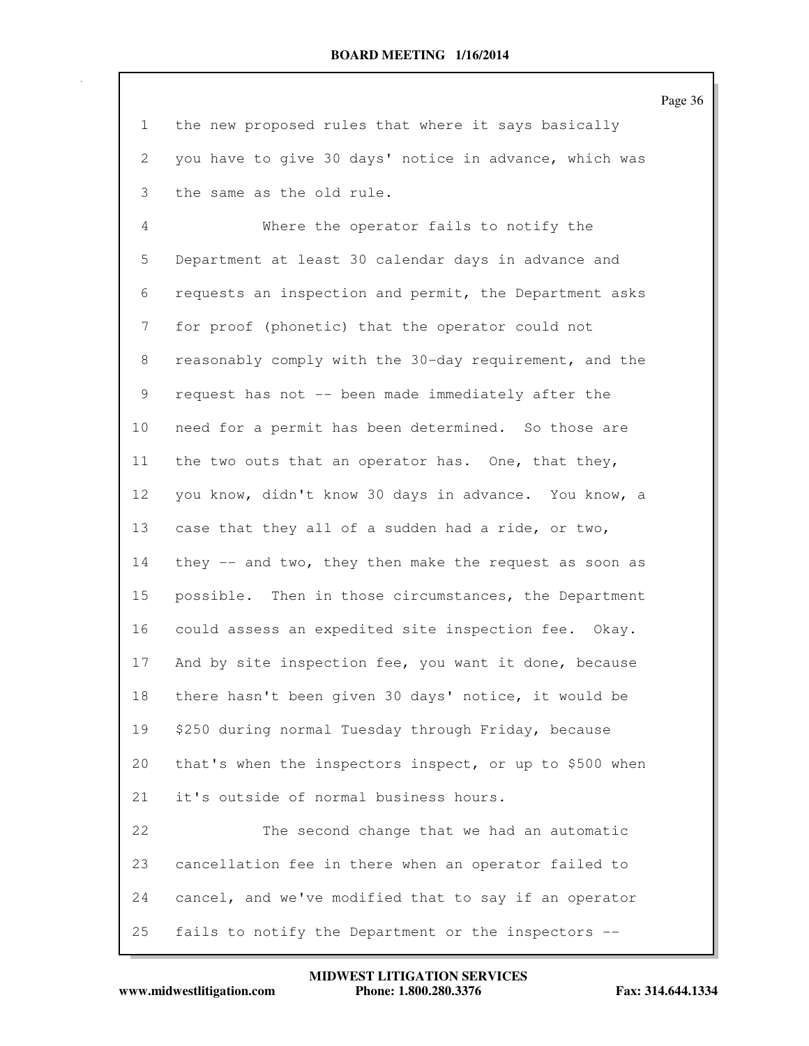1 the new proposed rules that where it says basically
2 you have to give 30 days' notice in advance, which was
3 the same as the old rule.

4 Where the operator fails to notify the
5 Department at least 30 calendar days in advance and
6 requests an inspection and permit, the Department asks
7 for proof (phonetic) that the operator could not
8 reasonably comply with the 30-day requirement, and the
9 request has not -- been made immediately after the
10 need for a permit has been determined. So those are
11 the two outs that an operator has. One, that they,
12 you know, didn't know 30 days in advance. You know, a
13 case that they all of a sudden had a ride, or two,
14 they -- and two, they then make the request as soon as
15 possible. Then in those circumstances, the Department
16 could assess an expedited site inspection fee. Okay.
17 And by site inspection fee, you want it done, because
18 there hasn't been given 30 days' notice, it would be
19 $250 during normal Tuesday through Friday, because
20 that's when the inspectors inspect, or up to $500 when
21 it's outside of normal business hours.

22 The second change that we had an automatic
23 cancellation fee in there when an operator failed to
24 cancel, and we've modified that to say if an operator
25 fails to notify the Department or the inspectors --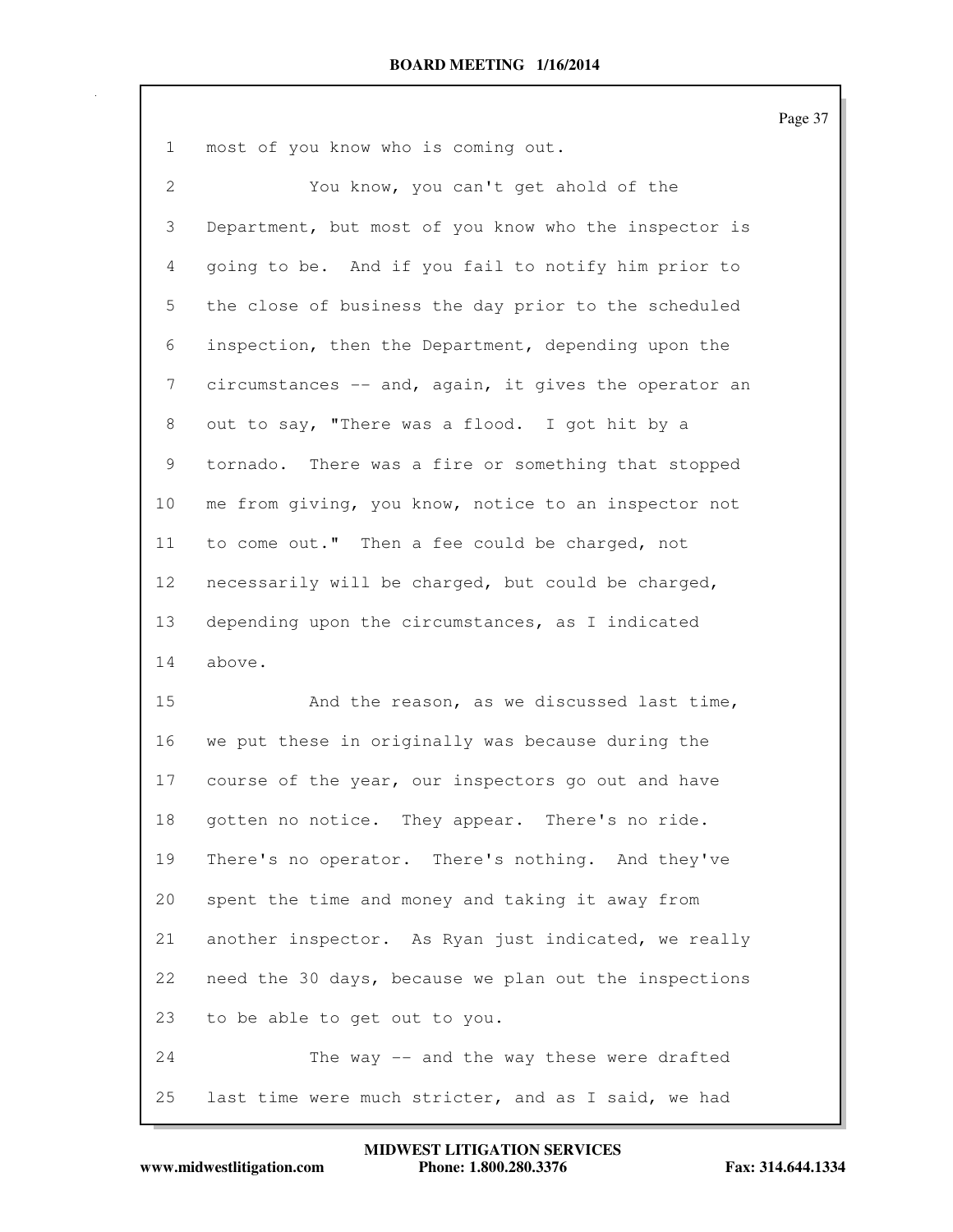most of you know who is coming out.

You know, you can't get ahold of the Department, but most of you know who the inspector is going to be. And if you fail to notify him prior to the close of business the day prior to the scheduled inspection, then the Department, depending upon the circumstances -- and, again, it gives the operator an out to say, "There was a flood. I got hit by a tornado. There was a fire or something that stopped me from giving, you know, notice to an inspector not to come out." Then a fee could be charged, not necessarily will be charged, but could be charged, depending upon the circumstances, as I indicated above.

And the reason, as we discussed last time, we put these in originally was because during the course of the year, our inspectors go out and have gotten no notice. They appear. There's no ride. There's no operator. There's nothing. And they've spent the time and money and taking it away from another inspector. As Ryan just indicated, we really need the 30 days, because we plan out the inspections to be able to get out to you.

The way -- and the way these were drafted last time were much stricter, and as I said, we had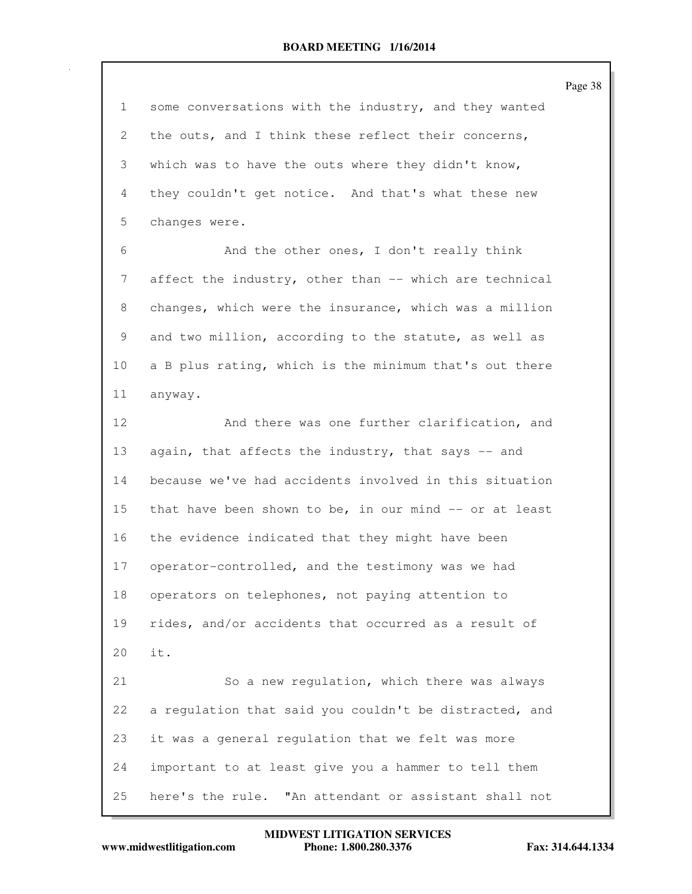some conversations with the industry, and they wanted the outs, and I think these reflect their concerns, which was to have the outs where they didn't know, they couldn't get notice. And that's what these new changes were.

And the other ones, I don't really think affect the industry, other than -- which are technical changes, which were the insurance, which was a million and two million, according to the statute, as well as a B plus rating, which is the minimum that's out there anyway.

And there was one further clarification, and again, that affects the industry, that says -- and because we've had accidents involved in this situation that have been shown to be, in our mind -- or at least the evidence indicated that they might have been operator-controlled, and the testimony was we had operators on telephones, not paying attention to rides, and/or accidents that occurred as a result of it.

So a new regulation, which there was always a regulation that said you couldn't be distracted, and it was a general regulation that we felt was more important to at least give you a hammer to tell them here's the rule. "An attendant or assistant shall not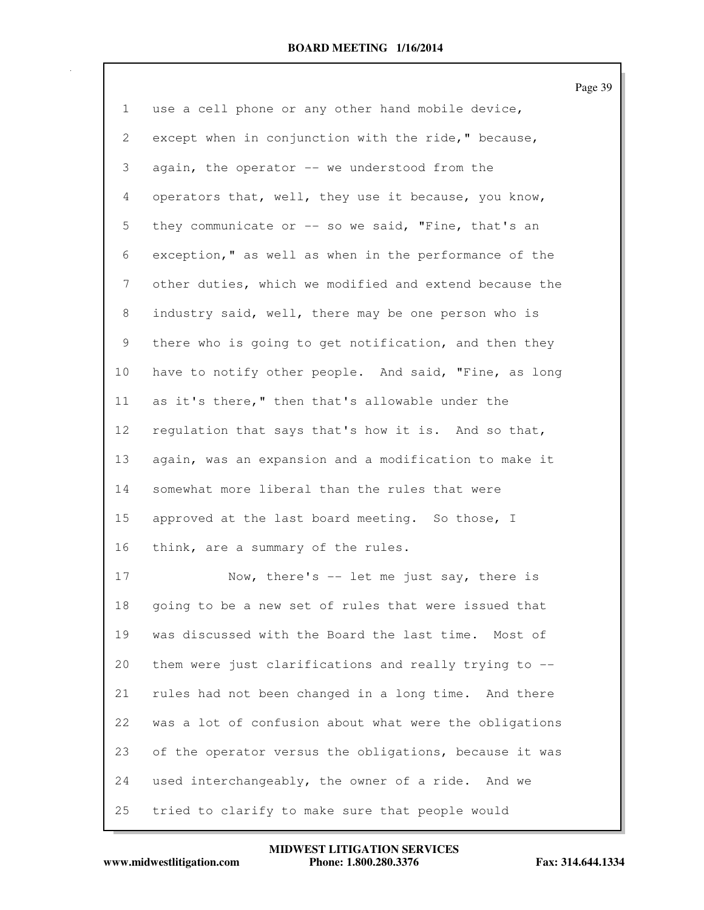use a cell phone or any other hand mobile device, except when in conjunction with the ride," because, again, the operator -- we understood from the operators that, well, they use it because, you know, they communicate or -- so we said, "Fine, that's an exception," as well as when in the performance of the other duties, which we modified and extend because the industry said, well, there may be one person who is there who is going to get notification, and then they have to notify other people. And said, "Fine, as long as it's there," then that's allowable under the regulation that says that's how it is. And so that, again, was an expansion and a modification to make it somewhat more liberal than the rules that were approved at the last board meeting. So those, I think, are a summary of the rules.

Now, there's -- let me just say, there is going to be a new set of rules that were issued that was discussed with the Board the last time. Most of them were just clarifications and really trying to -- rules had not been changed in a long time. And there was a lot of confusion about what were the obligations of the operator versus the obligations, because it was used interchangeably, the owner of a ride. And we tried to clarify to make sure that people would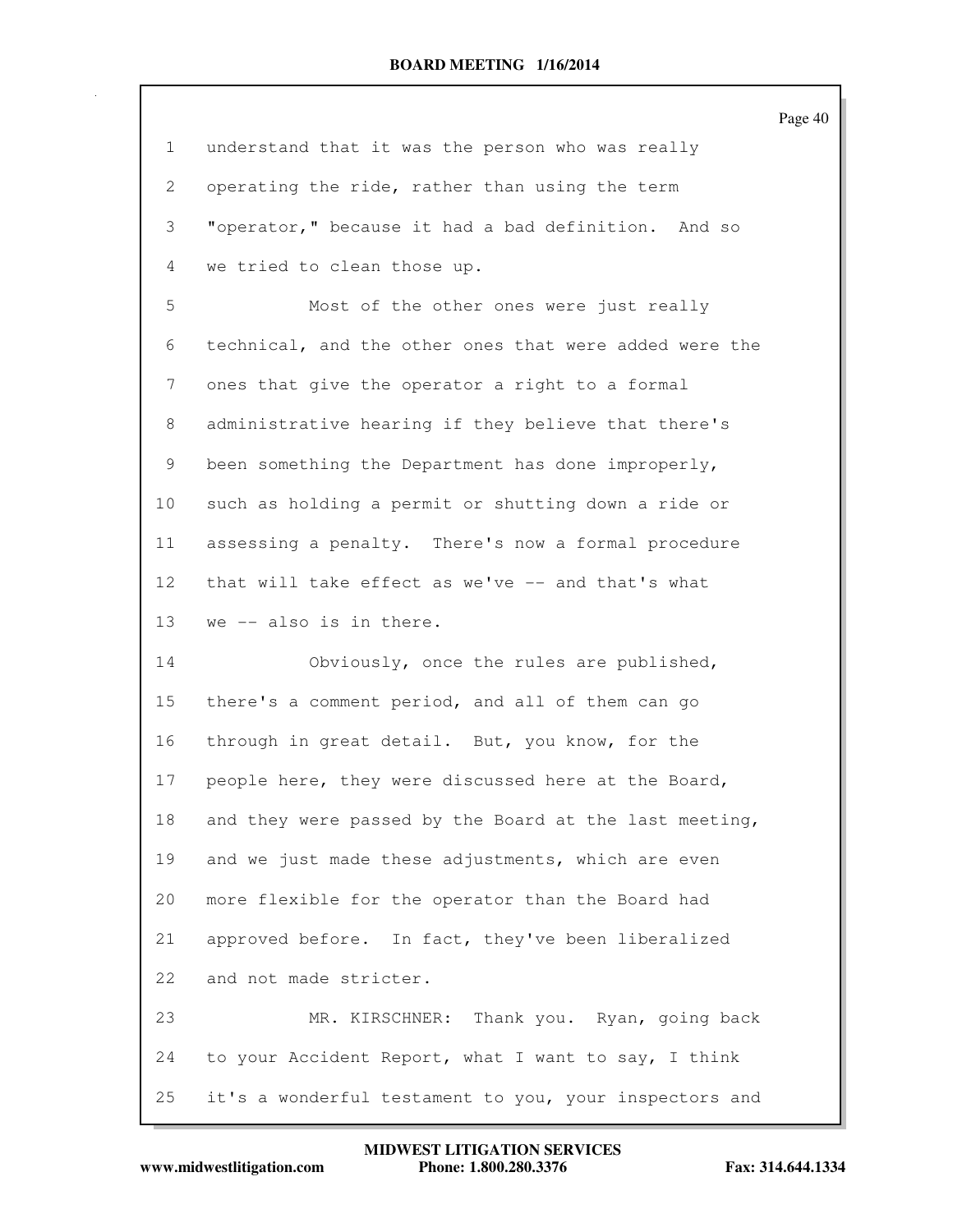understand that it was the person who was really operating the ride, rather than using the term "operator," because it had a bad definition. And so we tried to clean those up.

Most of the other ones were just really technical, and the other ones that were added were the ones that give the operator a right to a formal administrative hearing if they believe that there's been something the Department has done improperly, such as holding a permit or shutting down a ride or assessing a penalty. There's now a formal procedure that will take effect as we've -- and that's what we -- also is in there.

Obviously, once the rules are published, there's a comment period, and all of them can go through in great detail. But, you know, for the people here, they were discussed here at the Board, and they were passed by the Board at the last meeting, and we just made these adjustments, which are even more flexible for the operator than the Board had approved before. In fact, they've been liberalized and not made stricter.

MR. KIRSCHNER: Thank you. Ryan, going back to your Accident Report, what I want to say, I think it's a wonderful testament to you, your inspectors and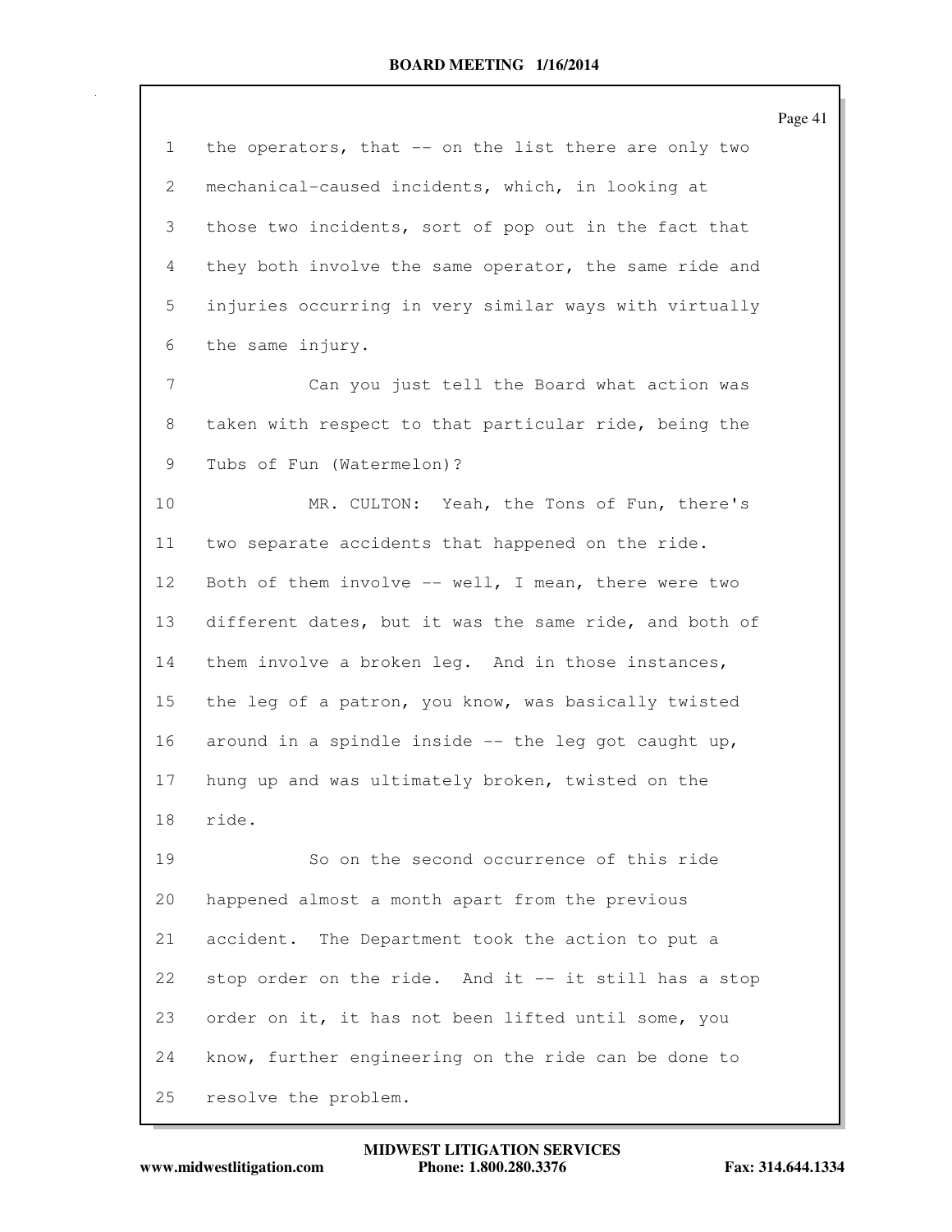the operators, that -- on the list there are only two mechanical-caused incidents, which, in looking at those two incidents, sort of pop out in the fact that they both involve the same operator, the same ride and injuries occurring in very similar ways with virtually the same injury.

Can you just tell the Board what action was taken with respect to that particular ride, being the Tubs of Fun (Watermelon)?

MR. CULTON: Yeah, the Tons of Fun, there's two separate accidents that happened on the ride. Both of them involve -- well, I mean, there were two different dates, but it was the same ride, and both of them involve a broken leg. And in those instances, the leg of a patron, you know, was basically twisted around in a spindle inside -- the leg got caught up, hung up and was ultimately broken, twisted on the ride.

So on the second occurrence of this ride happened almost a month apart from the previous accident. The Department took the action to put a stop order on the ride. And it -- it still has a stop order on it, it has not been lifted until some, you know, further engineering on the ride can be done to resolve the problem.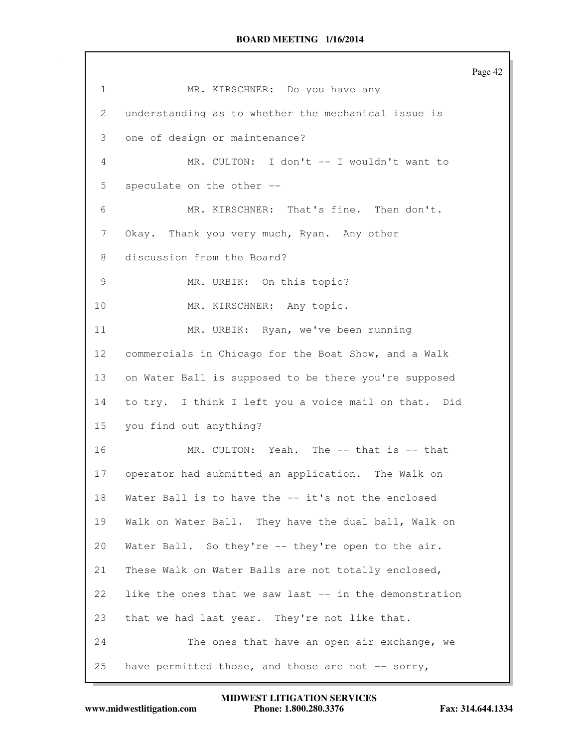1 MR. KIRSCHNER: Do you have any
2 understanding as to whether the mechanical issue is
3 one of design or maintenance?
4 MR. CULTON: I don't -- I wouldn't want to
5 speculate on the other --
6 MR. KIRSCHNER: That's fine. Then don't.
7 Okay. Thank you very much, Ryan. Any other
8 discussion from the Board?
9 MR. URBIK: On this topic?
10 MR. KIRSCHNER: Any topic.
11 MR. URBIK: Ryan, we've been running
12 commercials in Chicago for the Boat Show, and a Walk
13 on Water Ball is supposed to be there you're supposed
14 to try. I think I left you a voice mail on that. Did
15 you find out anything?
16 MR. CULTON: Yeah. The -- that is -- that
17 operator had submitted an application. The Walk on
18 Water Ball is to have the -- it's not the enclosed
19 Walk on Water Ball. They have the dual ball, Walk on
20 Water Ball. So they're -- they're open to the air.
21 These Walk on Water Balls are not totally enclosed,
22 like the ones that we saw last -- in the demonstration
23 that we had last year. They're not like that.
24 The ones that have an open air exchange, we
25 have permitted those, and those are not -- sorry,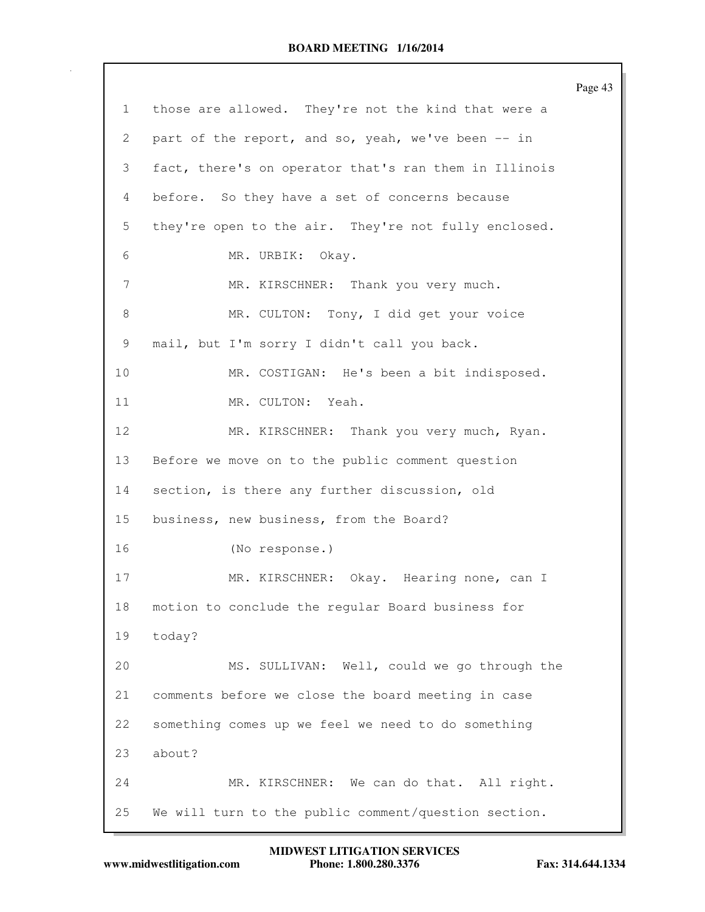1 those are allowed. They're not the kind that were a
2 part of the report, and so, yeah, we've been -- in
3 fact, there's on operator that's ran them in Illinois
4 before. So they have a set of concerns because
5 they're open to the air. They're not fully enclosed.
6 MR. URBIK: Okay.
7 MR. KIRSCHNER: Thank you very much.
8 MR. CULTON: Tony, I did get your voice
9 mail, but I'm sorry I didn't call you back.
10 MR. COSTIGAN: He's been a bit indisposed.
11 MR. CULTON: Yeah.
12 MR. KIRSCHNER: Thank you very much, Ryan.
13 Before we move on to the public comment question
14 section, is there any further discussion, old
15 business, new business, from the Board?
16 (No response.)
17 MR. KIRSCHNER: Okay. Hearing none, can I
18 motion to conclude the regular Board business for
19 today?
20 MS. SULLIVAN: Well, could we go through the
21 comments before we close the board meeting in case
22 something comes up we feel we need to do something
23 about?
24 MR. KIRSCHNER: We can do that. All right.
25 We will turn to the public comment/question section.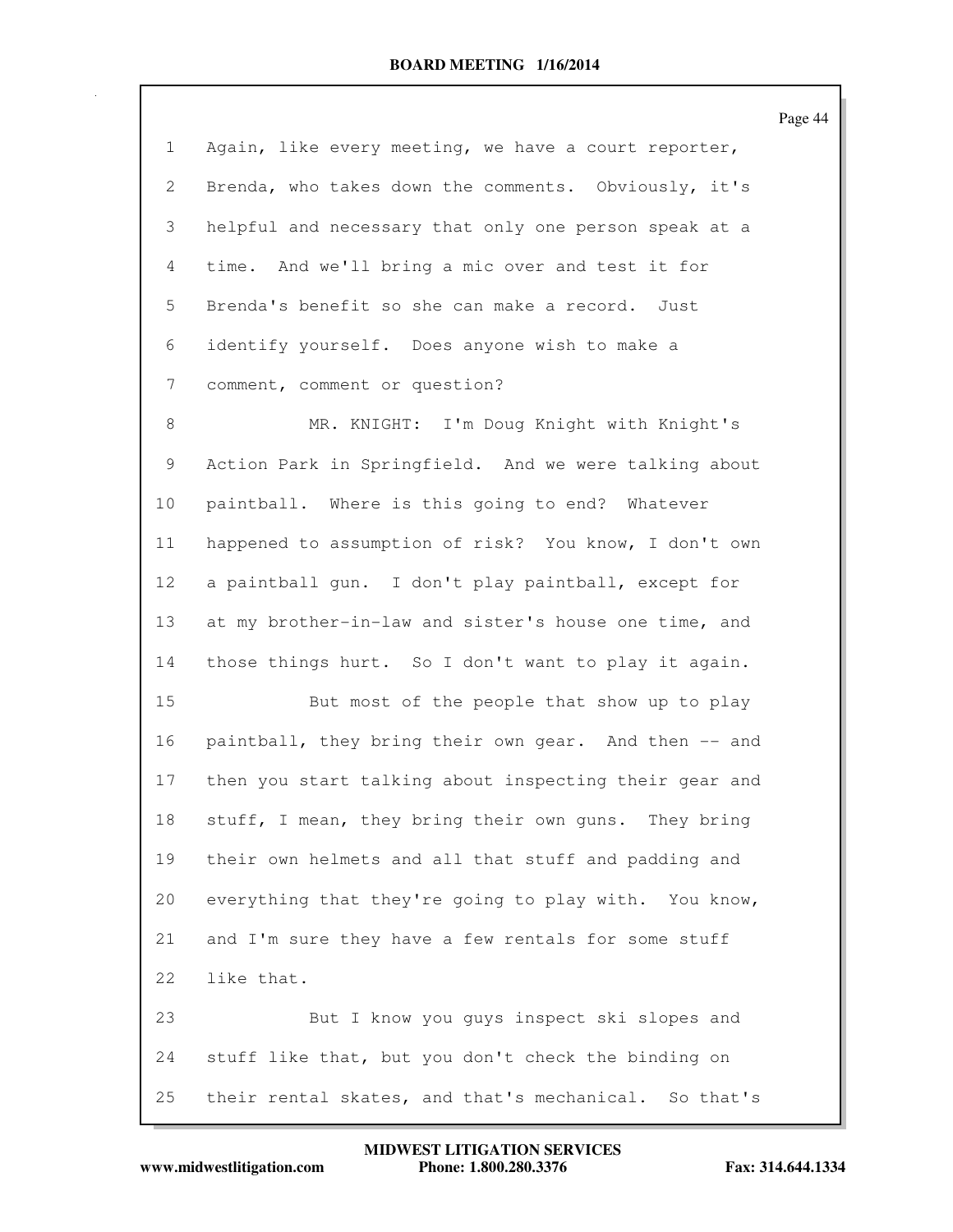Again, like every meeting, we have a court reporter, Brenda, who takes down the comments. Obviously, it's helpful and necessary that only one person speak at a time. And we'll bring a mic over and test it for Brenda's benefit so she can make a record. Just identify yourself. Does anyone wish to make a comment, comment or question?

MR. KNIGHT: I'm Doug Knight with Knight's Action Park in Springfield. And we were talking about paintball. Where is this going to end? Whatever happened to assumption of risk? You know, I don't own a paintball gun. I don't play paintball, except for at my brother-in-law and sister's house one time, and those things hurt. So I don't want to play it again.

But most of the people that show up to play paintball, they bring their own gear. And then -- and then you start talking about inspecting their gear and stuff, I mean, they bring their own guns. They bring their own helmets and all that stuff and padding and everything that they're going to play with. You know, and I'm sure they have a few rentals for some stuff like that.

But I know you guys inspect ski slopes and stuff like that, but you don't check the binding on their rental skates, and that's mechanical. So that's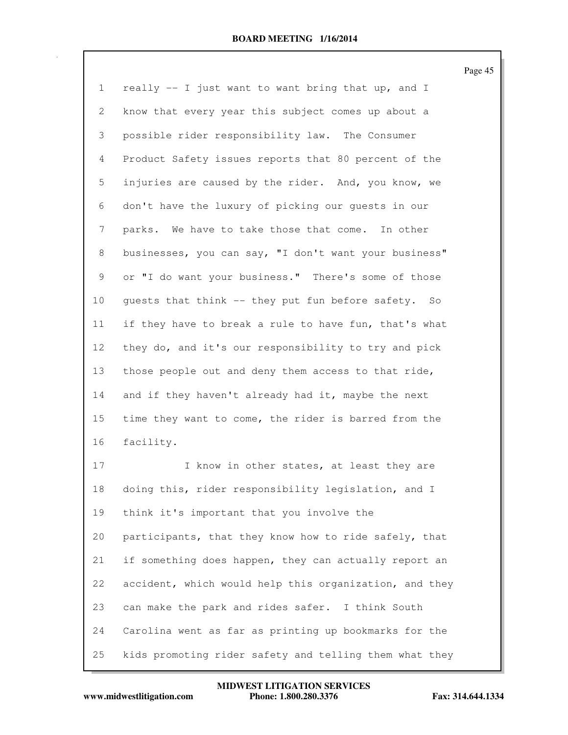really -- I just want to want bring that up, and I know that every year this subject comes up about a possible rider responsibility law. The Consumer Product Safety issues reports that 80 percent of the injuries are caused by the rider. And, you know, we don't have the luxury of picking our guests in our parks. We have to take those that come. In other businesses, you can say, "I don't want your business" or "I do want your business." There's some of those guests that think -- they put fun before safety. So if they have to break a rule to have fun, that's what they do, and it's our responsibility to try and pick those people out and deny them access to that ride, and if they haven't already had it, maybe the next time they want to come, the rider is barred from the facility.

I know in other states, at least they are doing this, rider responsibility legislation, and I think it's important that you involve the participants, that they know how to ride safely, that if something does happen, they can actually report an accident, which would help this organization, and they can make the park and rides safer. I think South Carolina went as far as printing up bookmarks for the kids promoting rider safety and telling them what they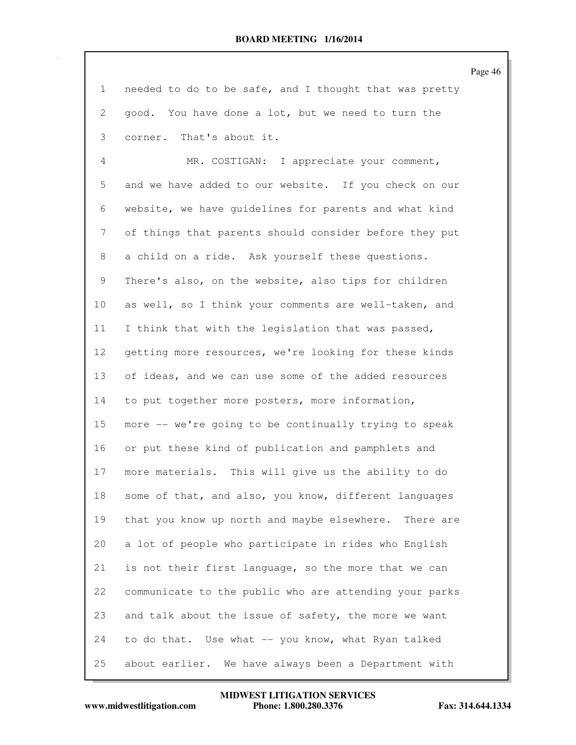needed to do to be safe, and I thought that was pretty good. You have done a lot, but we need to turn the corner. That's about it.

MR. COSTIGAN: I appreciate your comment, and we have added to our website. If you check on our website, we have guidelines for parents and what kind of things that parents should consider before they put a child on a ride. Ask yourself these questions. There's also, on the website, also tips for children as well, so I think your comments are well-taken, and I think that with the legislation that was passed, getting more resources, we're looking for these kinds of ideas, and we can use some of the added resources to put together more posters, more information, more -- we're going to be continually trying to speak or put these kind of publication and pamphlets and more materials. This will give us the ability to do some of that, and also, you know, different languages that you know up north and maybe elsewhere. There are a lot of people who participate in rides who English is not their first language, so the more that we can communicate to the public who are attending your parks and talk about the issue of safety, the more we want to do that. Use what -- you know, what Ryan talked about earlier. We have always been a Department with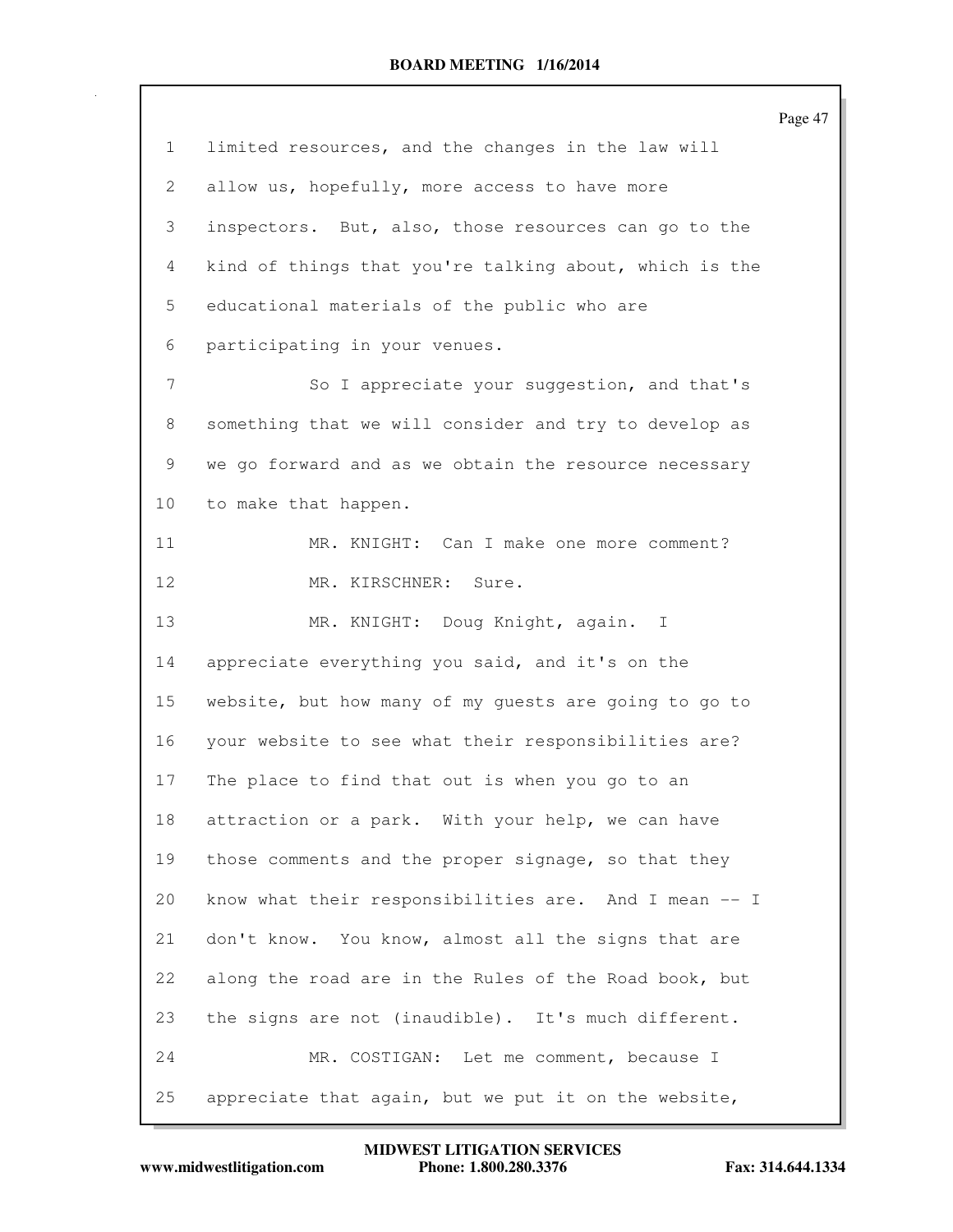limited resources, and the changes in the law will allow us, hopefully, more access to have more inspectors. But, also, those resources can go to the kind of things that you're talking about, which is the educational materials of the public who are participating in your venues.

So I appreciate your suggestion, and that's something that we will consider and try to develop as we go forward and as we obtain the resource necessary to make that happen.

MR. KNIGHT: Can I make one more comment?

MR. KIRSCHNER: Sure.

MR. KNIGHT: Doug Knight, again. I appreciate everything you said, and it's on the website, but how many of my guests are going to go to your website to see what their responsibilities are? The place to find that out is when you go to an attraction or a park. With your help, we can have those comments and the proper signage, so that they know what their responsibilities are. And I mean -- I don't know. You know, almost all the signs that are along the road are in the Rules of the Road book, but the signs are not (inaudible). It's much different.

MR. COSTIGAN: Let me comment, because I appreciate that again, but we put it on the website,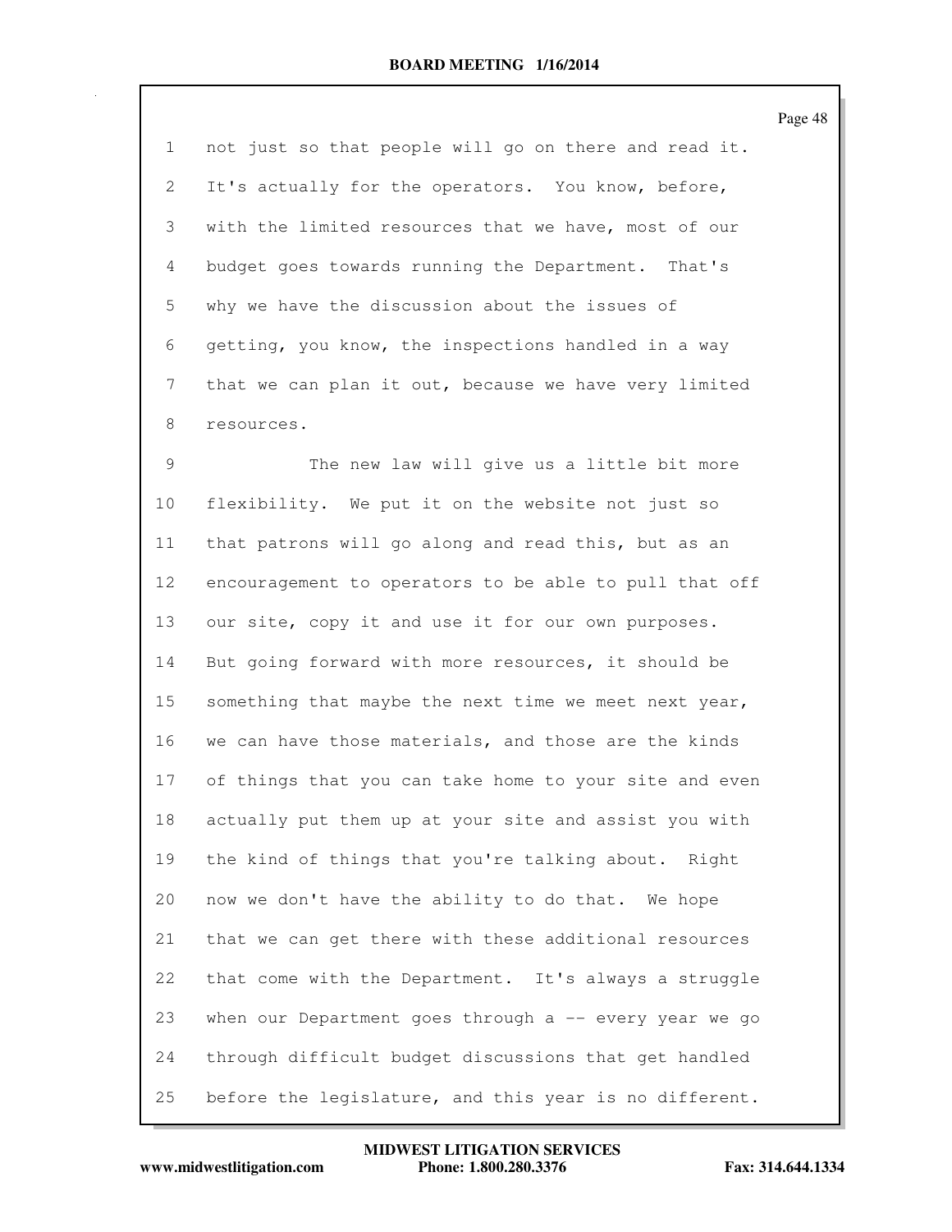not just so that people will go on there and read it. It's actually for the operators. You know, before, with the limited resources that we have, most of our budget goes towards running the Department. That's why we have the discussion about the issues of getting, you know, the inspections handled in a way that we can plan it out, because we have very limited resources.

The new law will give us a little bit more flexibility. We put it on the website not just so that patrons will go along and read this, but as an encouragement to operators to be able to pull that off our site, copy it and use it for our own purposes. But going forward with more resources, it should be something that maybe the next time we meet next year, we can have those materials, and those are the kinds of things that you can take home to your site and even actually put them up at your site and assist you with the kind of things that you're talking about. Right now we don't have the ability to do that. We hope that we can get there with these additional resources that come with the Department. It's always a struggle when our Department goes through a -- every year we go through difficult budget discussions that get handled before the legislature, and this year is no different.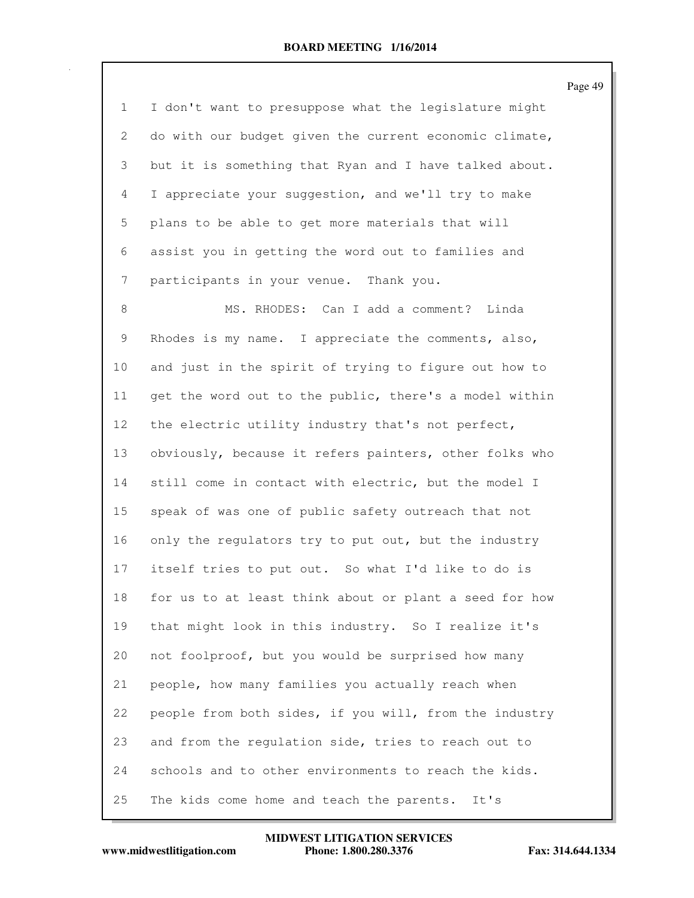I don't want to presuppose what the legislature might do with our budget given the current economic climate, but it is something that Ryan and I have talked about. I appreciate your suggestion, and we'll try to make plans to be able to get more materials that will assist you in getting the word out to families and participants in your venue. Thank you.

MS. RHODES: Can I add a comment? Linda Rhodes is my name. I appreciate the comments, also, and just in the spirit of trying to figure out how to get the word out to the public, there's a model within the electric utility industry that's not perfect, obviously, because it refers painters, other folks who still come in contact with electric, but the model I speak of was one of public safety outreach that not only the regulators try to put out, but the industry itself tries to put out. So what I'd like to do is for us to at least think about or plant a seed for how that might look in this industry. So I realize it's not foolproof, but you would be surprised how many people, how many families you actually reach when people from both sides, if you will, from the industry and from the regulation side, tries to reach out to schools and to other environments to reach the kids. The kids come home and teach the parents. It's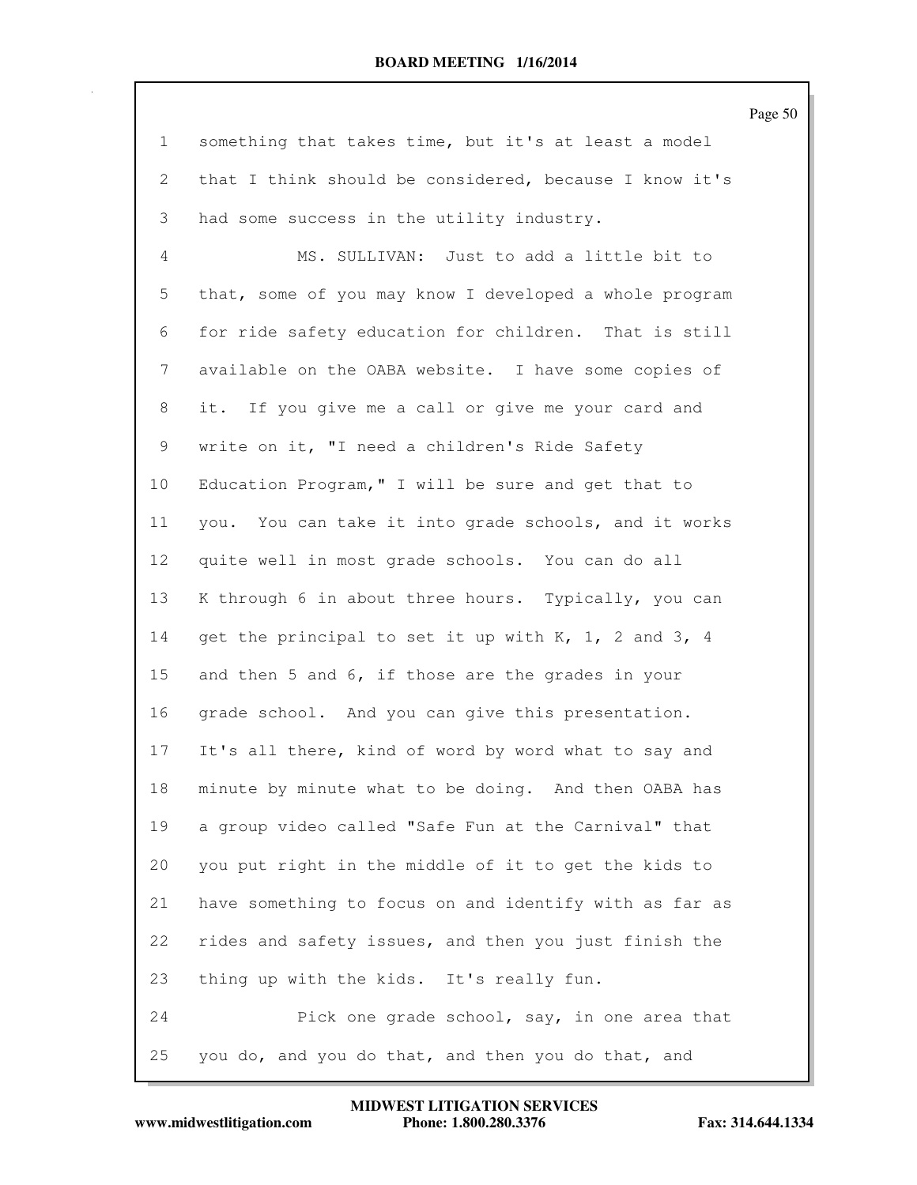something that takes time, but it's at least a model that I think should be considered, because I know it's had some success in the utility industry.

MS. SULLIVAN: Just to add a little bit to that, some of you may know I developed a whole program for ride safety education for children. That is still available on the OABA website. I have some copies of it. If you give me a call or give me your card and write on it, "I need a children's Ride Safety Education Program," I will be sure and get that to you. You can take it into grade schools, and it works quite well in most grade schools. You can do all K through 6 in about three hours. Typically, you can get the principal to set it up with K, 1, 2 and 3, 4 and then 5 and 6, if those are the grades in your grade school. And you can give this presentation. It's all there, kind of word by word what to say and minute by minute what to be doing. And then OABA has a group video called "Safe Fun at the Carnival" that you put right in the middle of it to get the kids to have something to focus on and identify with as far as rides and safety issues, and then you just finish the thing up with the kids. It's really fun.

Pick one grade school, say, in one area that you do, and you do that, and then you do that, and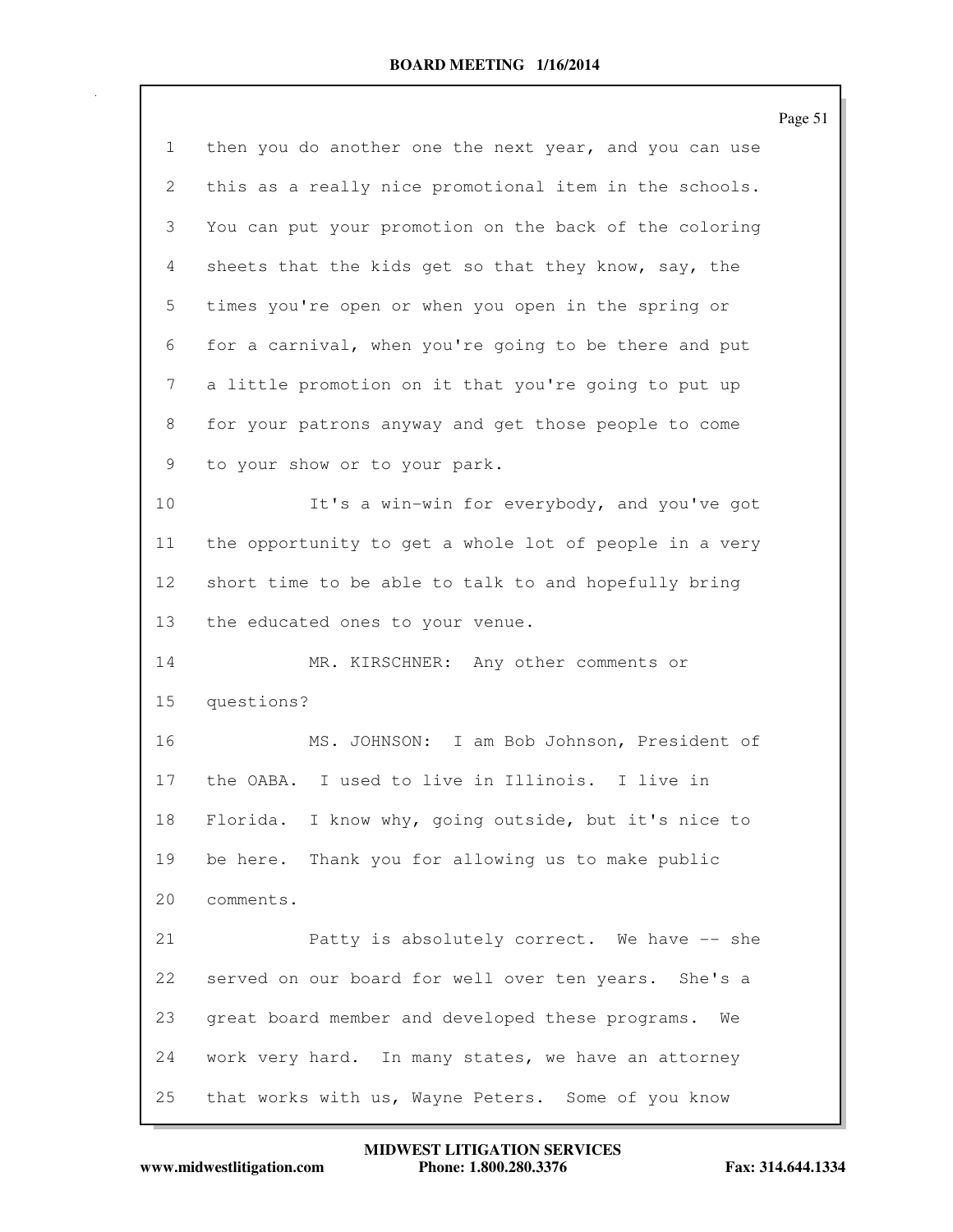1 then you do another one the next year, and you can use
2 this as a really nice promotional item in the schools.
3 You can put your promotion on the back of the coloring
4 sheets that the kids get so that they know, say, the
5 times you're open or when you open in the spring or
6 for a carnival, when you're going to be there and put
7 a little promotion on it that you're going to put up
8 for your patrons anyway and get those people to come
9 to your show or to your park.

10 It's a win-win for everybody, and you've got
11 the opportunity to get a whole lot of people in a very
12 short time to be able to talk to and hopefully bring
13 the educated ones to your venue.

14 MR. KIRSCHNER: Any other comments or
15 questions?

16 MS. JOHNSON: I am Bob Johnson, President of
17 the OABA. I used to live in Illinois. I live in
18 Florida. I know why, going outside, but it's nice to
19 be here. Thank you for allowing us to make public
20 comments.

21 Patty is absolutely correct. We have -- she
22 served on our board for well over ten years. She's a
23 great board member and developed these programs. We
24 work very hard. In many states, we have an attorney
25 that works with us, Wayne Peters. Some of you know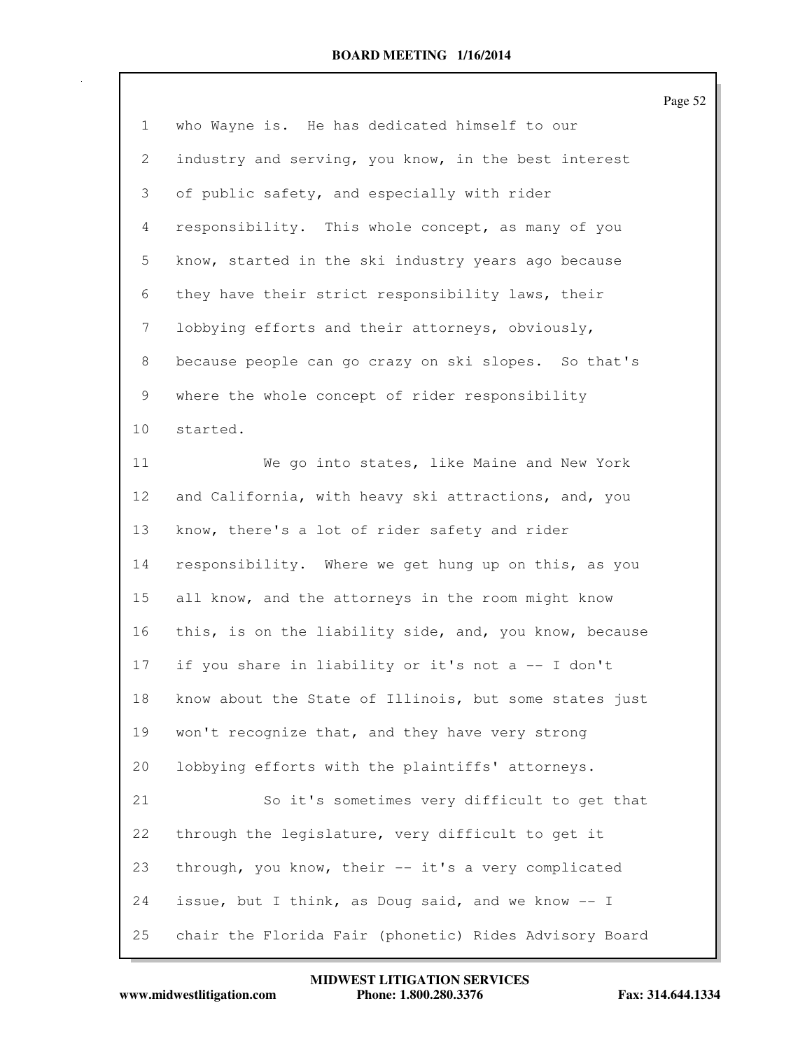1 who Wayne is. He has dedicated himself to our
2 industry and serving, you know, in the best interest
3 of public safety, and especially with rider
4 responsibility. This whole concept, as many of you
5 know, started in the ski industry years ago because
6 they have their strict responsibility laws, their
7 lobbying efforts and their attorneys, obviously,
8 because people can go crazy on ski slopes. So that's
9 where the whole concept of rider responsibility
10 started.

11 We go into states, like Maine and New York
12 and California, with heavy ski attractions, and, you
13 know, there's a lot of rider safety and rider
14 responsibility. Where we get hung up on this, as you
15 all know, and the attorneys in the room might know
16 this, is on the liability side, and, you know, because
17 if you share in liability or it's not a -- I don't
18 know about the State of Illinois, but some states just
19 won't recognize that, and they have very strong
20 lobbying efforts with the plaintiffs' attorneys.

21 So it's sometimes very difficult to get that
22 through the legislature, very difficult to get it
23 through, you know, their -- it's a very complicated
24 issue, but I think, as Doug said, and we know -- I
25 chair the Florida Fair (phonetic) Rides Advisory Board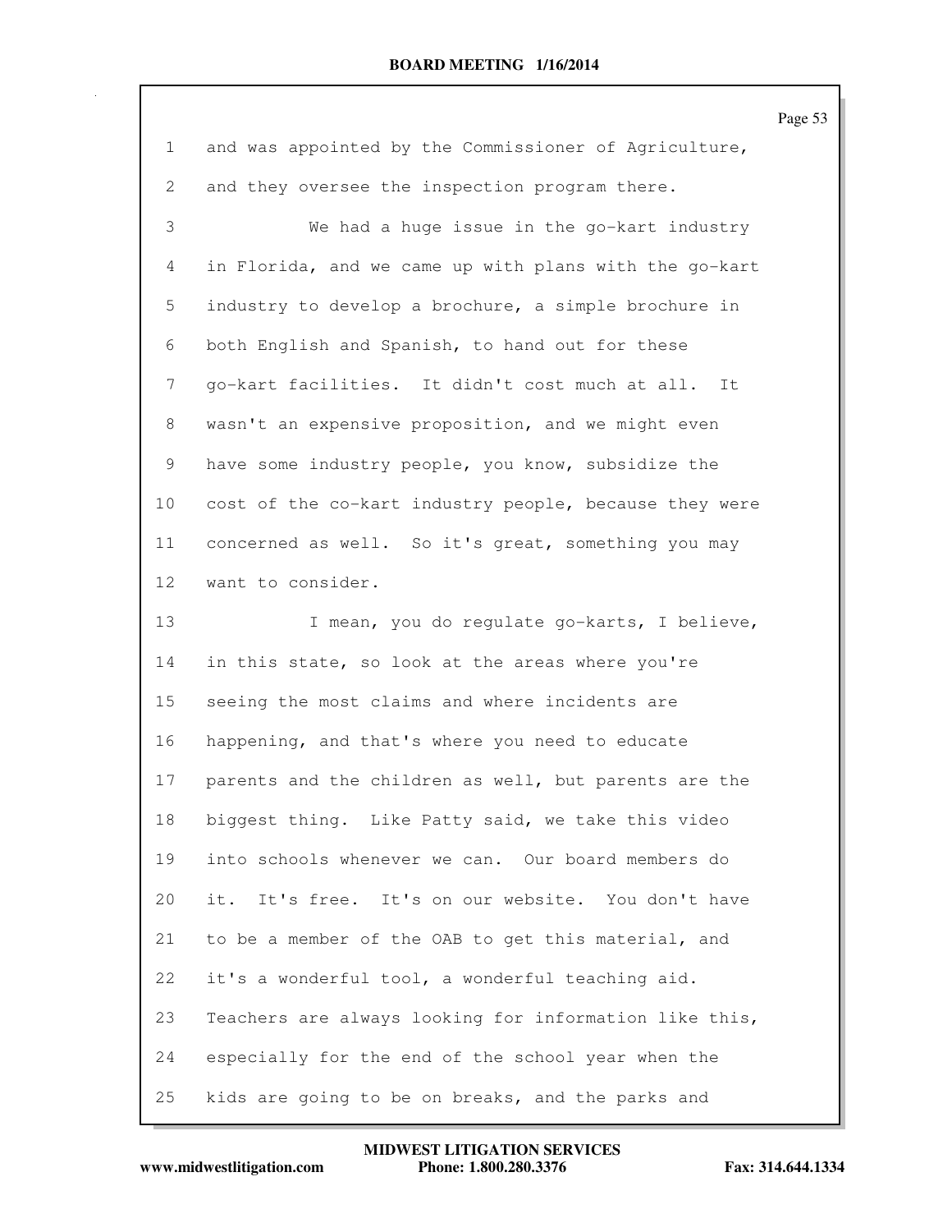1 and was appointed by the Commissioner of Agriculture,

2 and they oversee the inspection program there.

3 We had a huge issue in the go-kart industry

4 in Florida, and we came up with plans with the go-kart

5 industry to develop a brochure, a simple brochure in

6 both English and Spanish, to hand out for these

7 go-kart facilities. It didn't cost much at all. It

8 wasn't an expensive proposition, and we might even

9 have some industry people, you know, subsidize the

10 cost of the co-kart industry people, because they were

11 concerned as well. So it's great, something you may

12 want to consider.

13 I mean, you do regulate go-karts, I believe,

14 in this state, so look at the areas where you're

15 seeing the most claims and where incidents are

16 happening, and that's where you need to educate

17 parents and the children as well, but parents are the

18 biggest thing. Like Patty said, we take this video

19 into schools whenever we can. Our board members do

20 it. It's free. It's on our website. You don't have

21 to be a member of the OAB to get this material, and

22 it's a wonderful tool, a wonderful teaching aid.

23 Teachers are always looking for information like this,

24 especially for the end of the school year when the

25 kids are going to be on breaks, and the parks and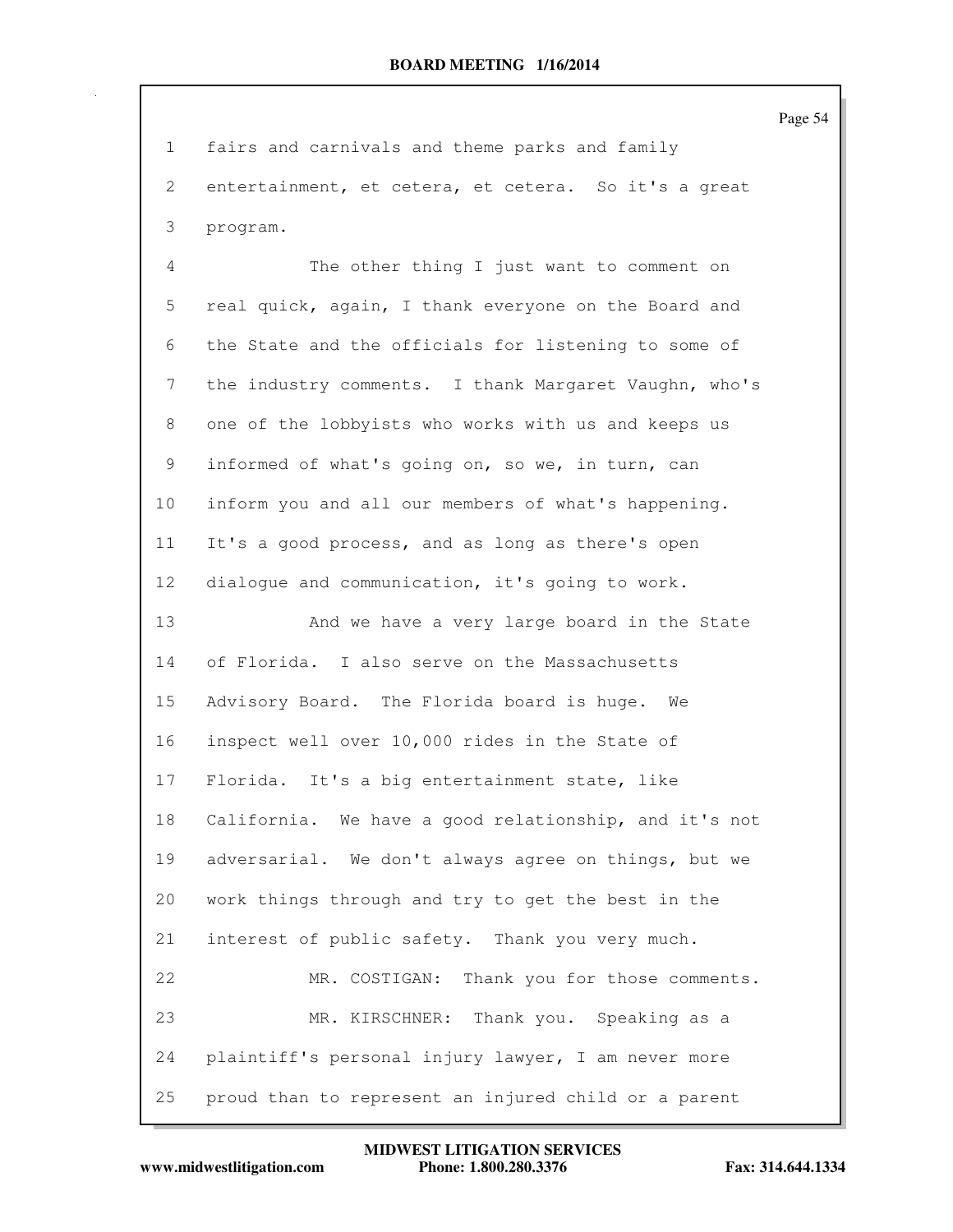fairs and carnivals and theme parks and family entertainment, et cetera, et cetera. So it's a great program.

The other thing I just want to comment on real quick, again, I thank everyone on the Board and the State and the officials for listening to some of the industry comments. I thank Margaret Vaughn, who's one of the lobbyists who works with us and keeps us informed of what's going on, so we, in turn, can inform you and all our members of what's happening. It's a good process, and as long as there's open dialogue and communication, it's going to work.

And we have a very large board in the State of Florida. I also serve on the Massachusetts Advisory Board. The Florida board is huge. We inspect well over 10,000 rides in the State of Florida. It's a big entertainment state, like California. We have a good relationship, and it's not adversarial. We don't always agree on things, but we work things through and try to get the best in the interest of public safety. Thank you very much.

MR. COSTIGAN: Thank you for those comments.

MR. KIRSCHNER: Thank you. Speaking as a plaintiff's personal injury lawyer, I am never more proud than to represent an injured child or a parent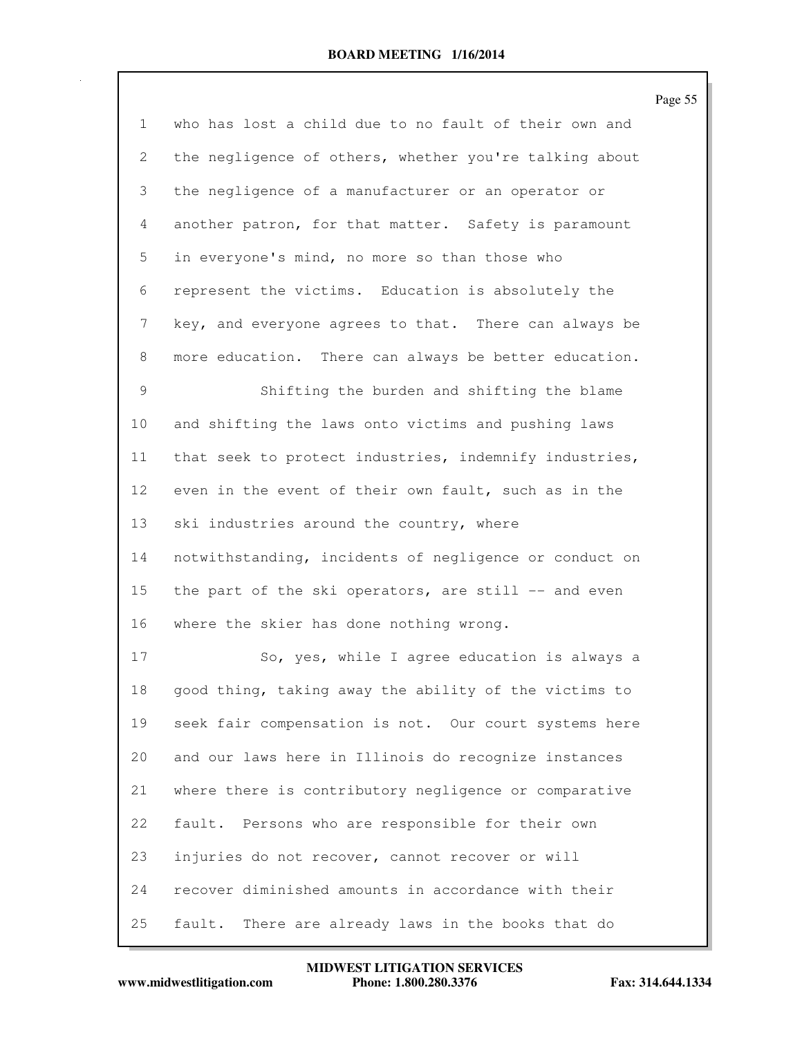who has lost a child due to no fault of their own and the negligence of others, whether you're talking about the negligence of a manufacturer or an operator or another patron, for that matter. Safety is paramount in everyone's mind, no more so than those who represent the victims. Education is absolutely the key, and everyone agrees to that. There can always be more education. There can always be better education.

Shifting the burden and shifting the blame and shifting the laws onto victims and pushing laws that seek to protect industries, indemnify industries, even in the event of their own fault, such as in the ski industries around the country, where notwithstanding, incidents of negligence or conduct on the part of the ski operators, are still -- and even where the skier has done nothing wrong.

So, yes, while I agree education is always a good thing, taking away the ability of the victims to seek fair compensation is not. Our court systems here and our laws here in Illinois do recognize instances where there is contributory negligence or comparative fault. Persons who are responsible for their own injuries do not recover, cannot recover or will recover diminished amounts in accordance with their fault. There are already laws in the books that do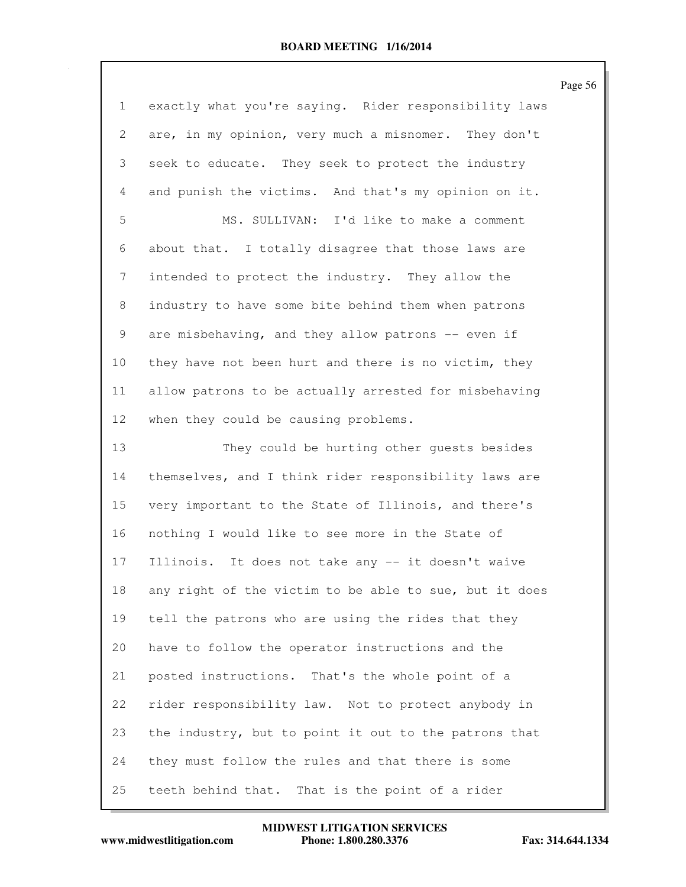exactly what you're saying. Rider responsibility laws are, in my opinion, very much a misnomer. They don't seek to educate. They seek to protect the industry and punish the victims. And that's my opinion on it.

MS. SULLIVAN: I'd like to make a comment about that. I totally disagree that those laws are intended to protect the industry. They allow the industry to have some bite behind them when patrons are misbehaving, and they allow patrons -- even if they have not been hurt and there is no victim, they allow patrons to be actually arrested for misbehaving when they could be causing problems.

They could be hurting other guests besides themselves, and I think rider responsibility laws are very important to the State of Illinois, and there's nothing I would like to see more in the State of Illinois. It does not take any -- it doesn't waive any right of the victim to be able to sue, but it does tell the patrons who are using the rides that they have to follow the operator instructions and the posted instructions. That's the whole point of a rider responsibility law. Not to protect anybody in the industry, but to point it out to the patrons that they must follow the rules and that there is some teeth behind that. That is the point of a rider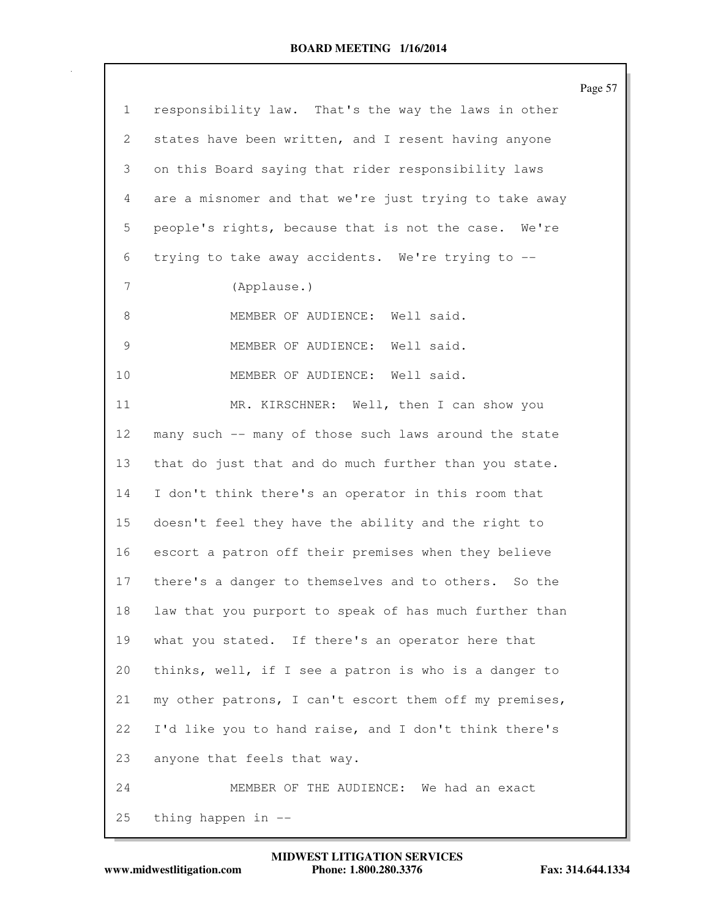responsibility law. That's the way the laws in other states have been written, and I resent having anyone on this Board saying that rider responsibility laws are a misnomer and that we're just trying to take away people's rights, because that is not the case. We're trying to take away accidents. We're trying to --

(Applause.)

MEMBER OF AUDIENCE: Well said.

MEMBER OF AUDIENCE: Well said.

MEMBER OF AUDIENCE: Well said.

MR. KIRSCHNER: Well, then I can show you many such -- many of those such laws around the state that do just that and do much further than you state. I don't think there's an operator in this room that doesn't feel they have the ability and the right to escort a patron off their premises when they believe there's a danger to themselves and to others. So the law that you purport to speak of has much further than what you stated. If there's an operator here that thinks, well, if I see a patron is who is a danger to my other patrons, I can't escort them off my premises, I'd like you to hand raise, and I don't think there's anyone that feels that way.

MEMBER OF THE AUDIENCE: We had an exact thing happen in --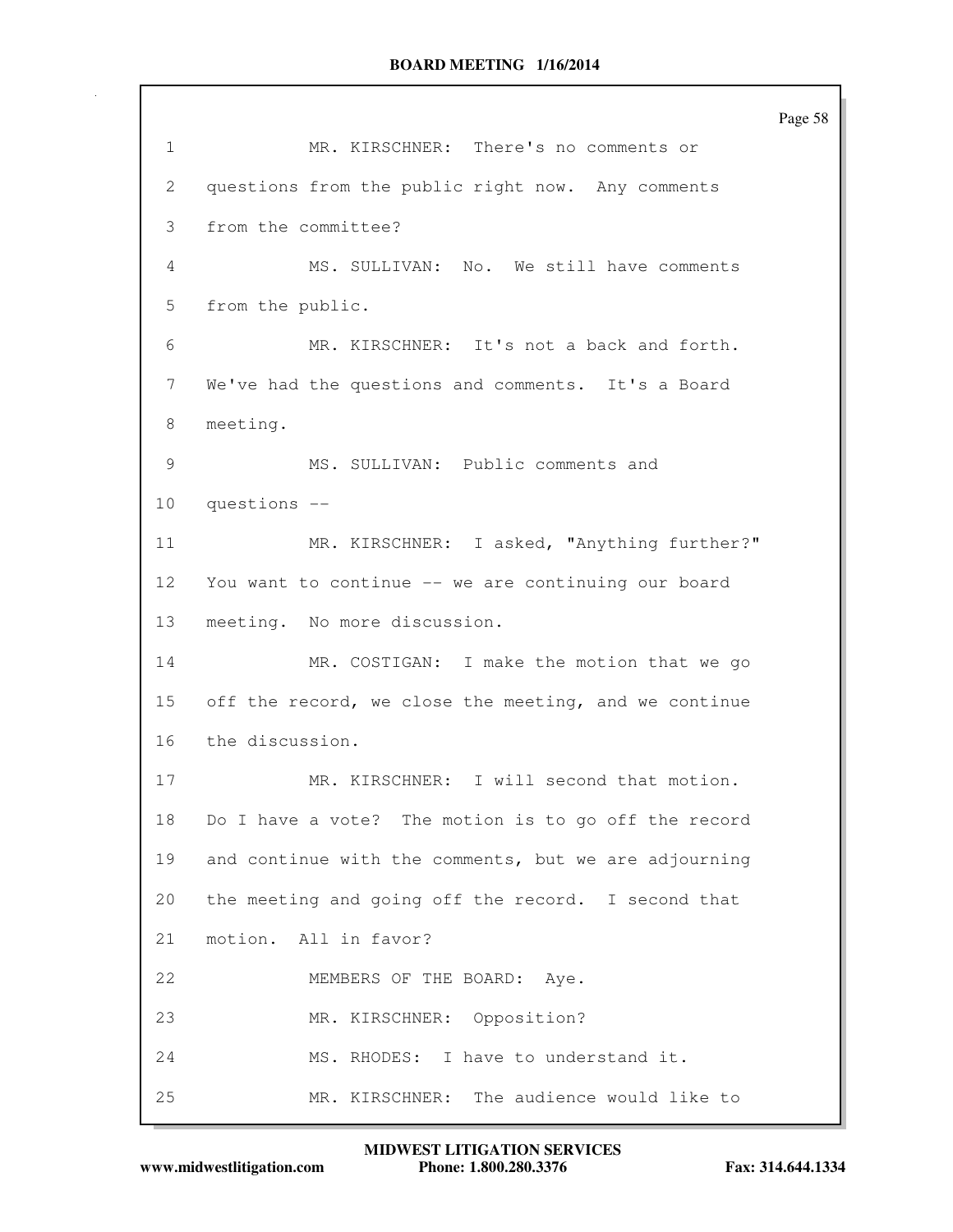1 MR. KIRSCHNER: There's no comments or
2 questions from the public right now. Any comments
3 from the committee?
4 MS. SULLIVAN: No. We still have comments
5 from the public.
6 MR. KIRSCHNER: It's not a back and forth.
7 We've had the questions and comments. It's a Board
8 meeting.
9 MS. SULLIVAN: Public comments and
10 questions --
11 MR. KIRSCHNER: I asked, "Anything further?"
12 You want to continue -- we are continuing our board
13 meeting. No more discussion.
14 MR. COSTIGAN: I make the motion that we go
15 off the record, we close the meeting, and we continue
16 the discussion.
17 MR. KIRSCHNER: I will second that motion.
18 Do I have a vote? The motion is to go off the record
19 and continue with the comments, but we are adjourning
20 the meeting and going off the record. I second that
21 motion. All in favor?
22 MEMBERS OF THE BOARD: Aye.
23 MR. KIRSCHNER: Opposition?
24 MS. RHODES: I have to understand it.
25 MR. KIRSCHNER: The audience would like to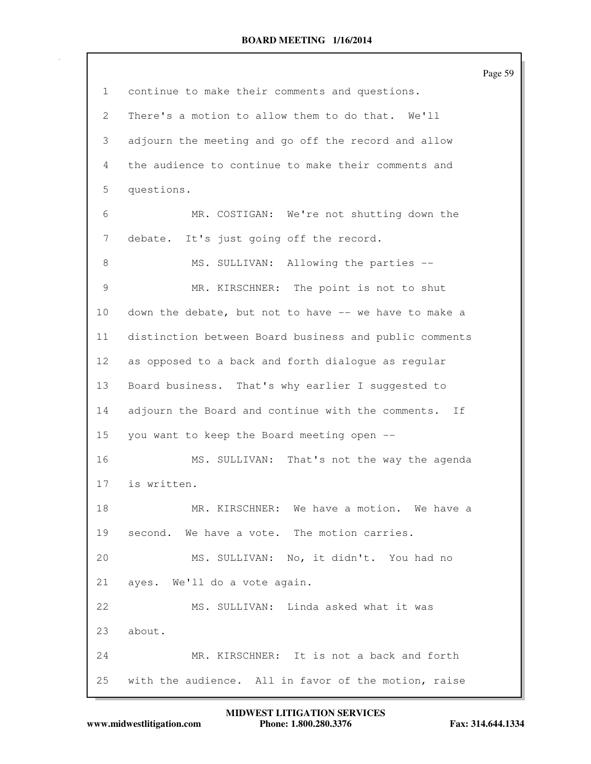1 continue to make their comments and questions.

2 There's a motion to allow them to do that. We'll

3 adjourn the meeting and go off the record and allow

4 the audience to continue to make their comments and

5 questions.

6 MR. COSTIGAN: We're not shutting down the

7 debate. It's just going off the record.

8 MS. SULLIVAN: Allowing the parties --

9 MR. KIRSCHNER: The point is not to shut

10 down the debate, but not to have -- we have to make a

11 distinction between Board business and public comments

12 as opposed to a back and forth dialogue as regular

13 Board business. That's why earlier I suggested to

14 adjourn the Board and continue with the comments. If

15 you want to keep the Board meeting open --

16 MS. SULLIVAN: That's not the way the agenda

17 is written.

18 MR. KIRSCHNER: We have a motion. We have a

19 second. We have a vote. The motion carries.

20 MS. SULLIVAN: No, it didn't. You had no

21 ayes. We'll do a vote again.

22 MS. SULLIVAN: Linda asked what it was

23 about.

24 MR. KIRSCHNER: It is not a back and forth

25 with the audience. All in favor of the motion, raise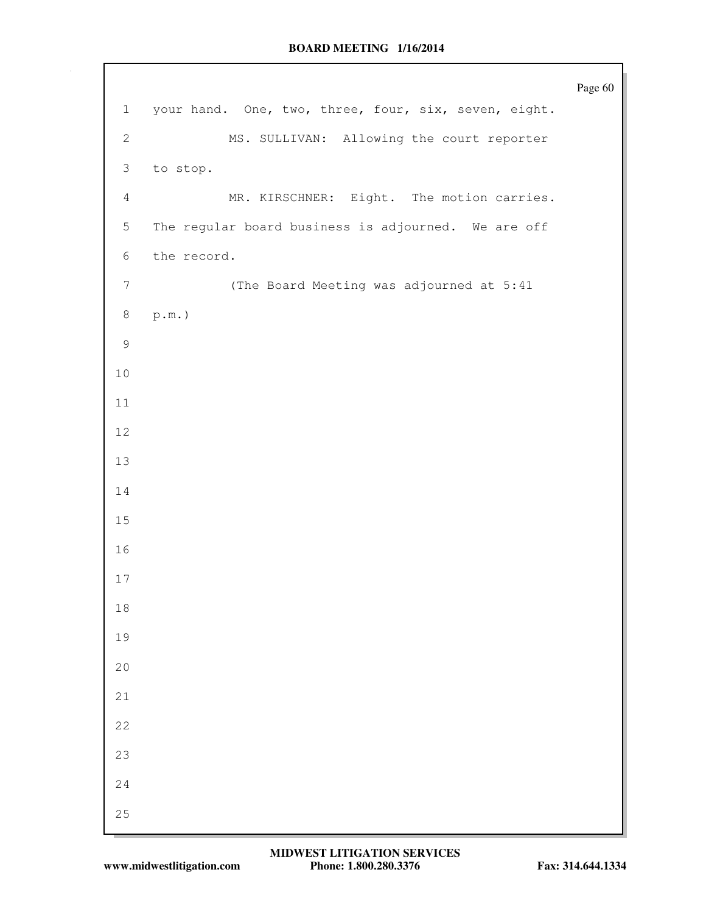your hand. One, two, three, four, six, seven, eight.

MS. SULLIVAN: Allowing the court reporter to stop.

MR. KIRSCHNER: Eight. The motion carries. The regular board business is adjourned. We are off the record.

(The Board Meeting was adjourned at 5:41 p.m.)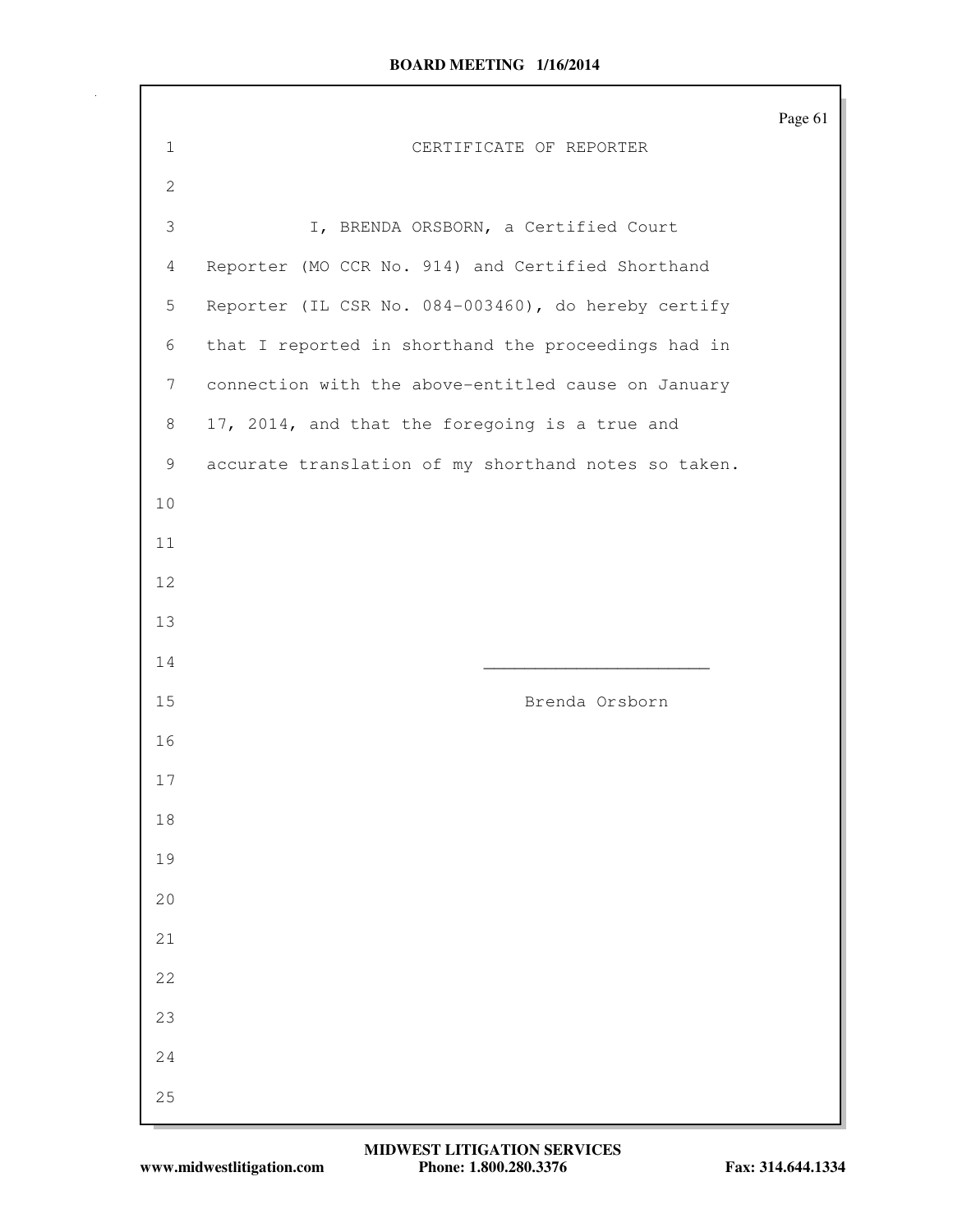# CERTIFICATE OF REPORTER

I, BRENDA ORSBORN, a Certified Court Reporter (MO CCR No. 914) and Certified Shorthand Reporter (IL CSR No. 084-003460), do hereby certify that I reported in shorthand the proceedings had in connection with the above-entitled cause on January 17, 2014, and that the foregoing is a true and accurate translation of my shorthand notes so taken.

______________________

Brenda Orsborn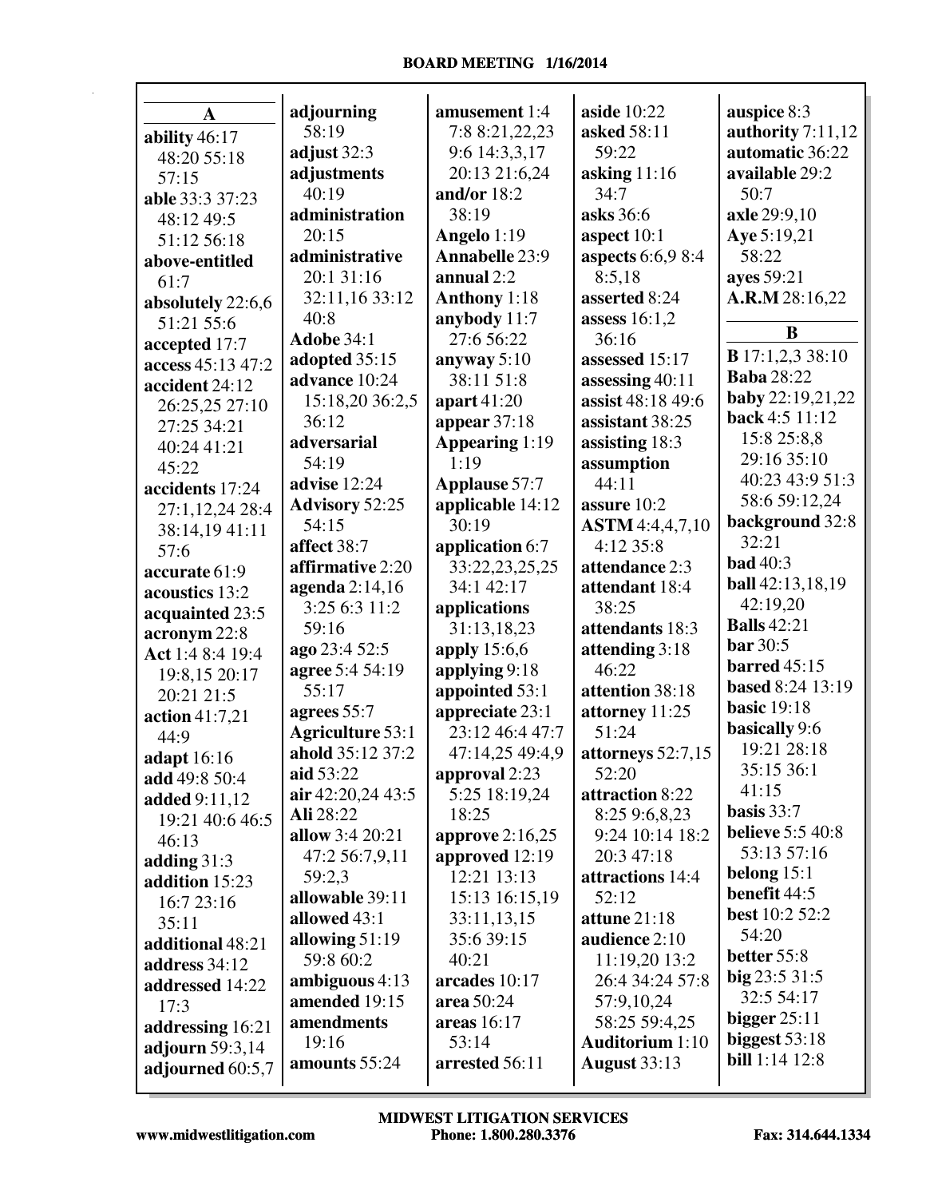**A**

**ability** 46:17 48:20 55:18 57:15
**able** 33:3 37:23 48:12 49:5 51:12 56:18
**above-entitled** 61:7
**absolutely** 22:6,6 51:21 55:6
**accepted** 17:7
**access** 45:13 47:2
**accident** 24:12 26:25,25 27:10 27:25 34:21 40:24 41:21 45:22
**accidents** 17:24 27:1,12,24 28:4 38:14,19 41:11 57:6
**accurate** 61:9
**acoustics** 13:2
**acquainted** 23:5
**acronym** 22:8
**Act** 1:4 8:4 19:4 19:8,15 20:17 20:21 21:5
**action** 41:7,21 44:9
**adapt** 16:16
**add** 49:8 50:4
**added** 9:11,12 19:21 40:6 46:5 46:13
**adding** 31:3
**addition** 15:23 16:7 23:16 35:11
**additional** 48:21
**address** 34:12
**addressed** 14:22 17:3
**addressing** 16:21
**adjourn** 59:3,14
**adjourned** 60:5,7
**adjourning** 58:19
**adjust** 32:3
**adjustments** 40:19
**administration** 20:15
**administrative** 20:1 31:16 32:11,16 33:12 40:8
**Adobe** 34:1
**adopted** 35:15
**advance** 10:24 15:18,20 36:2,5 36:12
**adversarial** 54:19
**advise** 12:24
**Advisory** 52:25 54:15
**affect** 38:7
**affirmative** 2:20
**agenda** 2:14,16 3:25 6:3 11:2 59:16
**ago** 23:4 52:5
**agree** 5:4 54:19 55:17
**agrees** 55:7
**Agriculture** 53:1
**ahold** 35:12 37:2
**aid** 53:22
**air** 42:20,24 43:5
**Ali** 28:22
**allow** 3:4 20:21 47:2 56:7,9,11 59:2,3
**allowable** 39:11
**allowed** 43:1
**allowing** 51:19 59:8 60:2
**ambiguous** 4:13
**amended** 19:15
**amendments** 19:16
**amounts** 55:24
**amusement** 1:4 7:8 8:21,22,23 9:6 14:3,3,17 20:13 21:6,24
**and/or** 18:2 38:19
**Angelo** 1:19
**Annabelle** 23:9
**annual** 2:2
**Anthony** 1:18
**anybody** 11:7 27:6 56:22
**anyway** 5:10 38:11 51:8
**apart** 41:20
**appear** 37:18
**Appearing** 1:19 1:19
**Applause** 57:7
**applicable** 14:12 30:19
**application** 6:7 33:22,23,25,25 34:1 42:17
**applications** 31:13,18,23
**apply** 15:6,6
**applying** 9:18
**appointed** 53:1
**appreciate** 23:1 23:12 46:4 47:7 47:14,25 49:4,9
**approval** 2:23 5:25 18:19,24 18:25
**approve** 2:16,25
**approved** 12:19 12:21 13:13 15:13 16:15,19 33:11,13,15 35:6 39:15 40:21
**arcades** 10:17
**area** 50:24
**areas** 16:17 53:14
**arrested** 56:11
**aside** 10:22
**asked** 58:11 59:22
**asking** 11:16 34:7
**asks** 36:6
**aspect** 10:1
**aspects** 6:6,9 8:4 8:5,18
**asserted** 8:24
**assess** 16:1,2 36:16
**assessed** 15:17
**assessing** 40:11
**assist** 48:18 49:6
**assistant** 38:25
**assisting** 18:3
**assumption** 44:11
**assure** 10:2
**ASTM** 4:4,4,7,10 4:12 35:8
**attendance** 2:3
**attendant** 18:4 38:25
**attendants** 18:3
**attending** 3:18 46:22
**attention** 38:18
**attorney** 11:25 51:24
**attorneys** 52:7,15 52:20
**attraction** 8:22 8:25 9:6,8,23 9:24 10:14 18:2 20:3 47:18
**attractions** 14:4 52:12
**attune** 21:18
**audience** 2:10 11:19,20 13:2 26:4 34:24 57:8 57:9,10,24 58:25 59:4,25
**Auditorium** 1:10
**August** 33:13
**auspice** 8:3
**authority** 7:11,12
**automatic** 36:22
**available** 29:2 50:7
**axle** 29:9,10
**Aye** 5:19,21 58:22
**ayes** 59:21
**A.R.M** 28:16,22

**B**

**B** 17:1,2,3 38:10
**Baba** 28:22
**baby** 22:19,21,22
**back** 4:5 11:12 15:8 25:8,8 29:16 35:10 40:23 43:9 51:3 58:6 59:12,24
**background** 32:8 32:21
**bad** 40:3
**ball** 42:13,18,19 42:19,20
**Balls** 42:21
**bar** 30:5
**barred** 45:15
**based** 8:24 13:19
**basic** 19:18
**basically** 9:6 19:21 28:18 35:15 36:1 41:15
**basis** 33:7
**believe** 5:5 40:8 53:13 57:16
**belong** 15:1
**benefit** 44:5
**best** 10:2 52:2 54:20
**better** 55:8
**big** 23:5 31:5 32:5 54:17
**bigger** 25:11
**biggest** 53:18
**bill** 1:14 12:8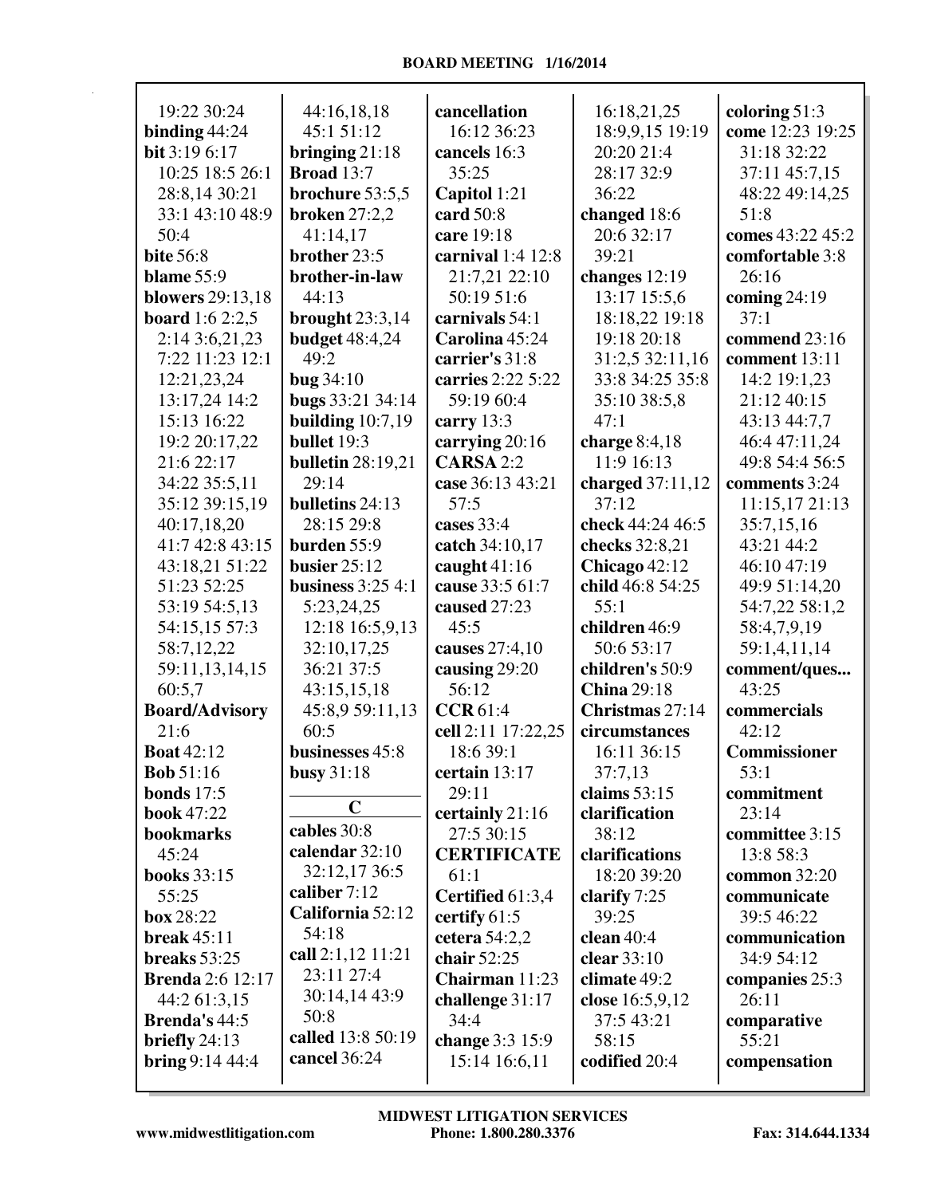19:22 30:24
**binding** 44:24
**bit** 3:19 6:17 10:25 18:5 26:1 28:8,14 30:21 33:1 43:10 48:9 50:4
**bite** 56:8
**blame** 55:9
**blowers** 29:13,18
**board** 1:6 2:2,5 2:14 3:6,21,23 7:22 11:23 12:1 12:21,23,24 13:17,24 14:2 15:13 16:22 19:2 20:17,22 21:6 22:17 34:22 35:5,11 35:12 39:15,19 40:17,18,20 41:7 42:8 43:15 43:18,21 51:22 51:23 52:25 53:19 54:5,13 54:15,15 57:3 58:7,12,22 59:11,13,14,15 60:5,7
**Board/Advisory** 21:6
**Boat** 42:12
**Bob** 51:16
**bonds** 17:5
**book** 47:22
**bookmarks** 45:24
**books** 33:15 55:25
**box** 28:22
**break** 45:11
**breaks** 53:25
**Brenda** 2:6 12:17 44:2 61:3,15
**Brenda's** 44:5
**briefly** 24:13
**bring** 9:14 44:4
44:16,18,18 45:1 51:12
**bringing** 21:18
**Broad** 13:7
**brochure** 53:5,5
**broken** 27:2,2 41:14,17
**brother** 23:5
**brother-in-law** 44:13
**brought** 23:3,14
**budget** 48:4,24 49:2
**bug** 34:10
**bugs** 33:21 34:14
**building** 10:7,19
**bullet** 19:3
**bulletin** 28:19,21 29:14
**bulletins** 24:13 28:15 29:8
**burden** 55:9
**busier** 25:12
**business** 3:25 4:1 5:23,24,25 12:18 16:5,9,13 32:10,17,25 36:21 37:5 43:15,15,18 45:8,9 59:11,13 60:5
**businesses** 45:8
**busy** 31:18

**C**

**cables** 30:8
**calendar** 32:10 32:12,17 36:5
**caliber** 7:12
**California** 52:12 54:18
**call** 2:1,12 11:21 23:11 27:4 30:14,14 43:9 50:8
**called** 13:8 50:19
**cancel** 36:24
**cancellation** 16:12 36:23
**cancels** 16:3 35:25
**Capitol** 1:21
**card** 50:8
**care** 19:18
**carnival** 1:4 12:8 21:7,21 22:10 50:19 51:6
**carnivals** 54:1
**Carolina** 45:24
**carrier's** 31:8
**carries** 2:22 5:22 59:19 60:4
**carry** 13:3
**carrying** 20:16
**CARSA** 2:2
**case** 36:13 43:21 57:5
**cases** 33:4
**catch** 34:10,17
**caught** 41:16
**cause** 33:5 61:7
**caused** 27:23 45:5
**causes** 27:4,10
**causing** 29:20 56:12
**CCR** 61:4
**cell** 2:11 17:22,25 18:6 39:1
**certain** 13:17 29:11
**certainly** 21:16 27:5 30:15
**CERTIFICATE** 61:1
**Certified** 61:3,4
**certify** 61:5
**cetera** 54:2,2
**chair** 52:25
**Chairman** 11:23
**challenge** 31:17 34:4
**change** 3:3 15:9 15:14 16:6,11
16:18,21,25 18:9,9,15 19:19 20:20 21:4 28:17 32:9 36:22
**changed** 18:6 20:6 32:17 39:21
**changes** 12:19 13:17 15:5,6 18:18,22 19:18 19:18 20:18 31:2,5 32:11,16 33:8 34:25 35:8 35:10 38:5,8 47:1
**charge** 8:4,18 11:9 16:13
**charged** 37:11,12 37:12
**check** 44:24 46:5
**checks** 32:8,21
**Chicago** 42:12
**child** 46:8 54:25 55:1
**children** 46:9 50:6 53:17
**children's** 50:9
**China** 29:18
**Christmas** 27:14
**circumstances** 16:11 36:15 37:7,13
**claims** 53:15
**clarification** 38:12
**clarifications** 18:20 39:20
**clarify** 7:25 39:25
**clean** 40:4
**clear** 33:10
**climate** 49:2
**close** 16:5,9,12 37:5 43:21 58:15
**codified** 20:4
**coloring** 51:3
**come** 12:23 19:25 31:18 32:22 37:11 45:7,15 48:22 49:14,25 51:8
**comes** 43:22 45:2
**comfortable** 3:8 26:16
**coming** 24:19 37:1
**commend** 23:16
**comment** 13:11 14:2 19:1,23 21:12 40:15 43:13 44:7,7 46:4 47:11,24 49:8 54:4 56:5
**comments** 3:24 11:15,17 21:13 35:7,15,16 43:21 44:2 46:10 47:19 49:9 51:14,20 54:7,22 58:1,2 58:4,7,9,19 59:1,4,11,14
**comment/ques...** 43:25
**commercials** 42:12
**Commissioner** 53:1
**commitment** 23:14
**committee** 3:15 13:8 58:3
**common** 32:20
**communicate** 39:5 46:22
**communication** 34:9 54:12
**companies** 25:3 26:11
**comparative** 55:21
**compensation**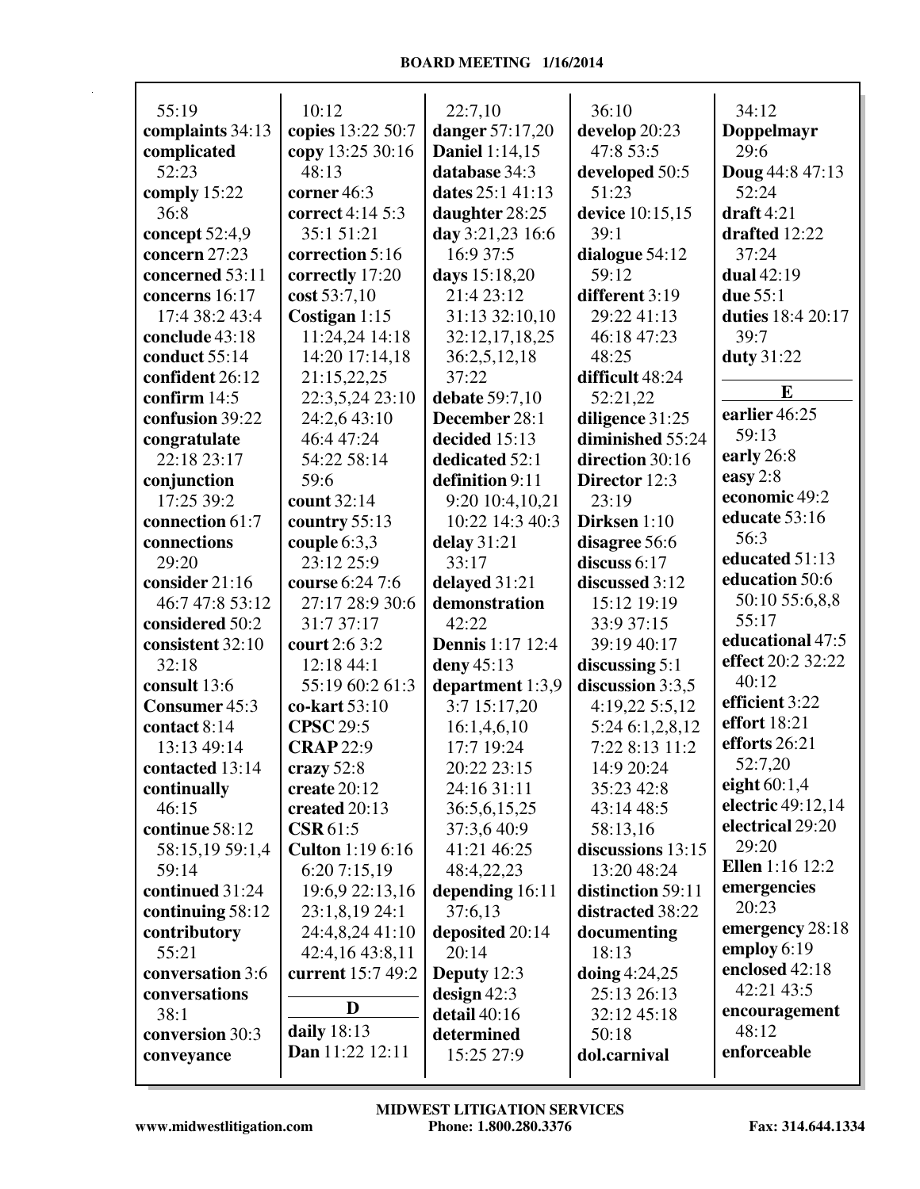55:19
**complaints** 34:13
**complicated** 52:23
**comply** 15:22 36:8
**concept** 52:4,9
**concern** 27:23
**concerned** 53:11
**concerns** 16:17 17:4 38:2 43:4
**conclude** 43:18
**conduct** 55:14
**confident** 26:12
**confirm** 14:5
**confusion** 39:22
**congratulate** 22:18 23:17
**conjunction** 17:25 39:2
**connection** 61:7
**connections** 29:20
**consider** 21:16 46:7 47:8 53:12
**considered** 50:2
**consistent** 32:10 32:18
**consult** 13:6
**Consumer** 45:3
**contact** 8:14 13:13 49:14
**contacted** 13:14
**continually** 46:15
**continue** 58:12 58:15,19 59:1,4 59:14
**continued** 31:24
**continuing** 58:12
**contributory** 55:21
**conversation** 3:6
**conversations** 38:1
**conversion** 30:3
**conveyance** 10:12
**copies** 13:22 50:7
**copy** 13:25 30:16 48:13
**corner** 46:3
**correct** 4:14 5:3 35:1 51:21
**correction** 5:16
**correctly** 17:20
**cost** 53:7,10
**Costigan** 1:15 11:24,24 14:18 14:20 17:14,18 21:15,22,25 22:3,5,24 23:10 24:2,6 43:10 46:4 47:24 54:22 58:14 59:6
**count** 32:14
**country** 55:13
**couple** 6:3,3 23:12 25:9
**course** 6:24 7:6 27:17 28:9 30:6 31:7 37:17
**court** 2:6 3:2 12:18 44:1 55:19 60:2 61:3
**co-kart** 53:10
**CPSC** 29:5
**CRAP** 22:9
**crazy** 52:8
**create** 20:12
**created** 20:13
**CSR** 61:5
**Culton** 1:19 6:16 6:20 7:15,19 19:6,9 22:13,16 23:1,8,19 24:1 24:4,8,24 41:10 42:4,16 43:8,11
**current** 15:7 49:2

**D**

**daily** 18:13
**Dan** 11:22 12:11 22:7,10
**danger** 57:17,20
**Daniel** 1:14,15
**database** 34:3
**dates** 25:1 41:13
**daughter** 28:25
**day** 3:21,23 16:6 16:9 37:5
**days** 15:18,20 21:4 23:12 31:13 32:10,10 32:12,17,18,25 36:2,5,12,18 37:22
**debate** 59:7,10
**December** 28:1
**decided** 15:13
**dedicated** 52:1
**definition** 9:11 9:20 10:4,10,21 10:22 14:3 40:3
**delay** 31:21 33:17
**delayed** 31:21
**demonstration** 42:22
**Dennis** 1:17 12:4
**deny** 45:13
**department** 1:3,9 3:7 15:17,20 16:1,4,6,10 17:7 19:24 20:22 23:15 24:16 31:11 36:5,6,15,25 37:3,6 40:9 41:21 46:25 48:4,22,23
**depending** 16:11 37:6,13
**deposited** 20:14 20:14
**Deputy** 12:3
**design** 42:3
**detail** 40:16
**determined** 15:25 27:9
36:10
**develop** 20:23 47:8 53:5
**developed** 50:5 51:23
**device** 10:15,15 39:1
**dialogue** 54:12 59:12
**different** 3:19 29:22 41:13 46:18 47:23 48:25
**difficult** 48:24 52:21,22
**diligence** 31:25
**diminished** 55:24
**direction** 30:16
**Director** 12:3 23:19
**Dirksen** 1:10
**disagree** 56:6
**discuss** 6:17
**discussed** 3:12 15:12 19:19 33:9 37:15 39:19 40:17
**discussing** 5:1
**discussion** 3:3,5 4:19,22 5:5,12 5:24 6:1,2,8,12 7:22 8:13 11:2 14:9 20:24 35:23 42:8 43:14 48:5 58:13,16
**discussions** 13:15 13:20 48:24
**distinction** 59:11
**distracted** 38:22
**documenting** 18:13
**doing** 4:24,25 25:13 26:13 32:12 45:18 50:18
**dol.carnival** 34:12
**Doppelmayr** 29:6
**Doug** 44:8 47:13 52:24
**draft** 4:21
**drafted** 12:22 37:24
**dual** 42:19
**due** 55:1
**duties** 18:4 20:17 39:7
**duty** 31:22

**E**

**earlier** 46:25 59:13
**early** 26:8
**easy** 2:8
**economic** 49:2
**educate** 53:16 56:3
**educated** 51:13
**education** 50:6 50:10 55:6,8,8 55:17
**educational** 47:5
**effect** 20:2 32:22 40:12
**efficient** 3:22
**effort** 18:21
**efforts** 26:21 52:7,20
**eight** 60:1,4
**electric** 49:12,14
**electrical** 29:20 29:20
**Ellen** 1:16 12:2
**emergencies** 20:23
**emergency** 28:18
**employ** 6:19
**enclosed** 42:18 42:21 43:5
**encouragement** 48:12
**enforceable**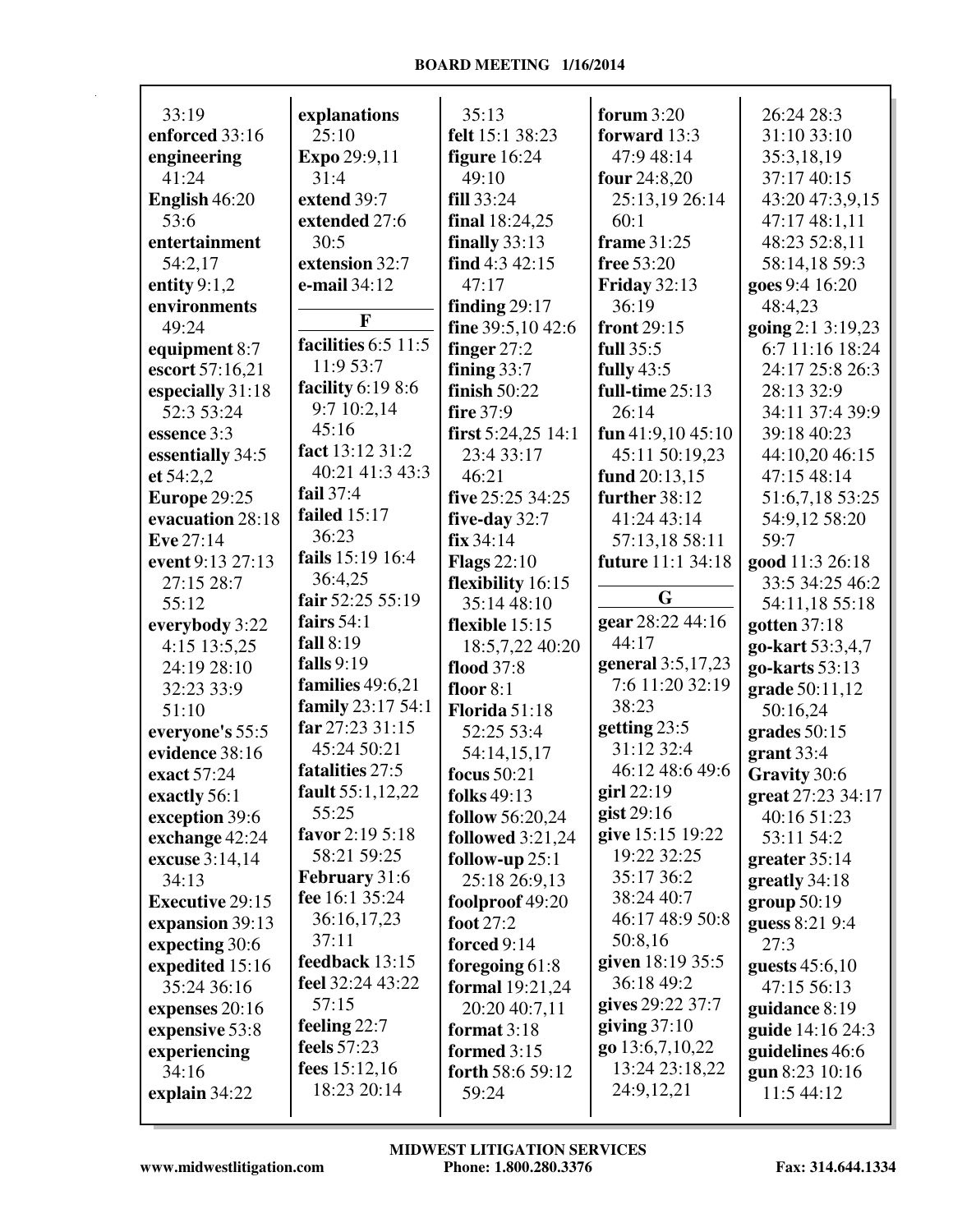33:19
**enforced** 33:16
**engineering** 41:24
**English** 46:20 53:6
**entertainment** 54:2,17
**entity** 9:1,2
**environments** 49:24
**equipment** 8:7
**escort** 57:16,21
**especially** 31:18 52:3 53:24
**essence** 3:3
**essentially** 34:5
**et** 54:2,2
**Europe** 29:25
**evacuation** 28:18
**Eve** 27:14
**event** 9:13 27:13 27:15 28:7 55:12
**everybody** 3:22 4:15 13:5,25 24:19 28:10 32:23 33:9 51:10
**everyone's** 55:5
**evidence** 38:16
**exact** 57:24
**exactly** 56:1
**exception** 39:6
**exchange** 42:24
**excuse** 3:14,14 34:13
**Executive** 29:15
**expansion** 39:13
**expecting** 30:6
**expedited** 15:16 35:24 36:16
**expenses** 20:16
**expensive** 53:8
**experiencing** 34:16
**explain** 34:22
**explanations** 25:10
**Expo** 29:9,11 31:4
**extend** 39:7
**extended** 27:6 30:5
**extension** 32:7
**e-mail** 34:12

**F**

**facilities** 6:5 11:5 11:9 53:7
**facility** 6:19 8:6 9:7 10:2,14 45:16
**fact** 13:12 31:2 40:21 41:3 43:3
**fail** 37:4
**failed** 15:17 36:23
**fails** 15:19 16:4 36:4,25
**fair** 52:25 55:19
**fairs** 54:1
**fall** 8:19
**falls** 9:19
**families** 49:6,21
**family** 23:17 54:1
**far** 27:23 31:15 45:24 50:21
**fatalities** 27:5
**fault** 55:1,12,22 55:25
**favor** 2:19 5:18 58:21 59:25
**February** 31:6
**fee** 16:1 35:24 36:16,17,23 37:11
**feedback** 13:15
**feel** 32:24 43:22 57:15
**feeling** 22:7
**feels** 57:23
**fees** 15:12,16 18:23 20:14
35:13
**felt** 15:1 38:23
**figure** 16:24 49:10
**fill** 33:24
**final** 18:24,25
**finally** 33:13
**find** 4:3 42:15 47:17
**finding** 29:17
**fine** 39:5,10 42:6
**finger** 27:2
**fining** 33:7
**finish** 50:22
**fire** 37:9
**first** 5:24,25 14:1 23:4 33:17 46:21
**five** 25:25 34:25
**five-day** 32:7
**fix** 34:14
**Flags** 22:10
**flexibility** 16:15 35:14 48:10
**flexible** 15:15 18:5,7,22 40:20
**flood** 37:8
**floor** 8:1
**Florida** 51:18 52:25 53:4 54:14,15,17
**focus** 50:21
**folks** 49:13
**follow** 56:20,24
**followed** 3:21,24
**follow-up** 25:1 25:18 26:9,13
**foolproof** 49:20
**foot** 27:2
**forced** 9:14
**foregoing** 61:8
**formal** 19:21,24 20:20 40:7,11
**format** 3:18
**formed** 3:15
**forth** 58:6 59:12 59:24
**forum** 3:20
**forward** 13:3 47:9 48:14
**four** 24:8,20 25:13,19 26:14 60:1
**frame** 31:25
**free** 53:20
**Friday** 32:13 36:19
**front** 29:15
**full** 35:5
**fully** 43:5
**full-time** 25:13 26:14
**fun** 41:9,10 45:10 45:11 50:19,23
**fund** 20:13,15
**further** 38:12 41:24 43:14 57:13,18 58:11
**future** 11:1 34:18

**G**

**gear** 28:22 44:16 44:17
**general** 3:5,17,23 7:6 11:20 32:19 38:23
**getting** 23:5 31:12 32:4 46:12 48:6 49:6
**girl** 22:19
**gist** 29:16
**give** 15:15 19:22 19:22 32:25 35:17 36:2 38:24 40:7 46:17 48:9 50:8 50:8,16
**given** 18:19 35:5 36:18 49:2
**gives** 29:22 37:7
**giving** 37:10
**go** 13:6,7,10,22 13:24 23:18,22 24:9,12,21
26:24 28:3 31:10 33:10 35:3,18,19 37:17 40:15 43:20 47:3,9,15 47:17 48:1,11 48:23 52:8,11 58:14,18 59:3
**goes** 9:4 16:20 48:4,23
**going** 2:1 3:19,23 6:7 11:16 18:24 24:17 25:8 26:3 28:13 32:9 34:11 37:4 39:9 39:18 40:23 44:10,20 46:15 47:15 48:14 51:6,7,18 53:25 54:9,12 58:20 59:7
**good** 11:3 26:18 33:5 34:25 46:2 54:11,18 55:18
**gotten** 37:18
**go-kart** 53:3,4,7
**go-karts** 53:13
**grade** 50:11,12 50:16,24
**grades** 50:15
**grant** 33:4
**Gravity** 30:6
**great** 27:23 34:17 40:16 51:23 53:11 54:2
**greater** 35:14
**greatly** 34:18
**group** 50:19
**guess** 8:21 9:4 27:3
**guests** 45:6,10 47:15 56:13
**guidance** 8:19
**guide** 14:16 24:3
**guidelines** 46:6
**gun** 8:23 10:16 11:5 44:12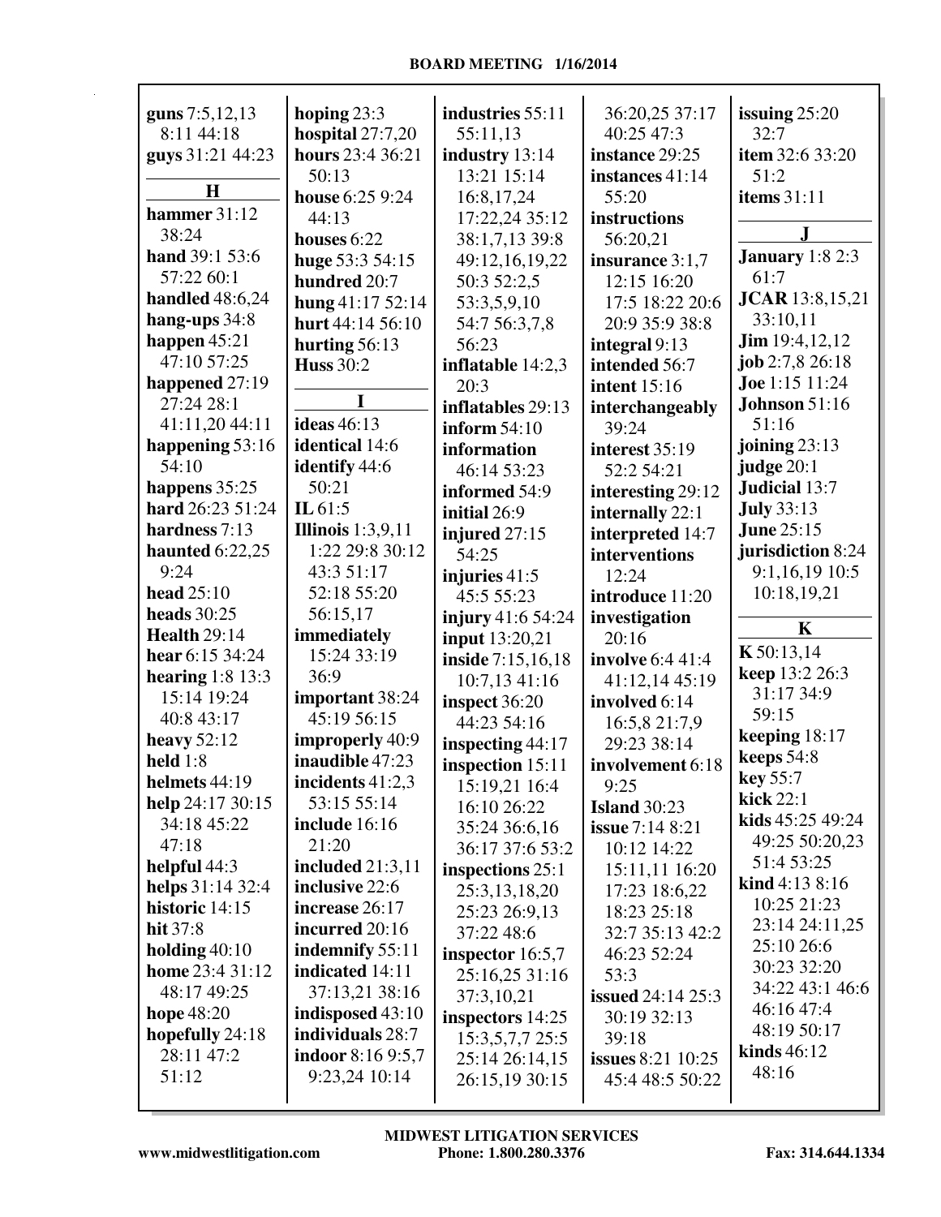**guns** 7:5,12,13 8:11 44:18
**guys** 31:21 44:23

## H

**hammer** 31:12 38:24
**hand** 39:1 53:6 57:22 60:1
**handled** 48:6,24
**hang-ups** 34:8
**happen** 45:21 47:10 57:25
**happened** 27:19 27:24 28:1 41:11,20 44:11
**happening** 53:16 54:10
**happens** 35:25
**hard** 26:23 51:24
**hardness** 7:13
**haunted** 6:22,25 9:24
**head** 25:10
**heads** 30:25
**Health** 29:14
**hear** 6:15 34:24
**hearing** 1:8 13:3 15:14 19:24 40:8 43:17
**heavy** 52:12
**held** 1:8
**helmets** 44:19
**help** 24:17 30:15 34:18 45:22 47:18
**helpful** 44:3
**helps** 31:14 32:4
**historic** 14:15
**hit** 37:8
**holding** 40:10
**home** 23:4 31:12 48:17 49:25
**hope** 48:20
**hopefully** 24:18 28:11 47:2 51:12
**hoping** 23:3
**hospital** 27:7,20
**hours** 23:4 36:21 50:13
**house** 6:25 9:24 44:13
**houses** 6:22
**huge** 53:3 54:15
**hundred** 20:7
**hung** 41:17 52:14
**hurt** 44:14 56:10
**hurting** 56:13
**Huss** 30:2

## I

**ideas** 46:13
**identical** 14:6
**identify** 44:6 50:21
**IL** 61:5
**Illinois** 1:3,9,11 1:22 29:8 30:12 43:3 51:17 52:18 55:20 56:15,17
**immediately** 15:24 33:19 36:9
**important** 38:24 45:19 56:15
**improperly** 40:9
**inaudible** 47:23
**incidents** 41:2,3 53:15 55:14
**include** 16:16 21:20
**included** 21:3,11
**inclusive** 22:6
**increase** 26:17
**incurred** 20:16
**indemnify** 55:11
**indicated** 14:11 37:13,21 38:16
**indisposed** 43:10
**individuals** 28:7
**indoor** 8:16 9:5,7 9:23,24 10:14
**industries** 55:11 55:11,13
**industry** 13:14 13:21 15:14 16:8,17,24 17:22,24 35:12 38:1,7,13 39:8 49:12,16,19,22 50:3 52:2,5 53:3,5,9,10 54:7 56:3,7,8 56:23
**inflatable** 14:2,3 20:3
**inflatables** 29:13
**inform** 54:10
**information** 46:14 53:23
**informed** 54:9
**initial** 26:9
**injured** 27:15 54:25
**injuries** 41:5 45:5 55:23
**injury** 41:6 54:24
**input** 13:20,21
**inside** 7:15,16,18 10:7,13 41:16
**inspect** 36:20 44:23 54:16
**inspecting** 44:17
**inspection** 15:11 15:19,21 16:4 16:10 26:22 35:24 36:6,16 36:17 37:6 53:2
**inspections** 25:1 25:3,13,18,20 25:23 26:9,13 37:22 48:6
**inspector** 16:5,7 25:16,25 31:16 37:3,10,21
**inspectors** 14:25 15:3,5,7,7 25:5 25:14 26:14,15 26:15,19 30:15 36:20,25 37:17 40:25 47:3
**instance** 29:25
**instances** 41:14 55:20
**instructions** 56:20,21
**insurance** 3:1,7 12:15 16:20 17:5 18:22 20:6 20:9 35:9 38:8
**integral** 9:13
**intended** 56:7
**intent** 15:16
**interchangeably** 39:24
**interest** 35:19 52:2 54:21
**interesting** 29:12
**internally** 22:1
**interpreted** 14:7
**interventions** 12:24
**introduce** 11:20
**investigation** 20:16
**involve** 6:4 41:4 41:12,14 45:19
**involved** 6:14 16:5,8 21:7,9 29:23 38:14
**involvement** 6:18 9:25
**Island** 30:23
**issue** 7:14 8:21 10:12 14:22 15:11,11 16:20 17:23 18:6,22 18:23 25:18 32:7 35:13 42:2 46:23 52:24 53:3
**issued** 24:14 25:3 30:19 32:13 39:18
**issues** 8:21 10:25 45:4 48:5 50:22
**issuing** 25:20 32:7
**item** 32:6 33:20 51:2
**items** 31:11

## J

**January** 1:8 2:3 61:7
**JCAR** 13:8,15,21 33:10,11
**Jim** 19:4,12,12
**job** 2:7,8 26:18
**Joe** 1:15 11:24
**Johnson** 51:16 51:16
**joining** 23:13
**judge** 20:1
**Judicial** 13:7
**July** 33:13
**June** 25:15
**jurisdiction** 8:24 9:1,16,19 10:5 10:18,19,21

## K

**K** 50:13,14
**keep** 13:2 26:3 31:17 34:9 59:15
**keeping** 18:17
**keeps** 54:8
**key** 55:7
**kick** 22:1
**kids** 45:25 49:24 49:25 50:20,23 51:4 53:25
**kind** 4:13 8:16 10:25 21:23 23:14 24:11,25 25:10 26:6 30:23 32:20 34:22 43:1 46:6 46:16 47:4 48:19 50:17
**kinds** 46:12 48:16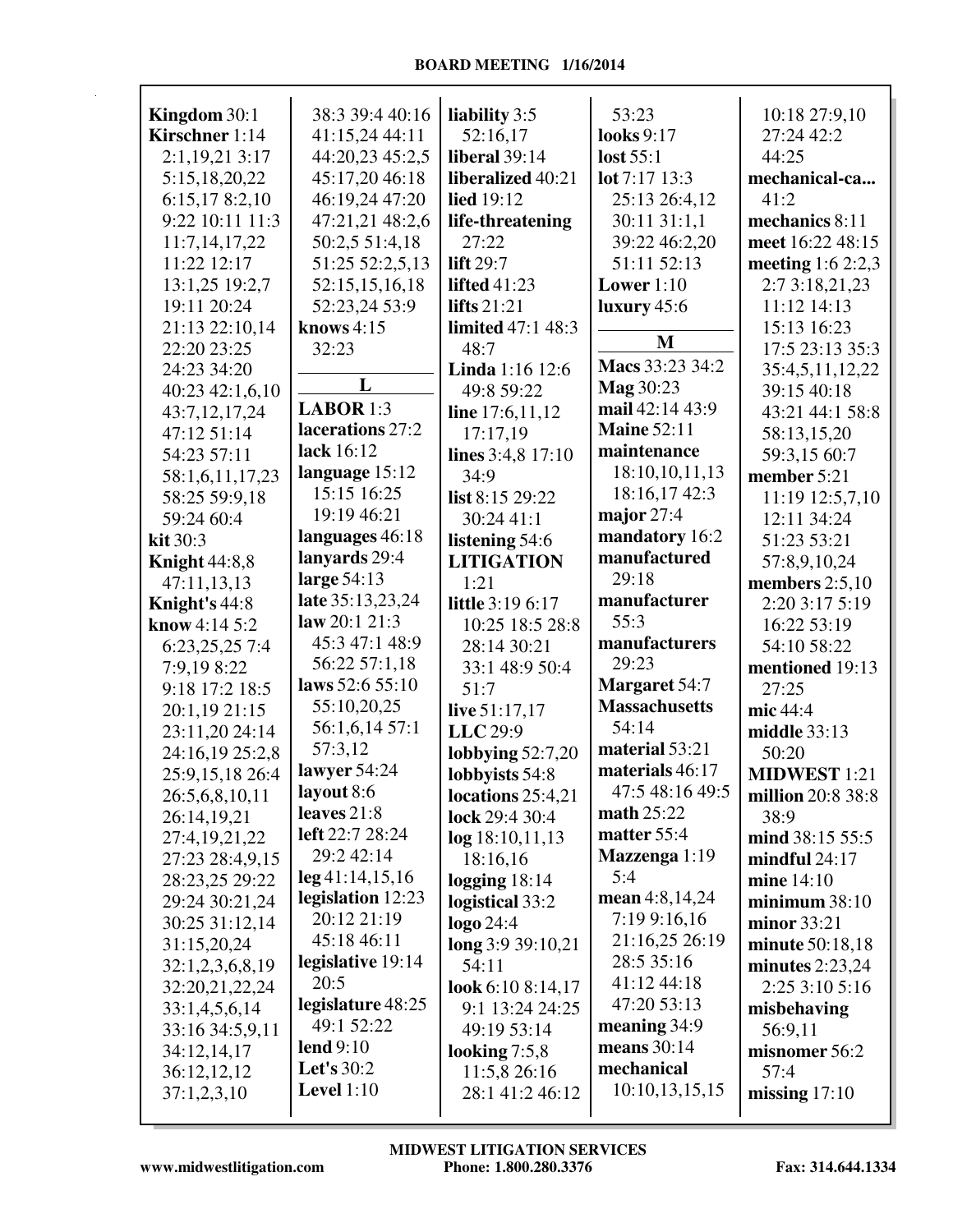**Kingdom** 30:1
**Kirschner** 1:14 2:1,19,21 3:17 5:15,18,20,22 6:15,17 8:2,10 9:22 10:11 11:3 11:7,14,17,22 11:22 12:17 13:1,25 19:2,7 19:11 20:24 21:13 22:10,14 22:20 23:25 24:23 34:20 40:23 42:1,6,10 43:7,12,17,24 47:12 51:14 54:23 57:11 58:1,6,11,17,23 58:25 59:9,18 59:24 60:4
**kit** 30:3
**Knight** 44:8,8 47:11,13,13
**Knight's** 44:8
**know** 4:14 5:2 6:23,25,25 7:4 7:9,19 8:22 9:18 17:2 18:5 20:1,19 21:15 23:11,20 24:14 24:16,19 25:2,8 25:9,15,18 26:4 26:5,6,8,10,11 26:14,19,21 27:4,19,21,22 27:23 28:4,9,15 28:23,25 29:22 29:24 30:21,24 30:25 31:12,14 31:15,20,24 32:1,2,3,6,8,19 32:20,21,22,24 33:1,4,5,6,14 33:16 34:5,9,11 34:12,14,17 36:12,12,12 37:1,2,3,10 38:3 39:4 40:16 41:15,24 44:11 44:20,23 45:2,5 45:17,20 46:18 46:19,24 47:20 47:21,21 48:2,6 50:2,5 51:4,18 51:25 52:2,5,13 52:15,15,16,18 52:23,24 53:9
**knows** 4:15 32:23

## L

**LABOR** 1:3
**lacerations** 27:2
**lack** 16:12
**language** 15:12 15:15 16:25 19:19 46:21
**languages** 46:18
**lanyards** 29:4
**large** 54:13
**late** 35:13,23,24
**law** 20:1 21:3 45:3 47:1 48:9 56:22 57:1,18
**laws** 52:6 55:10 55:10,20,25 56:1,6,14 57:1 57:3,12
**lawyer** 54:24
**layout** 8:6
**leaves** 21:8
**left** 22:7 28:24 29:2 42:14
**leg** 41:14,15,16
**legislation** 12:23 20:12 21:19 45:18 46:11
**legislative** 19:14 20:5
**legislature** 48:25 49:1 52:22
**lend** 9:10
**Let's** 30:2
**Level** 1:10
**liability** 3:5 52:16,17
**liberal** 39:14
**liberalized** 40:21
**lied** 19:12
**life-threatening** 27:22
**lift** 29:7
**lifted** 41:23
**lifts** 21:21
**limited** 47:1 48:3 48:7
**Linda** 1:16 12:6 49:8 59:22
**line** 17:6,11,12 17:17,19
**lines** 3:4,8 17:10 34:9
**list** 8:15 29:22 30:24 41:1
**listening** 54:6
**LITIGATION** 1:21
**little** 3:19 6:17 10:25 18:5 28:8 28:14 30:21 33:1 48:9 50:4 51:7
**live** 51:17,17
**LLC** 29:9
**lobbying** 52:7,20
**lobbyists** 54:8
**locations** 25:4,21
**lock** 29:4 30:4
**log** 18:10,11,13 18:16,16
**logging** 18:14
**logistical** 33:2
**logo** 24:4
**long** 3:9 39:10,21 54:11
**look** 6:10 8:14,17 9:1 13:24 24:25 49:19 53:14
**looking** 7:5,8 11:5,8 26:16 28:1 41:2 46:12 53:23
**looks** 9:17
**lost** 55:1
**lot** 7:17 13:3 25:13 26:4,12 30:11 31:1,1 39:22 46:2,20 51:11 52:13
**Lower** 1:10
**luxury** 45:6

## M

**Macs** 33:23 34:2
**Mag** 30:23
**mail** 42:14 43:9
**Maine** 52:11
**maintenance** 18:10,10,11,13 18:16,17 42:3
**major** 27:4
**mandatory** 16:2
**manufactured** 29:18
**manufacturer** 55:3
**manufacturers** 29:23
**Margaret** 54:7
**Massachusetts** 54:14
**material** 53:21
**materials** 46:17 47:5 48:16 49:5
**math** 25:22
**matter** 55:4
**Mazzenga** 1:19 5:4
**mean** 4:8,14,24 7:19 9:16,16 21:16,25 26:19 28:5 35:16 41:12 44:18 47:20 53:13
**meaning** 34:9
**means** 30:14
**mechanical** 10:10,13,15,15 10:18 27:9,10 27:24 42:2 44:25
**mechanical-ca...** 41:2
**mechanics** 8:11
**meet** 16:22 48:15
**meeting** 1:6 2:2,3 2:7 3:18,21,23 11:12 14:13 15:13 16:23 17:5 23:13 35:3 35:4,5,11,12,22 39:15 40:18 43:21 44:1 58:8 58:13,15,20 59:3,15 60:7
**member** 5:21 11:19 12:5,7,10 12:11 34:24 51:23 53:21 57:8,9,10,24
**members** 2:5,10 2:20 3:17 5:19 16:22 53:19 54:10 58:22
**mentioned** 19:13 27:25
**mic** 44:4
**middle** 33:13 50:20
**MIDWEST** 1:21
**million** 20:8 38:8 38:9
**mind** 38:15 55:5
**mindful** 24:17
**mine** 14:10
**minimum** 38:10
**minor** 33:21
**minute** 50:18,18
**minutes** 2:23,24 2:25 3:10 5:16
**misbehaving** 56:9,11
**misnomer** 56:2 57:4
**missing** 17:10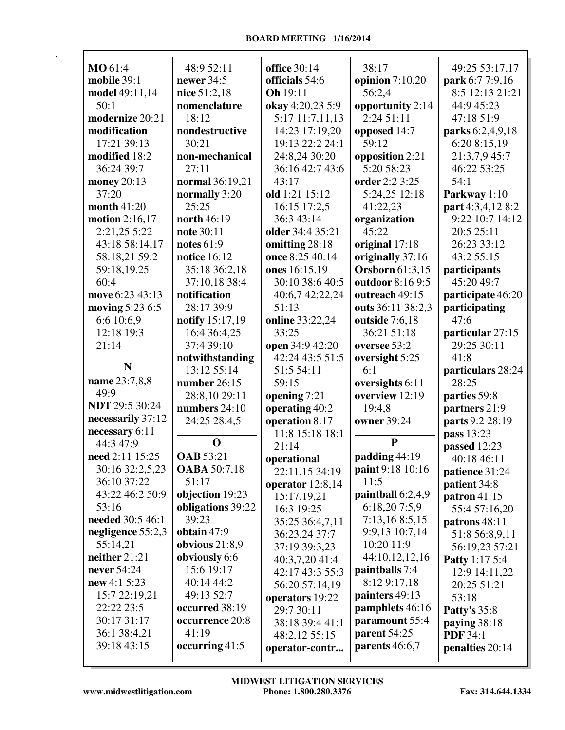**MO** 61:4
**mobile** 39:1
**model** 49:11,14 50:1
**modernize** 20:21
**modification** 17:21 39:13
**modified** 18:2 36:24 39:7
**money** 20:13 37:20
**month** 41:20
**motion** 2:16,17 2:21,25 5:22 43:18 58:14,17 58:18,21 59:2 59:18,19,25 60:4
**move** 6:23 43:13
**moving** 5:23 6:5 6:6 10:6,9 12:18 19:3 21:14

## N

**name** 23:7,8,8 49:9
**NDT** 29:5 30:24
**necessarily** 37:12
**necessary** 6:11 44:3 47:9
**need** 2:11 15:25 30:16 32:2,5,23 36:10 37:22 43:22 46:2 50:9 53:16
**needed** 30:5 46:1
**negligence** 55:2,3 55:14,21
**neither** 21:21
**never** 54:24
**new** 4:1 5:23 15:7 22:19,21 22:22 23:5 30:17 31:17 36:1 38:4,21 39:18 43:15 48:9 52:11
**newer** 34:5
**nice** 51:2,18
**nomenclature** 18:12
**nondestructive** 30:21
**non-mechanical** 27:11
**normal** 36:19,21
**normally** 3:20 25:25
**north** 46:19
**note** 30:11
**notes** 61:9
**notice** 16:12 35:18 36:2,18 37:10,18 38:4
**notification** 28:17 39:9
**notify** 15:17,19 16:4 36:4,25 37:4 39:10
**notwithstanding** 13:12 55:14
**number** 26:15 28:8,10 29:11
**numbers** 24:10 24:25 28:4,5

## O

**OAB** 53:21
**OABA** 50:7,18 51:17
**objection** 19:23
**obligations** 39:22 39:23
**obtain** 47:9
**obvious** 21:8,9
**obviously** 6:6 15:6 19:17 40:14 44:2 49:13 52:7
**occurred** 38:19
**occurrence** 20:8 41:19
**occurring** 41:5
**office** 30:14
**officials** 54:6
**Oh** 19:11
**okay** 4:20,23 5:9 5:17 11:7,11,13 14:23 17:19,20 19:13 22:2 24:1 24:8,24 30:20 36:16 42:7 43:6 43:17
**old** 1:21 15:12 16:15 17:2,5 36:3 43:14
**older** 34:4 35:21
**omitting** 28:18
**once** 8:25 40:14
**ones** 16:15,19 30:10 38:6 40:5 40:6,7 42:22,24 51:13
**online** 33:22,24 33:25
**open** 34:9 42:20 42:24 43:5 51:5 51:5 54:11 59:15
**opening** 7:21
**operating** 40:2
**operation** 8:17 11:8 15:18 18:1 21:14
**operational** 22:11,15 34:19
**operator** 12:8,14 15:17,19,21 16:3 19:25 35:25 36:4,7,11 36:23,24 37:7 37:19 39:3,23 40:3,7,20 41:4 42:17 43:3 55:3 56:20 57:14,19
**operators** 19:22 29:7 30:11 38:18 39:4 41:1 48:2,12 55:15
**operator-contr...** 38:17
**opinion** 7:10,20 56:2,4
**opportunity** 2:14 2:24 51:11
**opposed** 14:7 59:12
**opposition** 2:21 5:20 58:23
**order** 2:2 3:25 5:24,25 12:18 41:22,23
**organization** 45:22
**original** 17:18
**originally** 37:16
**Orsborn** 61:3,15
**outdoor** 8:16 9:5
**outreach** 49:15
**outs** 36:11 38:2,3
**outside** 7:6,18 36:21 51:18
**oversee** 53:2
**oversight** 5:25 6:1
**oversights** 6:11
**overview** 12:19 19:4,8
**owner** 39:24

## P

**padding** 44:19
**paint** 9:18 10:16 11:5
**paintball** 6:2,4,9 6:18,20 7:5,9 7:13,16 8:5,15 9:9,13 10:7,14 10:20 11:9 44:10,12,12,16
**paintballs** 7:4 8:12 9:17,18
**painters** 49:13
**pamphlets** 46:16
**paramount** 55:4
**parent** 54:25
**parents** 46:6,7 49:25 53:17,17
**park** 6:7 7:9,16 8:5 12:13 21:21 44:9 45:23 47:18 51:9
**parks** 6:2,4,9,18 6:20 8:15,19 21:3,7,9 45:7 46:22 53:25 54:1
**Parkway** 1:10
**part** 4:3,4,12 8:2 9:22 10:7 14:12 20:5 25:11 26:23 33:12 43:2 55:15
**participants** 45:20 49:7
**participate** 46:20
**participating** 47:6
**particular** 27:15 29:25 30:11 41:8
**particulars** 28:24 28:25
**parties** 59:8
**partners** 21:9
**parts** 9:2 28:19
**pass** 13:23
**passed** 12:23 40:18 46:11
**patience** 31:24
**patient** 34:8
**patron** 41:15 55:4 57:16,20
**patrons** 48:11 51:8 56:8,9,11 56:19,23 57:21
**Patty** 1:17 5:4 12:9 14:11,22 20:25 51:21 53:18
**Patty's** 35:8
**paying** 38:18
**PDF** 34:1
**penalties** 20:14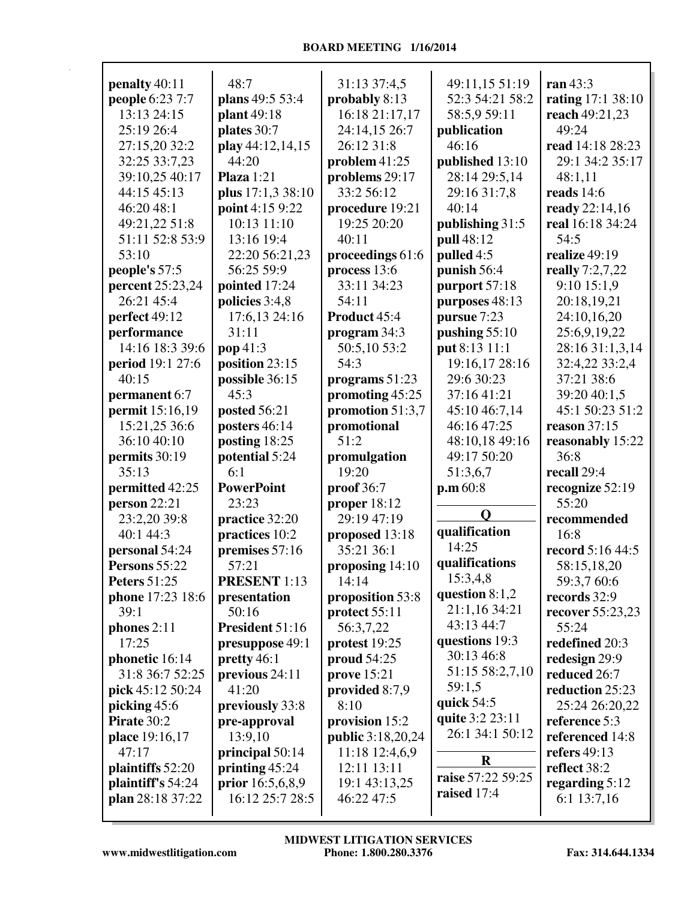**penalty** 40:11
**people** 6:23 7:7 13:13 24:15 25:19 26:4 27:15,20 32:2 32:25 33:7,23 39:10,25 40:17 44:15 45:13 46:20 48:1 49:21,22 51:8 51:11 52:8 53:9 53:10
**people's** 57:5
**percent** 25:23,24 26:21 45:4
**perfect** 49:12
**performance** 14:16 18:3 39:6
**period** 19:1 27:6 40:15
**permanent** 6:7
**permit** 15:16,19 15:21,25 36:6 36:10 40:10
**permits** 30:19 35:13
**permitted** 42:25
**person** 22:21 23:2,20 39:8 40:1 44:3
**personal** 54:24
**Persons** 55:22
**Peters** 51:25
**phone** 17:23 18:6 39:1
**phones** 2:11 17:25
**phonetic** 16:14 31:8 36:7 52:25
**pick** 45:12 50:24
**picking** 45:6
**Pirate** 30:2
**place** 19:16,17 47:17
**plaintiffs** 52:20
**plaintiff's** 54:24
**plan** 28:18 37:22 48:7
**plans** 49:5 53:4
**plant** 49:18
**plates** 30:7
**play** 44:12,14,15 44:20
**Plaza** 1:21
**plus** 17:1,3 38:10
**point** 4:15 9:22 10:13 11:10 13:16 19:4 22:20 56:21,23 56:25 59:9
**pointed** 17:24
**policies** 3:4,8 17:6,13 24:16 31:11
**pop** 41:3
**position** 23:15
**possible** 36:15 45:3
**posted** 56:21
**posters** 46:14
**posting** 18:25
**potential** 5:24 6:1
**PowerPoint** 23:23
**practice** 32:20
**practices** 10:2
**premises** 57:16 57:21
**PRESENT** 1:13
**presentation** 50:16
**President** 51:16
**presuppose** 49:1
**pretty** 46:1
**previous** 24:11 41:20
**previously** 33:8
**pre-approval** 13:9,10
**principal** 50:14
**printing** 45:24
**prior** 16:5,6,8,9 16:12 25:7 28:5 31:13 37:4,5
**probably** 8:13 16:18 21:17,17 24:14,15 26:7 26:12 31:8
**problem** 41:25
**problems** 29:17 33:2 56:12
**procedure** 19:21 19:25 20:20 40:11
**proceedings** 61:6
**process** 13:6 33:11 34:23 54:11
**Product** 45:4
**program** 34:3 50:5,10 53:2 54:3
**programs** 51:23
**promoting** 45:25
**promotion** 51:3,7
**promotional** 51:2
**promulgation** 19:20
**proof** 36:7
**proper** 18:12 29:19 47:19
**proposed** 13:18 35:21 36:1
**proposing** 14:10 14:14
**proposition** 53:8
**protect** 55:11 56:3,7,22
**protest** 19:25
**proud** 54:25
**prove** 15:21
**provided** 8:7,9 8:10
**provision** 15:2
**public** 3:18,20,24 11:18 12:4,6,9 12:11 13:11 19:1 43:13,25 46:22 47:5 49:11,15 51:19 52:3 54:21 58:2 58:5,9 59:11
**publication** 46:16
**published** 13:10 28:14 29:5,14 29:16 31:7,8 40:14
**publishing** 31:5
**pull** 48:12
**pulled** 4:5
**punish** 56:4
**purport** 57:18
**purposes** 48:13
**pursue** 7:23
**pushing** 55:10
**put** 8:13 11:1 19:16,17 28:16 29:6 30:23 37:16 41:21 45:10 46:7,14 46:16 47:25 48:10,18 49:16 49:17 50:20 51:3,6,7
**p.m** 60:8

## Q

**qualification** 14:25
**qualifications** 15:3,4,8
**question** 8:1,2 21:1,16 34:21 43:13 44:7
**questions** 19:3 30:13 46:8 51:15 58:2,7,10 59:1,5
**quick** 54:5
**quite** 3:2 23:11 26:1 34:1 50:12

## R

**raise** 57:22 59:25
**raised** 17:4
**ran** 43:3
**rating** 17:1 38:10
**reach** 49:21,23 49:24
**read** 14:18 28:23 29:1 34:2 35:17 48:1,11
**reads** 14:6
**ready** 22:14,16
**real** 16:18 34:24 54:5
**realize** 49:19
**really** 7:2,7,22 9:10 15:1,9 20:18,19,21 24:10,16,20 25:6,9,19,22 28:16 31:1,3,14 32:4,22 33:2,4 37:21 38:6 39:20 40:1,5 45:1 50:23 51:2
**reason** 37:15
**reasonably** 15:22 36:8
**recall** 29:4
**recognize** 52:19 55:20
**recommended** 16:8
**record** 5:16 44:5 58:15,18,20 59:3,7 60:6
**records** 32:9
**recover** 55:23,23 55:24
**redefined** 20:3
**redesign** 29:9
**reduced** 26:7
**reduction** 25:23 25:24 26:20,22
**reference** 5:3
**referenced** 14:8
**refers** 49:13
**reflect** 38:2
**regarding** 5:12 6:1 13:7,16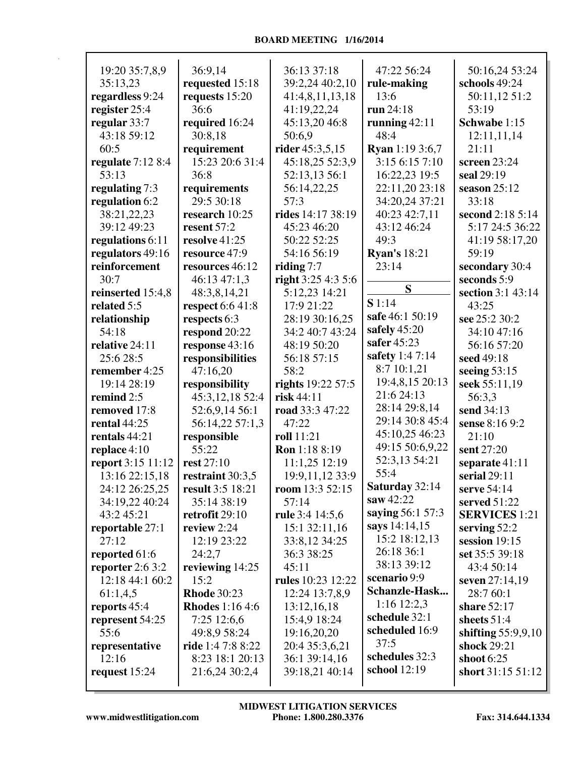19:20 35:7,8,9 35:13,23
**regardless** 9:24
**register** 25:4
**regular** 33:7 43:18 59:12 60:5
**regulate** 7:12 8:4 53:13
**regulating** 7:3
**regulation** 6:2 38:21,22,23 39:12 49:23
**regulations** 6:11
**regulators** 49:16
**reinforcement** 30:7
**reinserted** 15:4,8
**related** 5:5
**relationship** 54:18
**relative** 24:11 25:6 28:5
**remember** 4:25 19:14 28:19
**remind** 2:5
**removed** 17:8
**rental** 44:25
**rentals** 44:21
**replace** 4:10
**report** 3:15 11:12 13:16 22:15,18 24:12 26:25,25 34:19,22 40:24 43:2 45:21
**reportable** 27:1 27:12
**reported** 61:6
**reporter** 2:6 3:2 12:18 44:1 60:2 61:1,4,5
**reports** 45:4
**represent** 54:25 55:6
**representative** 12:16
**request** 15:24 36:9,14
**requested** 15:18
**requests** 15:20 36:6
**required** 16:24 30:8,18
**requirement** 15:23 20:6 31:4 36:8
**requirements** 29:5 30:18
**research** 10:25
**resent** 57:2
**resolve** 41:25
**resource** 47:9
**resources** 46:12 46:13 47:1,3 48:3,8,14,21
**respect** 6:6 41:8
**respects** 6:3
**respond** 20:22
**response** 43:16
**responsibilities** 47:16,20
**responsibility** 45:3,12,18 52:4 52:6,9,14 56:1 56:14,22 57:1,3
**responsible** 55:22
**rest** 27:10
**restraint** 30:3,5
**result** 3:5 18:21 35:14 38:19
**retrofit** 29:10
**review** 2:24 12:19 23:22 24:2,7
**reviewing** 14:25 15:2
**Rhode** 30:23
**Rhodes** 1:16 4:6 7:25 12:6,6 49:8,9 58:24
**ride** 1:4 7:8 8:22 8:23 18:1 20:13 21:6,24 30:2,4 36:13 37:18 39:2,24 40:2,10 41:4,8,11,13,18 41:19,22,24 45:13,20 46:8 50:6,9
**rider** 45:3,5,15 45:18,25 52:3,9 52:13,13 56:1 56:14,22,25 57:3
**rides** 14:17 38:19 45:23 46:20 50:22 52:25 54:16 56:19
**riding** 7:7
**right** 3:25 4:3 5:6 5:12,23 14:21 17:9 21:22 28:19 30:16,25 34:2 40:7 43:24 48:19 50:20 56:18 57:15 58:2
**rights** 19:22 57:5
**risk** 44:11
**road** 33:3 47:22 47:22 47:22 56:24
**roll** 11:21
**Ron** 1:18 8:19 11:1,25 12:19 19:9,11,12 33:9
**room** 13:3 52:15 57:14
**rule** 3:4 14:5,6 15:1 32:11,16 33:8,12 34:25 36:3 38:25 45:11
**rules** 10:23 12:22 12:24 13:7,8,9 13:12,16,18 15:4,9 18:24 19:16,20,20 20:4 35:3,6,21 36:1 39:14,16 39:18,21 40:14
**rule-making** 13:6
**run** 24:18
**running** 42:11 48:4
**Ryan** 1:19 3:6,7 3:15 6:15 7:10 16:22,23 19:5 22:11,20 23:18 34:20,24 37:21 40:23 42:7,11 43:12 46:24 49:3
**Ryan's** 18:21 23:14

## S

**S** 1:14
**safe** 46:1 50:19
**safely** 45:20
**safer** 45:23
**safety** 1:4 7:14 8:7 10:1,21 19:4,8,15 20:13 21:6 24:13 28:14 29:8,14 29:14 30:8 45:4 45:10,25 46:23 49:15 50:6,9,22 52:3,13 54:21 55:4
**Saturday** 32:14
**saw** 42:22
**saying** 56:1 57:3
**says** 14:14,15 15:2 18:12,13 26:18 36:1 38:13 39:12
**scenario** 9:9
**Schanzle-Hask...** 1:16 12:2,3
**schedule** 32:1
**scheduled** 16:9 37:5
**schedules** 32:3
**school** 12:19 50:16,24 53:24
**schools** 49:24 50:11,12 51:2 53:19
**Schwabe** 1:15 12:11,11,14 21:11
**screen** 23:24
**seal** 29:19
**season** 25:12 33:18
**second** 2:18 5:14 5:17 24:5 36:22 41:19 58:17,20 59:19
**secondary** 30:4
**seconds** 5:9
**section** 3:1 43:14 43:25
**see** 25:2 30:2 34:10 47:16 56:16 57:20
**seed** 49:18
**seeing** 53:15
**seek** 55:11,19 56:3,3
**send** 34:13
**sense** 8:16 9:2 21:10
**sent** 27:20
**separate** 41:11
**serial** 29:11
**serve** 54:14
**served** 51:22
**SERVICES** 1:21
**serving** 52:2
**session** 19:15
**set** 35:5 39:18 43:4 50:14
**seven** 27:14,19 28:7 60:1
**share** 52:17
**sheets** 51:4
**shifting** 55:9,9,10
**shock** 29:21
**shoot** 6:25
**short** 31:15 51:12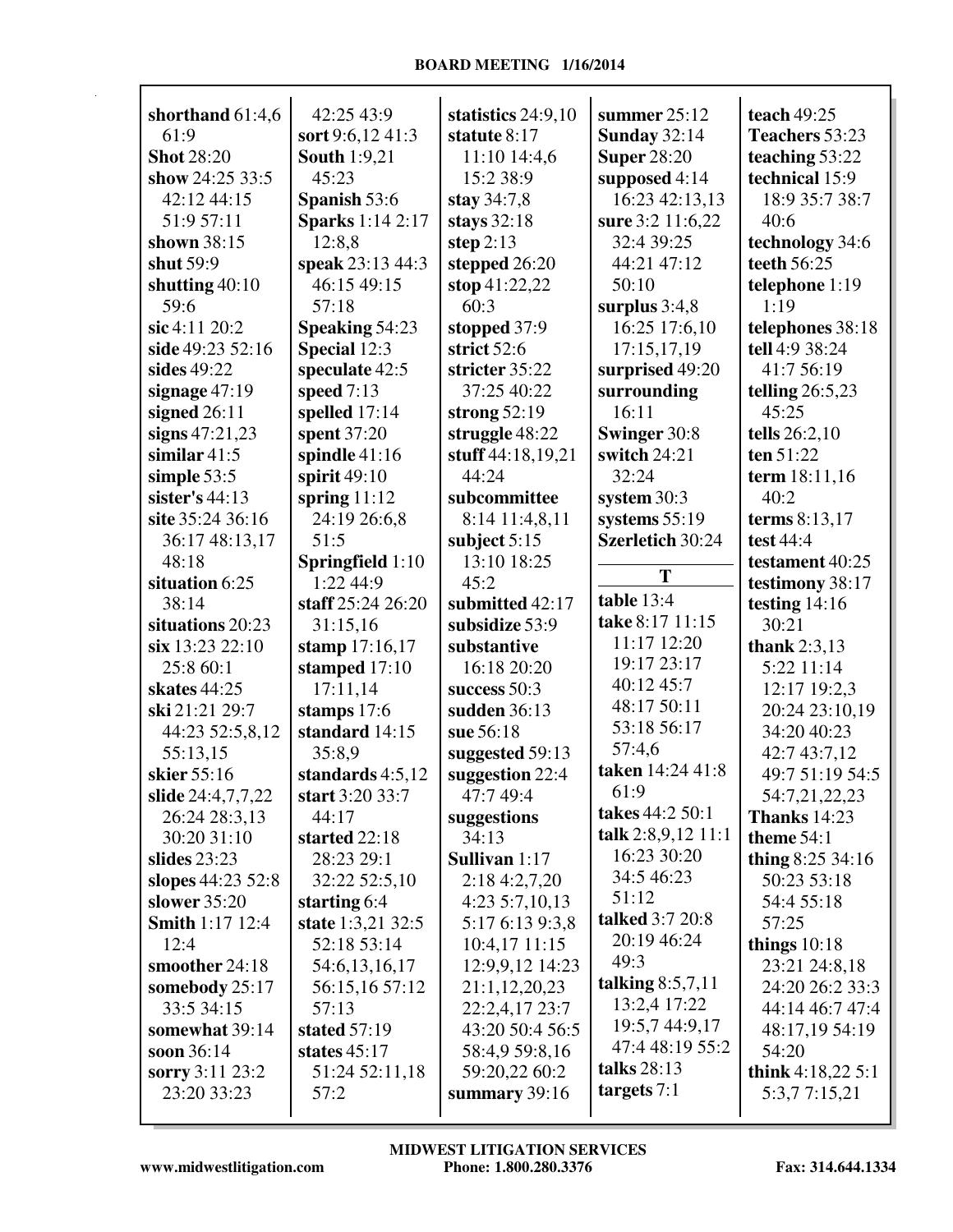**shorthand** 61:4,6 61:9
**Shot** 28:20
**show** 24:25 33:5 42:12 44:15 51:9 57:11
**shown** 38:15
**shut** 59:9
**shutting** 40:10 59:6
**sic** 4:11 20:2
**side** 49:23 52:16
**sides** 49:22
**signage** 47:19
**signed** 26:11
**signs** 47:21,23
**similar** 41:5
**simple** 53:5
**sister's** 44:13
**site** 35:24 36:16 36:17 48:13,17 48:18
**situation** 6:25 38:14
**situations** 20:23
**six** 13:23 22:10 25:8 60:1
**skates** 44:25
**ski** 21:21 29:7 44:23 52:5,8,12 55:13,15
**skier** 55:16
**slide** 24:4,7,7,22 26:24 28:3,13 30:20 31:10
**slides** 23:23
**slopes** 44:23 52:8
**slower** 35:20
**Smith** 1:17 12:4 12:4
**smoother** 24:18
**somebody** 25:17 33:5 34:15
**somewhat** 39:14
**soon** 36:14
**sorry** 3:11 23:2 23:20 33:23 42:25 43:9
**sort** 9:6,12 41:3
**South** 1:9,21 45:23
**Spanish** 53:6
**Sparks** 1:14 2:17 12:8,8
**speak** 23:13 44:3 46:15 49:15 57:18
**Speaking** 54:23
**Special** 12:3
**speculate** 42:5
**speed** 7:13
**spelled** 17:14
**spent** 37:20
**spindle** 41:16
**spirit** 49:10
**spring** 11:12 24:19 26:6,8 51:5
**Springfield** 1:10 1:22 44:9
**staff** 25:24 26:20 31:15,16
**stamp** 17:16,17
**stamped** 17:10 17:11,14
**stamps** 17:6
**standard** 14:15 35:8,9
**standards** 4:5,12
**start** 3:20 33:7 44:17
**started** 22:18 28:23 29:1 32:22 52:5,10
**starting** 6:4
**state** 1:3,21 32:5 52:18 53:14 54:6,13,16,17 56:15,16 57:12 57:13
**stated** 57:19
**states** 45:17 51:24 52:11,18 57:2
**statistics** 24:9,10
**statute** 8:17 11:10 14:4,6 15:2 38:9
**stay** 34:7,8
**stays** 32:18
**step** 2:13
**stepped** 26:20
**stop** 41:22,22 60:3
**stopped** 37:9
**strict** 52:6
**stricter** 35:22 37:25 40:22
**strong** 52:19
**struggle** 48:22
**stuff** 44:18,19,21 44:24
**subcommittee** 8:14 11:4,8,11
**subject** 5:15 13:10 18:25 45:2
**submitted** 42:17
**subsidize** 53:9
**substantive** 16:18 20:20
**success** 50:3
**sudden** 36:13
**sue** 56:18
**suggested** 59:13
**suggestion** 22:4 47:7 49:4
**suggestions** 34:13
**Sullivan** 1:17 2:18 4:2,7,20 4:23 5:7,10,13 5:17 6:13 9:3,8 10:4,17 11:15 12:9,9,12 14:23 21:1,12,20,23 22:2,4,17 23:7 43:20 50:4 56:5 58:4,9 59:8,16 59:20,22 60:2
**summary** 39:16
**summer** 25:12
**Sunday** 32:14
**Super** 28:20
**supposed** 4:14 16:23 42:13,13
**sure** 3:2 11:6,22 32:4 39:25 44:21 47:12 50:10
**surplus** 3:4,8 16:25 17:6,10 17:15,17,19
**surprised** 49:20
**surrounding** 16:11
**Swinger** 30:8
**switch** 24:21 32:24
**system** 30:3
**systems** 55:19
**Szerletich** 30:24

**T**

**table** 13:4
**take** 8:17 11:15 11:17 12:20 19:17 23:17 40:12 45:7 48:17 50:11 53:18 56:17 57:4,6
**taken** 14:24 41:8 61:9
**takes** 44:2 50:1
**talk** 2:8,9,12 11:1 16:23 30:20 34:5 46:23 51:12
**talked** 3:7 20:8 20:19 46:24 49:3
**talking** 8:5,7,11 13:2,4 17:22 19:5,7 44:9,17 47:4 48:19 55:2
**talks** 28:13
**targets** 7:1
**teach** 49:25
**Teachers** 53:23
**teaching** 53:22
**technical** 15:9 18:9 35:7 38:7 40:6
**technology** 34:6
**teeth** 56:25
**telephone** 1:19 1:19
**telephones** 38:18
**tell** 4:9 38:24 41:7 56:19
**telling** 26:5,23 45:25
**tells** 26:2,10
**ten** 51:22
**term** 18:11,16 40:2
**terms** 8:13,17
**test** 44:4
**testament** 40:25
**testimony** 38:17
**testing** 14:16 30:21
**thank** 2:3,13 5:22 11:14 12:17 19:2,3 20:24 23:10,19 34:20 40:23 42:7 43:7,12 49:7 51:19 54:5 54:7,21,22,23
**Thanks** 14:23
**theme** 54:1
**thing** 8:25 34:16 50:23 53:18 54:4 55:18 57:25
**things** 10:18 23:21 24:8,18 24:20 26:2 33:3 44:14 46:7 47:4 48:17,19 54:19 54:20
**think** 4:18,22 5:1 5:3,7 7:15,21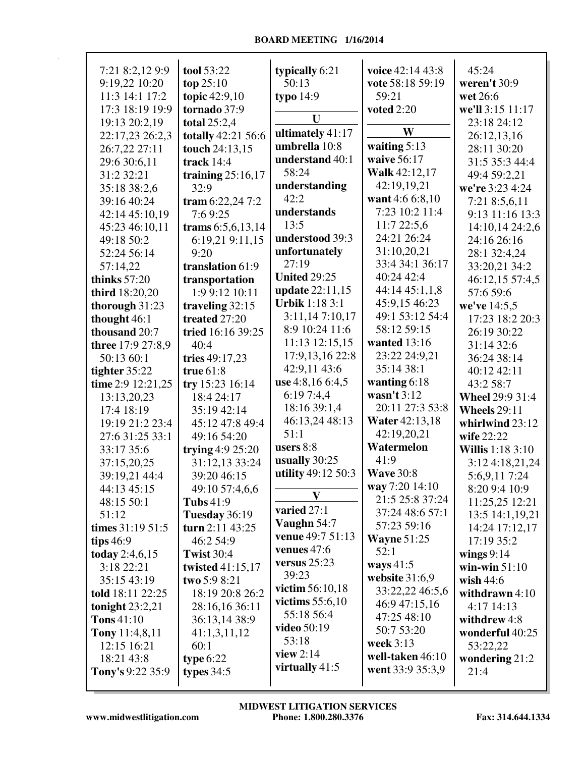7:21 8:2,12 9:9 9:19,22 10:20 11:3 14:1 17:2 17:3 18:19 19:9 19:13 20:2,19 22:17,23 26:2,3 26:7,22 27:11 29:6 30:6,11 31:2 32:21 35:18 38:2,6 39:16 40:24 42:14 45:10,19 45:23 46:10,11 49:18 50:2 52:24 56:14 57:14,22
**thinks** 57:20
**third** 18:20,20
**thorough** 31:23
**thought** 46:1
**thousand** 20:7
**three** 17:9 27:8,9 50:13 60:1
**tighter** 35:22
**time** 2:9 12:21,25 13:13,20,23 17:4 18:19 19:19 21:2 23:4 27:6 31:25 33:1 33:17 35:6 37:15,20,25 39:19,21 44:4 44:13 45:15 48:15 50:1 51:12
**times** 31:19 51:5
**tips** 46:9
**today** 2:4,6,15 3:18 22:21 35:15 43:19
**told** 18:11 22:25
**tonight** 23:2,21
**Tons** 41:10
**Tony** 11:4,8,11 12:15 16:21 18:21 43:8
**Tony's** 9:22 35:9
**tool** 53:22
**top** 25:10
**topic** 42:9,10
**tornado** 37:9
**total** 25:2,4
**totally** 42:21 56:6
**touch** 24:13,15
**track** 14:4
**training** 25:16,17 32:9
**tram** 6:22,24 7:2 7:6 9:25
**trams** 6:5,6,13,14 6:19,21 9:11,15 9:20
**translation** 61:9
**transportation** 1:9 9:12 10:11
**traveling** 32:15
**treated** 27:20
**tried** 16:16 39:25 40:4
**tries** 49:17,23
**true** 61:8
**try** 15:23 16:14 18:4 24:17 35:19 42:14 45:12 47:8 49:4 49:16 54:20
**trying** 4:9 25:20 31:12,13 33:24 39:20 46:15 49:10 57:4,6,6
**Tubs** 41:9
**Tuesday** 36:19
**turn** 2:11 43:25 46:2 54:9
**Twist** 30:4
**twisted** 41:15,17
**two** 5:9 8:21 18:19 20:8 26:2 28:16,16 36:11 36:13,14 38:9 41:1,3,11,12 60:1
**type** 6:22
**types** 34:5
**typically** 6:21 50:13
**typo** 14:9

## U

**ultimately** 41:17
**umbrella** 10:8
**understand** 40:1 58:24
**understanding** 42:2
**understands** 13:5
**understood** 39:3
**unfortunately** 27:19
**United** 29:25
**update** 22:11,15
**Urbik** 1:18 3:1 3:11,14 7:10,17 8:9 10:24 11:6 11:13 12:15,15 17:9,13,16 22:8 42:9,11 43:6
**use** 4:8,16 6:4,5 6:19 7:4,4 18:16 39:1,4 46:13,24 48:13 51:1
**users** 8:8
**usually** 30:25
**utility** 49:12 50:3

## V

**varied** 27:1
**Vaughn** 54:7
**venue** 49:7 51:13
**venues** 47:6
**versus** 25:23 39:23
**victim** 56:10,18
**victims** 55:6,10 55:18 56:4
**video** 50:19 53:18
**view** 2:14
**virtually** 41:5
**voice** 42:14 43:8
**vote** 58:18 59:19 59:21
**voted** 2:20

## W

**waiting** 5:13
**waive** 56:17
**Walk** 42:12,17 42:19,19,21
**want** 4:6 6:8,10 7:23 10:2 11:4 11:7 22:5,6 24:21 26:24 31:10,20,21 33:4 34:1 36:17 40:24 42:4 44:14 45:1,1,8 45:9,15 46:23 49:1 53:12 54:4 58:12 59:15
**wanted** 13:16 23:22 24:9,21 35:14 38:1
**wanting** 6:18
**wasn't** 3:12 20:11 27:3 53:8
**Water** 42:13,18 42:19,20,21
**Watermelon** 41:9
**Wave** 30:8
**way** 7:20 14:10 21:5 25:8 37:24 37:24 48:6 57:1 57:23 59:16
**Wayne** 51:25 52:1
**ways** 41:5
**website** 31:6,9 33:22,22 46:5,6 46:9 47:15,16 47:25 48:10 50:7 53:20
**week** 3:13
**well-taken** 46:10
**went** 33:9 35:3,9 45:24
**weren't** 30:9
**wet** 26:6
**we'll** 3:15 11:17 23:18 24:12 26:12,13,16 28:11 30:20 31:5 35:3 44:4 49:4 59:2,21
**we're** 3:23 4:24 7:21 8:5,6,11 9:13 11:16 13:3 14:10,14 24:2,6 24:16 26:16 28:1 32:4,24 33:20,21 34:2 46:12,15 57:4,5 57:6 59:6
**we've** 14:5,5 17:23 18:2 20:3 26:19 30:22 31:14 32:6 36:24 38:14 40:12 42:11 43:2 58:7
**Wheel** 29:9 31:4
**Wheels** 29:11
**whirlwind** 23:12
**wife** 22:22
**Willis** 1:18 3:10 3:12 4:18,21,24 5:6,9,11 7:24 8:20 9:4 10:9 11:25,25 12:21 13:5 14:1,19,21 14:24 17:12,17 17:19 35:2
**wings** 9:14
**win-win** 51:10
**wish** 44:6
**withdrawn** 4:10 4:17 14:13
**withdrew** 4:8
**wonderful** 40:25 53:22,22
**wondering** 21:2 21:4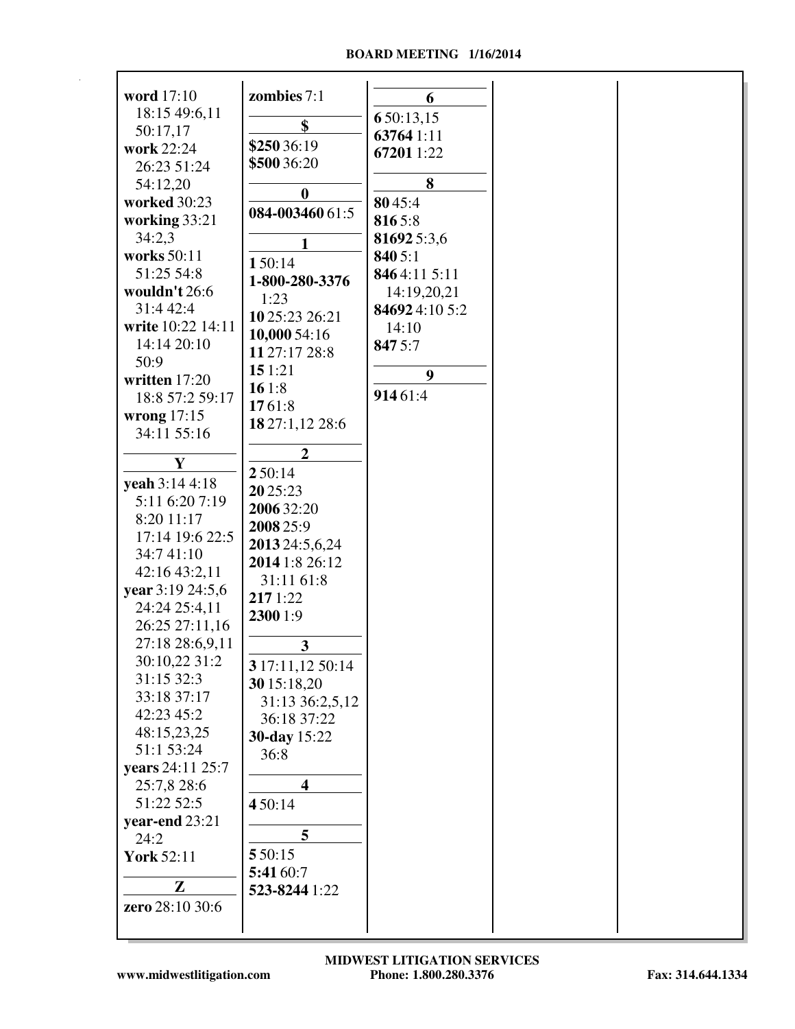**word** 17:10 18:15 49:6,11 50:17,17
**work** 22:24 26:23 51:24 54:12,20
**worked** 30:23
**working** 33:21 34:2,3
**works** 50:11 51:25 54:8
**wouldn't** 26:6 31:4 42:4
**write** 10:22 14:11 14:14 20:10 50:9
**written** 17:20 18:8 57:2 59:17
**wrong** 17:15 34:11 55:16

**Y**

**yeah** 3:14 4:18 5:11 6:20 7:19 8:20 11:17 17:14 19:6 22:5 34:7 41:10 42:16 43:2,11
**year** 3:19 24:5,6 24:24 25:4,11 26:25 27:11,16 27:18 28:6,9,11 30:10,22 31:2 31:15 32:3 33:18 37:17 42:23 45:2 48:15,23,25 51:1 53:24
**years** 24:11 25:7 25:7,8 28:6 51:22 52:5
**year-end** 23:21 24:2
**York** 52:11

**Z**

**zero** 28:10 30:6
**zombies** 7:1

**$**

**$250** 36:19
**$500** 36:20

**0**

**084-003460** 61:5

**1**

**1** 50:14
**1-800-280-3376** 1:23
**10** 25:23 26:21
**10,000** 54:16
**11** 27:17 28:8
**15** 1:21
**16** 1:8
**17** 61:8
**18** 27:1,12 28:6

**2**

**2** 50:14
**20** 25:23
**2006** 32:20
**2008** 25:9
**2013** 24:5,6,24
**2014** 1:8 26:12 31:11 61:8
**217** 1:22
**2300** 1:9

**3**

**3** 17:11,12 50:14
**30** 15:18,20 31:13 36:2,5,12 36:18 37:22
**30-day** 15:22 36:8

**4**

**4** 50:14

**5**

**5** 50:15
**5:41** 60:7
**523-8244** 1:22

**6**

**6** 50:13,15
**63764** 1:11
**67201** 1:22

**8**

**80** 45:4
**816** 5:8
**81692** 5:3,6
**840** 5:1
**846** 4:11 5:11 14:19,20,21
**84692** 4:10 5:2 14:10
**847** 5:7

**9**

**914** 61:4